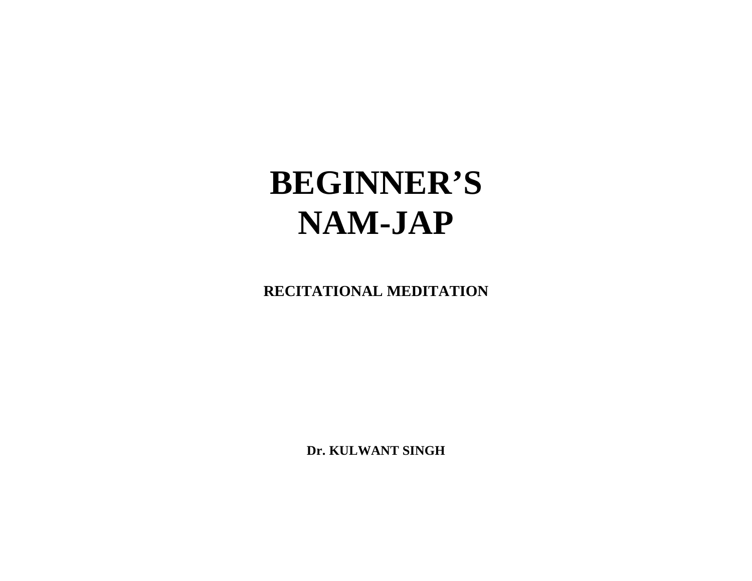# BEGINNER'S NAM-JAP

**RECITATIONAL MEDITATION**

**Dr. KULWANT SINGH**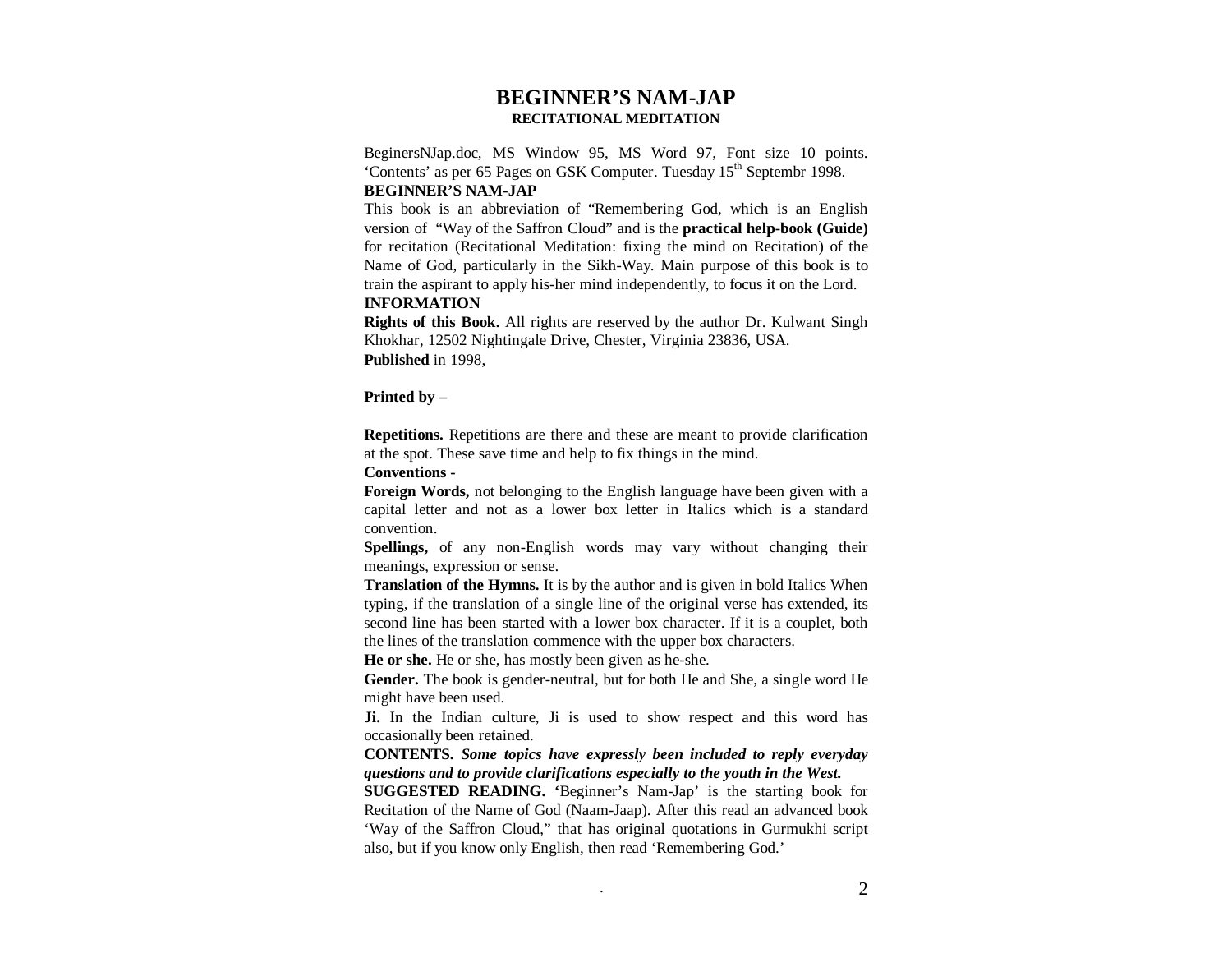# BEGINNER'S NAM-JAP

### RECITATIONAL MEDITATION

BeginersNJap.doc, MS Window 95, MS Word 97, Font size 10 points. 'Contents' as per 65 Pages on GSK Computer. Tuesday 15th Septembr 1998.

**BEGINNER'S NAM-JAP**

This book is an abbreviation of "Remembering God, which is an English version of "Way of the Saffron Cloud" and is the **practical help-book (Guide)** for recitation (Recitational Meditation: fixing the mind on Recitation) of the Name of God, particularly in the Sikh-Way. Main purpose of this book is to train the aspirant to apply his-her mind independently, to focus it on the Lord.

**INFORMATION**

**Rights of this Book.** All rights are reserved by the author Dr. Kulwant Singh Khokhar, 12502 Nightingale Drive, Chester, Virginia 23836, USA.

**Published** in 1998,

**Printed by –**

**Repetitions.** Repetitions are there and these are meant to provide clarification at the spot. These save time and help to fix things in the mind.

**Conventions -**

**Foreign Words,** not belonging to the English language have been given with a capital letter and not as a lower box letter in Italics which is a standard convention.

**Spellings,** of any non-English words may vary without changing their meanings, expression or sense.

**Translation of the Hymns.** It is by the author and is given in bold Italics When typing, if the translation of a single line of the original verse has extended, its second line has been started with a lower box character. If it is a couplet, both the lines of the translation commence with the upper box characters.

**He or she.** He or she, has mostly been given as he-she.

**Gender.** The book is gender-neutral, but for both He and She, a single word He might have been used.

**Ji.** In the Indian culture, Ji is used to show respect and this word has occasionally been retained.

**CONTENTS.** ***Some topics have expressly been included to reply everyday questions and to provide clarifications especially to the youth in the West.***

**SUGGESTED READING. '**Beginner's Nam-Jap' is the starting book for Recitation of the Name of God (Naam-Jaap). After this read an advanced book 'Way of the Saffron Cloud," that has original quotations in Gurmukhi script also, but if you know only English, then read 'Remembering God.'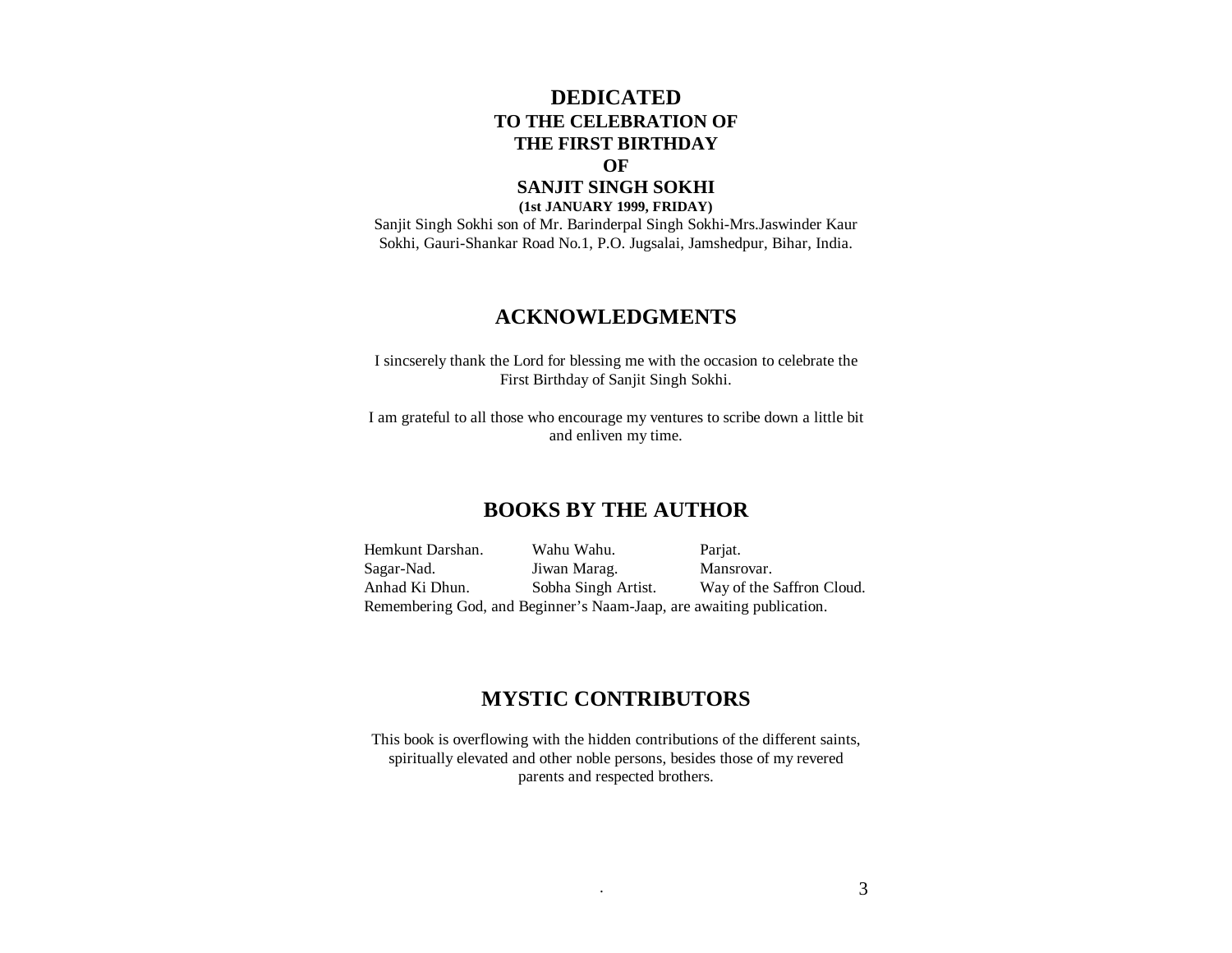# DEDICATED

**TO THE CELEBRATION OF**
**THE FIRST BIRTHDAY**
**OF**
**SANJIT SINGH SOKHI**
**(1st JANUARY 1999, FRIDAY)**

Sanjit Singh Sokhi son of Mr. Barinderpal Singh Sokhi-Mrs.Jaswinder Kaur Sokhi, Gauri-Shankar Road No.1, P.O. Jugsalai, Jamshedpur, Bihar, India.

## ACKNOWLEDGMENTS

I sincserely thank the Lord for blessing me with the occasion to celebrate the First Birthday of Sanjit Singh Sokhi.

I am grateful to all those who encourage my ventures to scribe down a little bit and enliven my time.

## BOOKS BY THE AUTHOR

| | | |
|---|---|---|
| Hemkunt Darshan. | Wahu Wahu. | Parjat. |
| Sagar-Nad. | Jiwan Marag. | Mansrovar. |
| Anhad Ki Dhun. | Sobha Singh Artist. | Way of the Saffron Cloud. |

Remembering God, and Beginner's Naam-Jaap, are awaiting publication.

## MYSTIC CONTRIBUTORS

This book is overflowing with the hidden contributions of the different saints, spiritually elevated and other noble persons, besides those of my revered parents and respected brothers.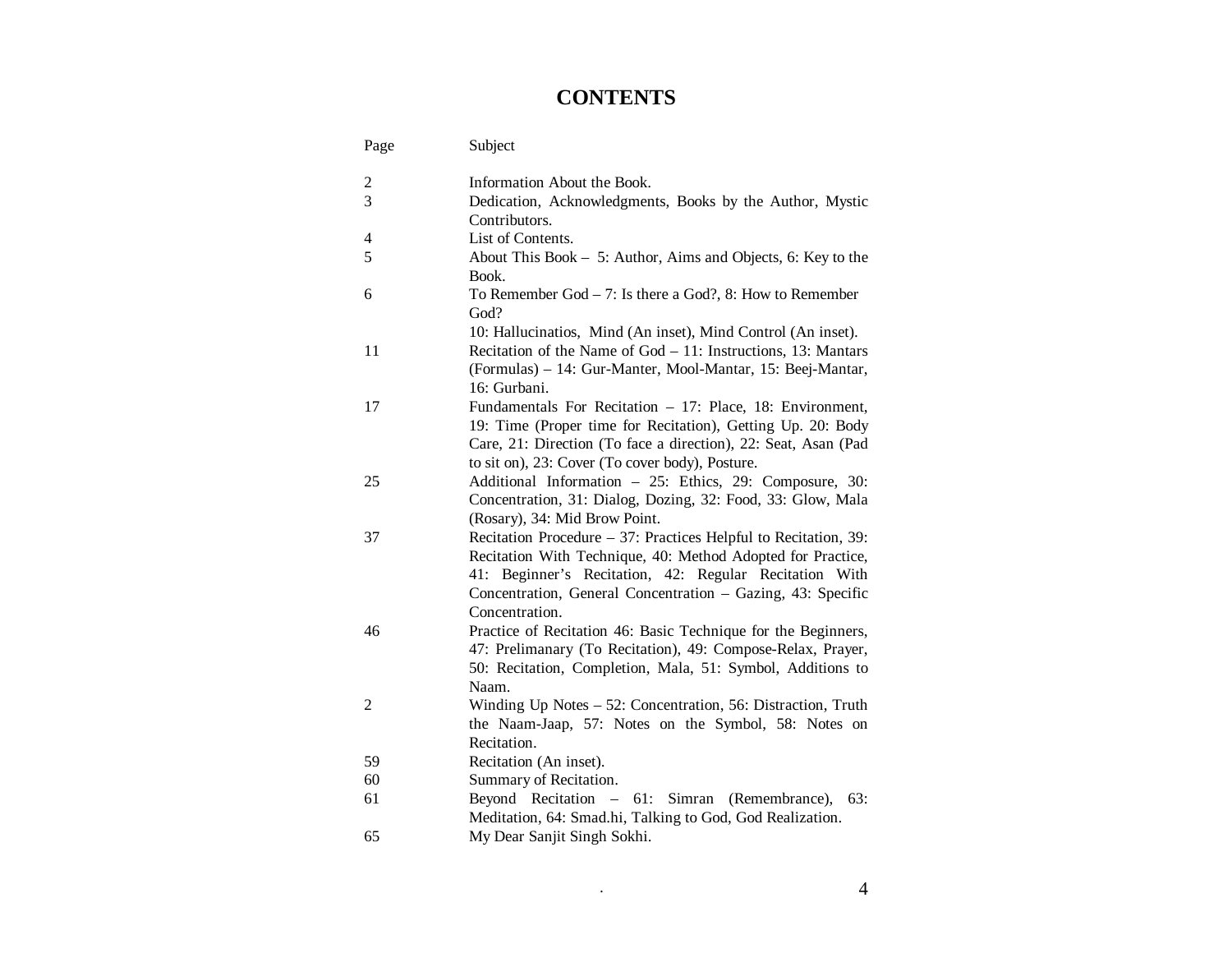# CONTENTS

| Page | Subject |
|---|---|
| 2 | Information About the Book. |
| 3 | Dedication, Acknowledgments, Books by the Author, Mystic Contributors. |
| 4 | List of Contents. |
| 5 | About This Book – 5: Author, Aims and Objects, 6: Key to the Book. |
| 6 | To Remember God – 7: Is there a God?, 8: How to Remember God? 10: Hallucinatios, Mind (An inset), Mind Control (An inset). |
| 11 | Recitation of the Name of God – 11: Instructions, 13: Mantars (Formulas) – 14: Gur-Manter, Mool-Mantar, 15: Beej-Mantar, 16: Gurbani. |
| 17 | Fundamentals For Recitation – 17: Place, 18: Environment, 19: Time (Proper time for Recitation), Getting Up. 20: Body Care, 21: Direction (To face a direction), 22: Seat, Asan (Pad to sit on), 23: Cover (To cover body), Posture. |
| 25 | Additional Information – 25: Ethics, 29: Composure, 30: Concentration, 31: Dialog, Dozing, 32: Food, 33: Glow, Mala (Rosary), 34: Mid Brow Point. |
| 37 | Recitation Procedure – 37: Practices Helpful to Recitation, 39: Recitation With Technique, 40: Method Adopted for Practice, 41: Beginner's Recitation, 42: Regular Recitation With Concentration, General Concentration – Gazing, 43: Specific Concentration. |
| 46 | Practice of Recitation 46: Basic Technique for the Beginners, 47: Prelimanary (To Recitation), 49: Compose-Relax, Prayer, 50: Recitation, Completion, Mala, 51: Symbol, Additions to Naam. |
| 2 | Winding Up Notes – 52: Concentration, 56: Distraction, Truth the Naam-Jaap, 57: Notes on the Symbol, 58: Notes on Recitation. |
| 59 | Recitation (An inset). |
| 60 | Summary of Recitation. |
| 61 | Beyond Recitation – 61: Simran (Remembrance), 63: Meditation, 64: Smad.hi, Talking to God, God Realization. |
| 65 | My Dear Sanjit Singh Sokhi. |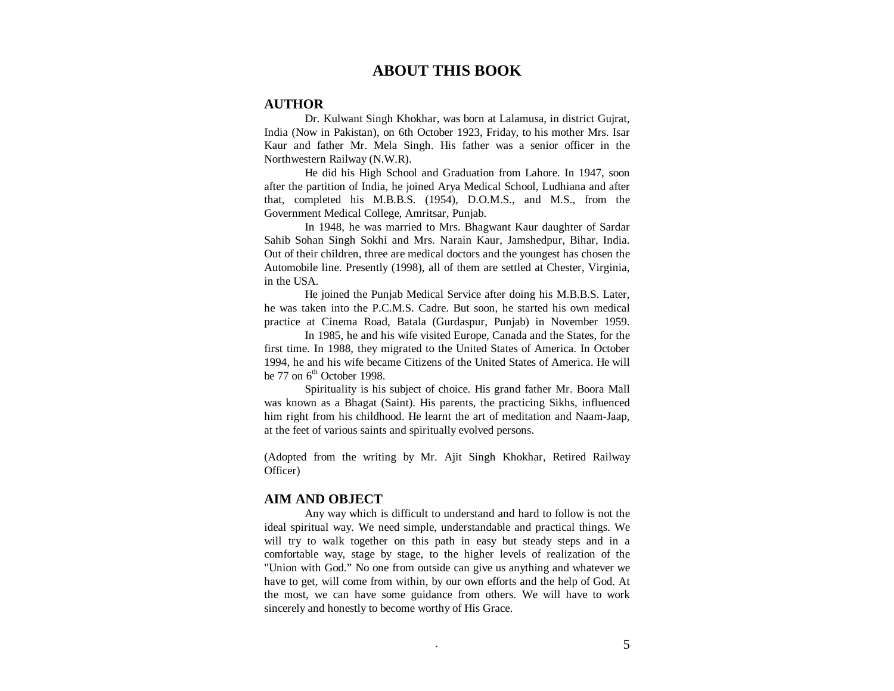# ABOUT THIS BOOK

## AUTHOR

Dr. Kulwant Singh Khokhar, was born at Lalamusa, in district Gujrat, India (Now in Pakistan), on 6th October 1923, Friday, to his mother Mrs. Isar Kaur and father Mr. Mela Singh. His father was a senior officer in the Northwestern Railway (N.W.R).

He did his High School and Graduation from Lahore. In 1947, soon after the partition of India, he joined Arya Medical School, Ludhiana and after that, completed his M.B.B.S. (1954), D.O.M.S., and M.S., from the Government Medical College, Amritsar, Punjab.

In 1948, he was married to Mrs. Bhagwant Kaur daughter of Sardar Sahib Sohan Singh Sokhi and Mrs. Narain Kaur, Jamshedpur, Bihar, India. Out of their children, three are medical doctors and the youngest has chosen the Automobile line. Presently (1998), all of them are settled at Chester, Virginia, in the USA.

He joined the Punjab Medical Service after doing his M.B.B.S. Later, he was taken into the P.C.M.S. Cadre. But soon, he started his own medical practice at Cinema Road, Batala (Gurdaspur, Punjab) in November 1959.

In 1985, he and his wife visited Europe, Canada and the States, for the first time. In 1988, they migrated to the United States of America. In October 1994, he and his wife became Citizens of the United States of America. He will be 77 on 6th October 1998.

Spirituality is his subject of choice. His grand father Mr. Boora Mall was known as a Bhagat (Saint). His parents, the practicing Sikhs, influenced him right from his childhood. He learnt the art of meditation and Naam-Jaap, at the feet of various saints and spiritually evolved persons.

(Adopted from the writing by Mr. Ajit Singh Khokhar, Retired Railway Officer)

## AIM AND OBJECT

Any way which is difficult to understand and hard to follow is not the ideal spiritual way. We need simple, understandable and practical things. We will try to walk together on this path in easy but steady steps and in a comfortable way, stage by stage, to the higher levels of realization of the "Union with God." No one from outside can give us anything and whatever we have to get, will come from within, by our own efforts and the help of God. At the most, we can have some guidance from others. We will have to work sincerely and honestly to become worthy of His Grace.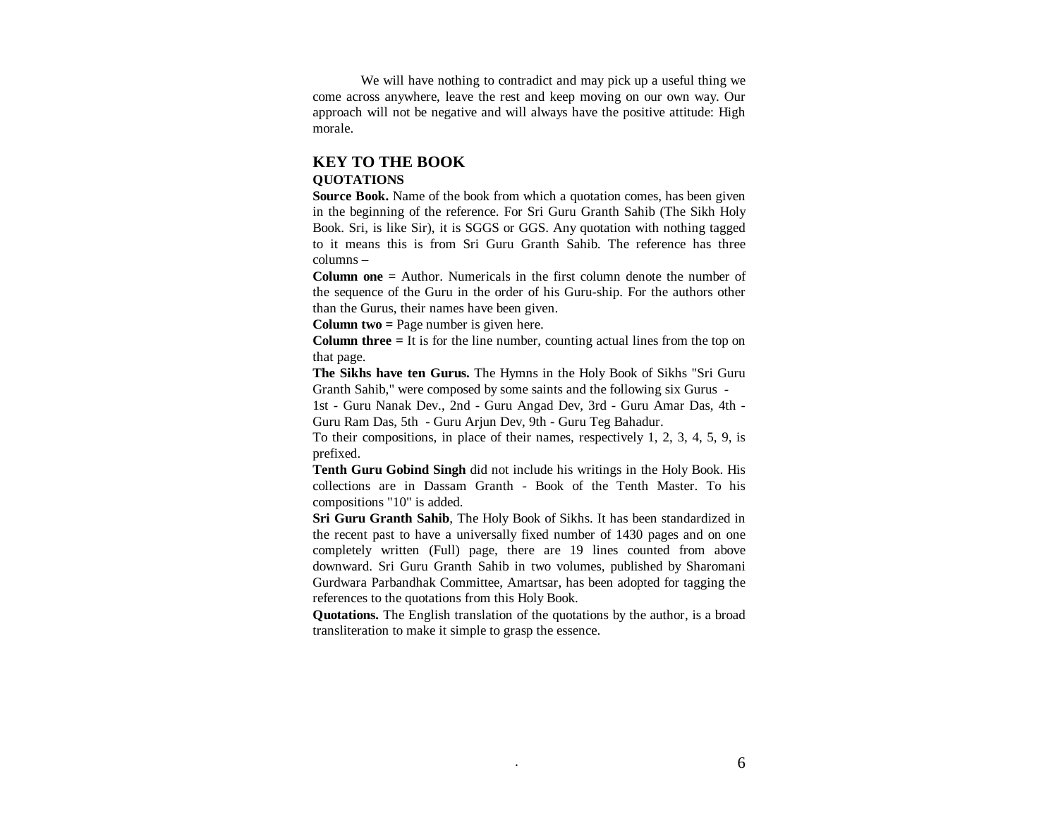We will have nothing to contradict and may pick up a useful thing we come across anywhere, leave the rest and keep moving on our own way. Our approach will not be negative and will always have the positive attitude: High morale.

## KEY TO THE BOOK

### QUOTATIONS

**Source Book.** Name of the book from which a quotation comes, has been given in the beginning of the reference. For Sri Guru Granth Sahib (The Sikh Holy Book. Sri, is like Sir), it is SGGS or GGS. Any quotation with nothing tagged to it means this is from Sri Guru Granth Sahib. The reference has three columns –

**Column one** = Author. Numericals in the first column denote the number of the sequence of the Guru in the order of his Guru-ship. For the authors other than the Gurus, their names have been given.

**Column two =** Page number is given here.

**Column three =** It is for the line number, counting actual lines from the top on that page.

**The Sikhs have ten Gurus.** The Hymns in the Holy Book of Sikhs "Sri Guru Granth Sahib," were composed by some saints and the following six Gurus -

1st - Guru Nanak Dev., 2nd - Guru Angad Dev, 3rd - Guru Amar Das, 4th - Guru Ram Das, 5th - Guru Arjun Dev, 9th - Guru Teg Bahadur.

To their compositions, in place of their names, respectively 1, 2, 3, 4, 5, 9, is prefixed.

**Tenth Guru Gobind Singh** did not include his writings in the Holy Book. His collections are in Dassam Granth - Book of the Tenth Master. To his compositions "10" is added.

**Sri Guru Granth Sahib**, The Holy Book of Sikhs. It has been standardized in the recent past to have a universally fixed number of 1430 pages and on one completely written (Full) page, there are 19 lines counted from above downward. Sri Guru Granth Sahib in two volumes, published by Sharomani Gurdwara Parbandhak Committee, Amartsar, has been adopted for tagging the references to the quotations from this Holy Book.

**Quotations.** The English translation of the quotations by the author, is a broad transliteration to make it simple to grasp the essence.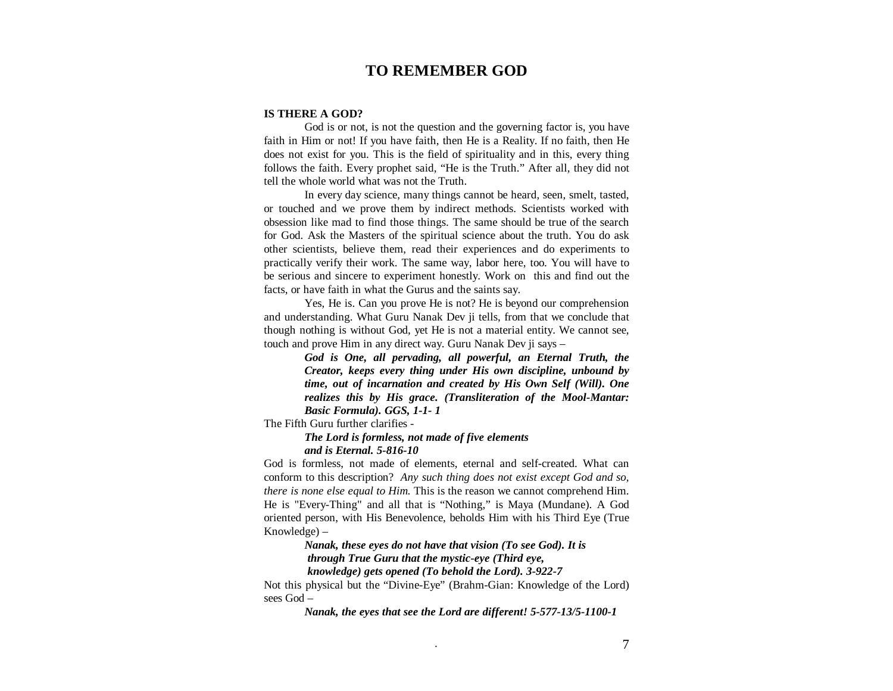# TO REMEMBER GOD

**IS THERE A GOD?**

God is or not, is not the question and the governing factor is, you have faith in Him or not! If you have faith, then He is a Reality. If no faith, then He does not exist for you. This is the field of spirituality and in this, every thing follows the faith. Every prophet said, “He is the Truth.” After all, they did not tell the whole world what was not the Truth.

In every day science, many things cannot be heard, seen, smelt, tasted, or touched and we prove them by indirect methods. Scientists worked with obsession like mad to find those things. The same should be true of the search for God. Ask the Masters of the spiritual science about the truth. You do ask other scientists, believe them, read their experiences and do experiments to practically verify their work. The same way, labor here, too. You will have to be serious and sincere to experiment honestly. Work on this and find out the facts, or have faith in what the Gurus and the saints say.

Yes, He is. Can you prove He is not? He is beyond our comprehension and understanding. What Guru Nanak Dev ji tells, from that we conclude that though nothing is without God, yet He is not a material entity. We cannot see, touch and prove Him in any direct way. Guru Nanak Dev ji says –

> ***God is One, all pervading, all powerful, an Eternal Truth, the Creator, keeps every thing under His own discipline, unbound by time, out of incarnation and created by His Own Self (Will). One realizes this by His grace. (Transliteration of the Mool-Mantar: Basic Formula). GGS, 1-1- 1***

The Fifth Guru further clarifies -

> ***The Lord is formless, not made of five elements***
> ***and is Eternal. 5-816-10***

God is formless, not made of elements, eternal and self-created. What can conform to this description? *Any such thing does not exist except God and so, there is none else equal to Him.* This is the reason we cannot comprehend Him. He is "Every-Thing" and all that is “Nothing,” is Maya (Mundane). A God oriented person, with His Benevolence, beholds Him with his Third Eye (True Knowledge) –

> ***Nanak, these eyes do not have that vision (To see God). It is***
> ***through True Guru that the mystic-eye (Third eye,***
> ***knowledge) gets opened (To behold the Lord). 3-922-7***

Not this physical but the “Divine-Eye” (Brahm-Gian: Knowledge of the Lord) sees God –

> ***Nanak, the eyes that see the Lord are different! 5-577-13/5-1100-1***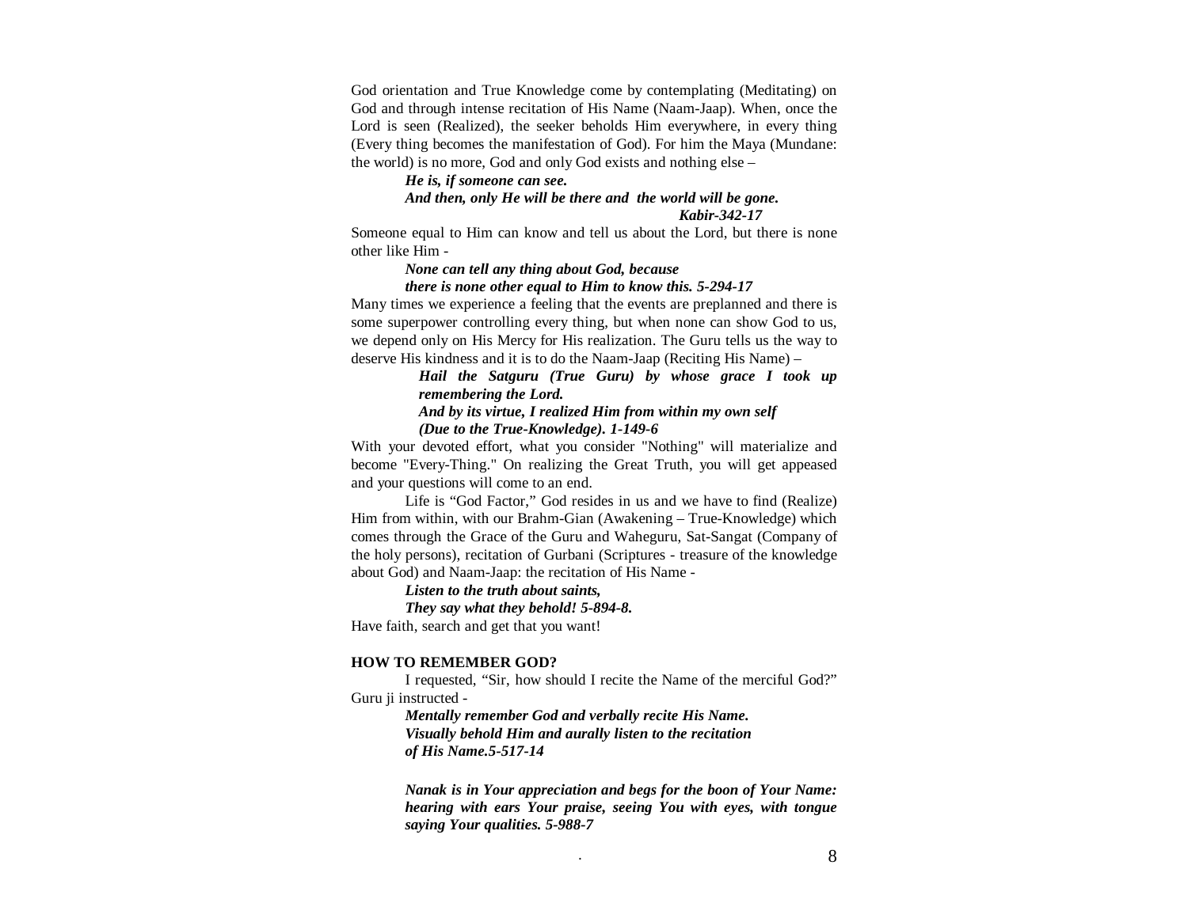God orientation and True Knowledge come by contemplating (Meditating) on God and through intense recitation of His Name (Naam-Jaap). When, once the Lord is seen (Realized), the seeker beholds Him everywhere, in every thing (Every thing becomes the manifestation of God). For him the Maya (Mundane: the world) is no more, God and only God exists and nothing else –

> ***He is, if someone can see.***
> ***And then, only He will be there and the world will be gone.***
> ***Kabir-342-17***

Someone equal to Him can know and tell us about the Lord, but there is none other like Him -

> ***None can tell any thing about God, because***
> ***there is none other equal to Him to know this. 5-294-17***

Many times we experience a feeling that the events are preplanned and there is some superpower controlling every thing, but when none can show God to us, we depend only on His Mercy for His realization. The Guru tells us the way to deserve His kindness and it is to do the Naam-Jaap (Reciting His Name) –

> ***Hail the Satguru (True Guru) by whose grace I took up remembering the Lord.***
> ***And by its virtue, I realized Him from within my own self (Due to the True-Knowledge). 1-149-6***

With your devoted effort, what you consider "Nothing" will materialize and become "Every-Thing." On realizing the Great Truth, you will get appeased and your questions will come to an end.

Life is "God Factor," God resides in us and we have to find (Realize) Him from within, with our Brahm-Gian (Awakening – True-Knowledge) which comes through the Grace of the Guru and Waheguru, Sat-Sangat (Company of the holy persons), recitation of Gurbani (Scriptures - treasure of the knowledge about God) and Naam-Jaap: the recitation of His Name -

> ***Listen to the truth about saints,***
> ***They say what they behold! 5-894-8.***

Have faith, search and get that you want!

**HOW TO REMEMBER GOD?**

I requested, "Sir, how should I recite the Name of the merciful God?" Guru ji instructed -

> ***Mentally remember God and verbally recite His Name.***
> ***Visually behold Him and aurally listen to the recitation of His Name.5-517-14***

> ***Nanak is in Your appreciation and begs for the boon of Your Name: hearing with ears Your praise, seeing You with eyes, with tongue saying Your qualities. 5-988-7***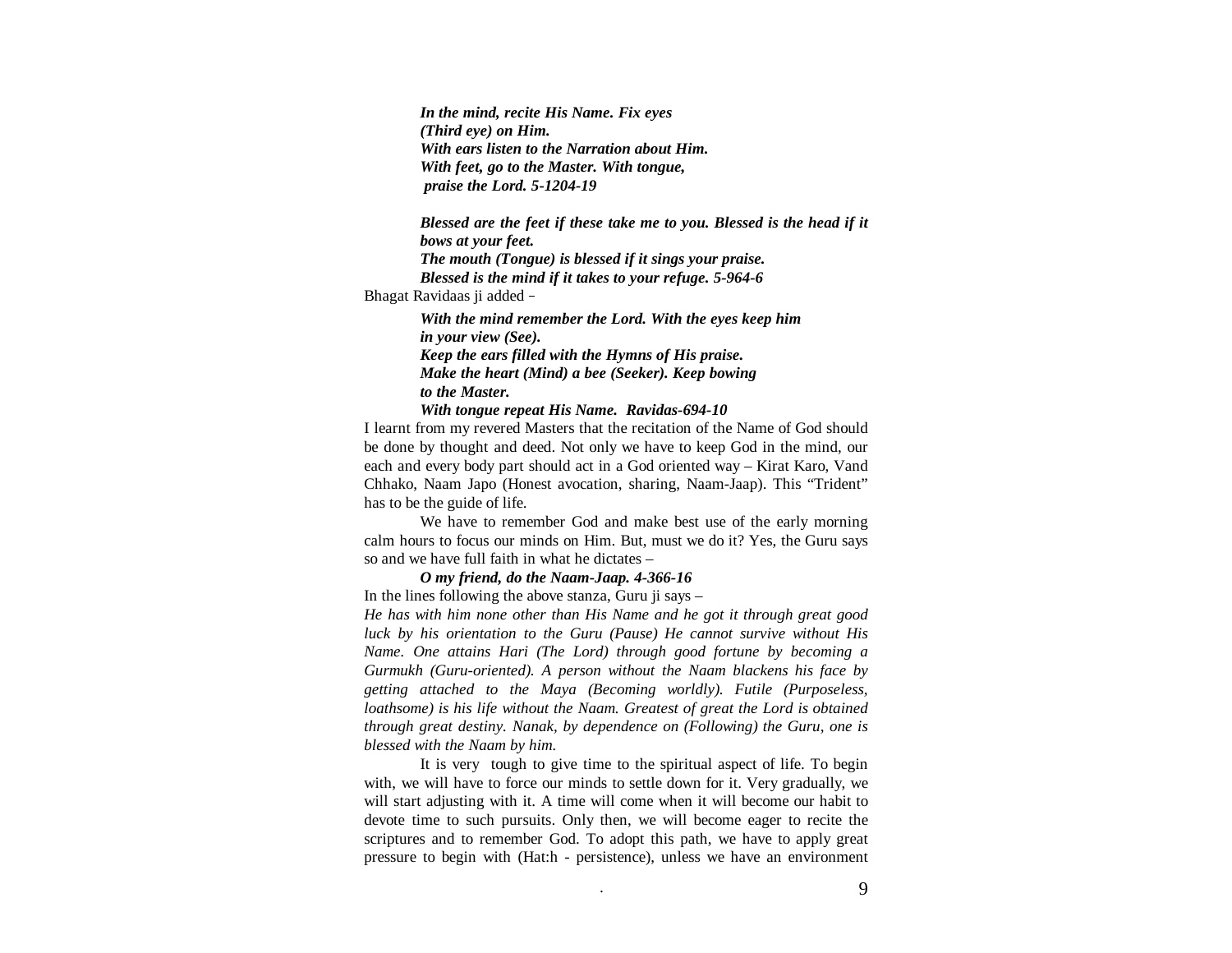***In the mind, recite His Name. Fix eyes***
***(Third eye) on Him.***
***With ears listen to the Narration about Him.***
***With feet, go to the Master. With tongue,***
***praise the Lord. 5-1204-19***

***Blessed are the feet if these take me to you. Blessed is the head if it bows at your feet.***
***The mouth (Tongue) is blessed if it sings your praise.***
***Blessed is the mind if it takes to your refuge. 5-964-6***

Bhagat Ravidaas ji added –

***With the mind remember the Lord. With the eyes keep him in your view (See).***
***Keep the ears filled with the Hymns of His praise.***
***Make the heart (Mind) a bee (Seeker). Keep bowing to the Master.***
***With tongue repeat His Name. Ravidas-694-10***

I learnt from my revered Masters that the recitation of the Name of God should be done by thought and deed. Not only we have to keep God in the mind, our each and every body part should act in a God oriented way – Kirat Karo, Vand Chhako, Naam Japo (Honest avocation, sharing, Naam-Jaap). This "Trident" has to be the guide of life.

We have to remember God and make best use of the early morning calm hours to focus our minds on Him. But, must we do it? Yes, the Guru says so and we have full faith in what he dictates –

***O my friend, do the Naam-Jaap. 4-366-16***

In the lines following the above stanza, Guru ji says –

*He has with him none other than His Name and he got it through great good luck by his orientation to the Guru (Pause) He cannot survive without His Name. One attains Hari (The Lord) through good fortune by becoming a Gurmukh (Guru-oriented). A person without the Naam blackens his face by getting attached to the Maya (Becoming worldly). Futile (Purposeless, loathsome) is his life without the Naam. Greatest of great the Lord is obtained through great destiny. Nanak, by dependence on (Following) the Guru, one is blessed with the Naam by him.*

It is very tough to give time to the spiritual aspect of life. To begin with, we will have to force our minds to settle down for it. Very gradually, we will start adjusting with it. A time will come when it will become our habit to devote time to such pursuits. Only then, we will become eager to recite the scriptures and to remember God. To adopt this path, we have to apply great pressure to begin with (Hat:h - persistence), unless we have an environment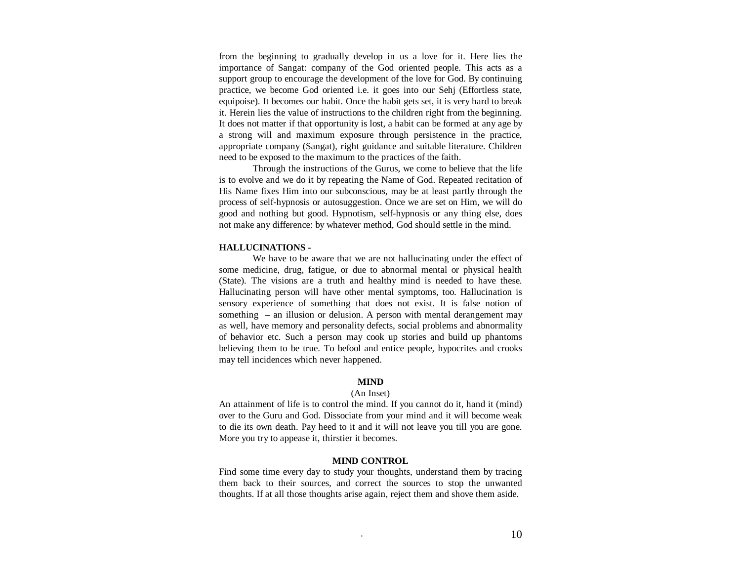from the beginning to gradually develop in us a love for it. Here lies the importance of Sangat: company of the God oriented people. This acts as a support group to encourage the development of the love for God. By continuing practice, we become God oriented i.e. it goes into our Sehj (Effortless state, equipoise). It becomes our habit. Once the habit gets set, it is very hard to break it. Herein lies the value of instructions to the children right from the beginning. It does not matter if that opportunity is lost, a habit can be formed at any age by a strong will and maximum exposure through persistence in the practice, appropriate company (Sangat), right guidance and suitable literature. Children need to be exposed to the maximum to the practices of the faith.

Through the instructions of the Gurus, we come to believe that the life is to evolve and we do it by repeating the Name of God. Repeated recitation of His Name fixes Him into our subconscious, may be at least partly through the process of self-hypnosis or autosuggestion. Once we are set on Him, we will do good and nothing but good. Hypnotism, self-hypnosis or any thing else, does not make any difference: by whatever method, God should settle in the mind.

**HALLUCINATIONS -**

We have to be aware that we are not hallucinating under the effect of some medicine, drug, fatigue, or due to abnormal mental or physical health (State). The visions are a truth and healthy mind is needed to have these. Hallucinating person will have other mental symptoms, too. Hallucination is sensory experience of something that does not exist. It is false notion of something – an illusion or delusion. A person with mental derangement may as well, have memory and personality defects, social problems and abnormality of behavior etc. Such a person may cook up stories and build up phantoms believing them to be true. To befool and entice people, hypocrites and crooks may tell incidences which never happened.

**MIND**

(An Inset)

An attainment of life is to control the mind. If you cannot do it, hand it (mind) over to the Guru and God. Dissociate from your mind and it will become weak to die its own death. Pay heed to it and it will not leave you till you are gone. More you try to appease it, thirstier it becomes.

**MIND CONTROL**

Find some time every day to study your thoughts, understand them by tracing them back to their sources, and correct the sources to stop the unwanted thoughts. If at all those thoughts arise again, reject them and shove them aside.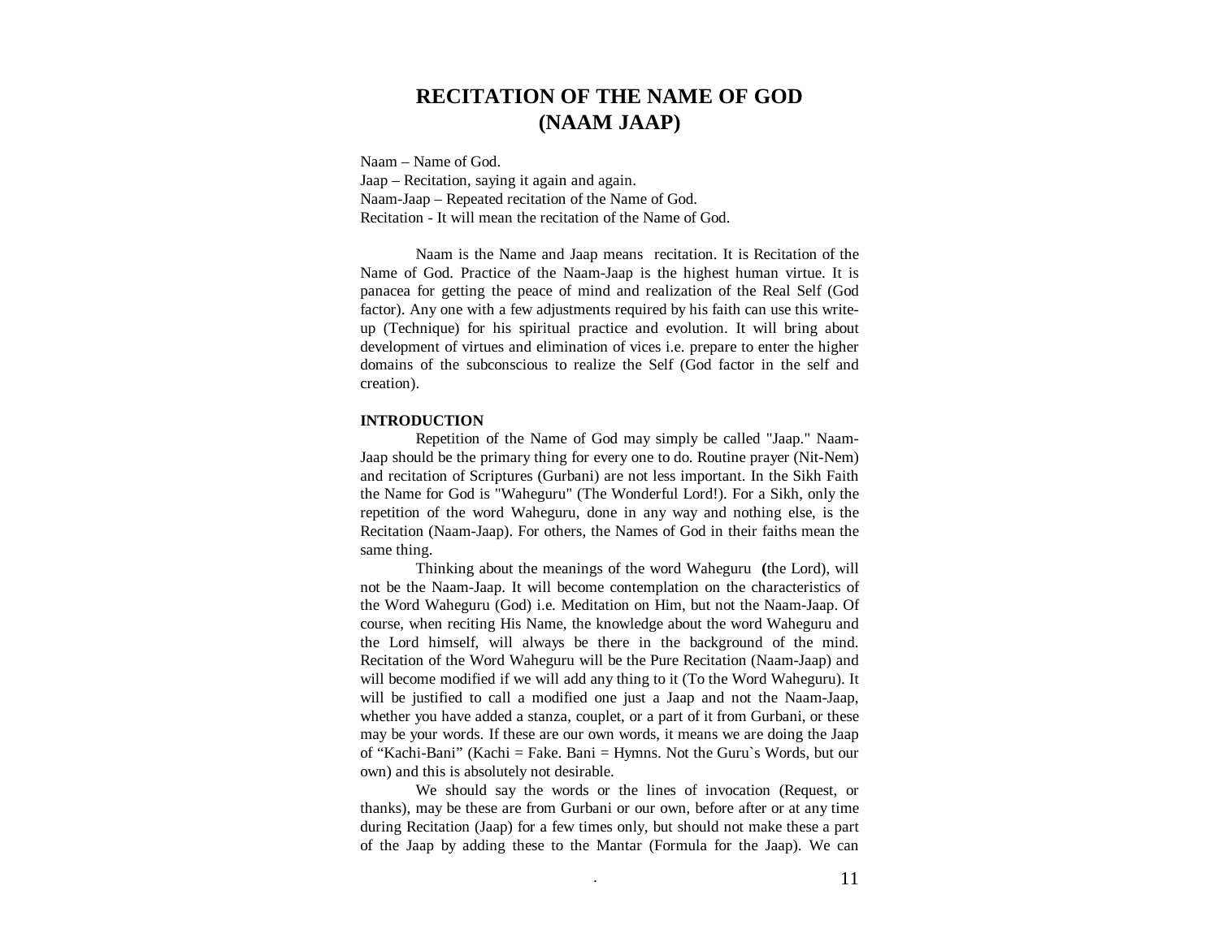# RECITATION OF THE NAME OF GOD (NAAM JAAP)

Naam – Name of God.
Jaap – Recitation, saying it again and again.
Naam-Jaap – Repeated recitation of the Name of God.
Recitation - It will mean the recitation of the Name of God.

Naam is the Name and Jaap means recitation. It is Recitation of the Name of God. Practice of the Naam-Jaap is the highest human virtue. It is panacea for getting the peace of mind and realization of the Real Self (God factor). Any one with a few adjustments required by his faith can use this write-up (Technique) for his spiritual practice and evolution. It will bring about development of virtues and elimination of vices i.e. prepare to enter the higher domains of the subconscious to realize the Self (God factor in the self and creation).

**INTRODUCTION**

Repetition of the Name of God may simply be called "Jaap." Naam-Jaap should be the primary thing for every one to do. Routine prayer (Nit-Nem) and recitation of Scriptures (Gurbani) are not less important. In the Sikh Faith the Name for God is "Waheguru" (The Wonderful Lord!). For a Sikh, only the repetition of the word Waheguru, done in any way and nothing else, is the Recitation (Naam-Jaap). For others, the Names of God in their faiths mean the same thing.

Thinking about the meanings of the word Waheguru (the Lord), will not be the Naam-Jaap. It will become contemplation on the characteristics of the Word Waheguru (God) i.e. Meditation on Him, but not the Naam-Jaap. Of course, when reciting His Name, the knowledge about the word Waheguru and the Lord himself, will always be there in the background of the mind. Recitation of the Word Waheguru will be the Pure Recitation (Naam-Jaap) and will become modified if we will add any thing to it (To the Word Waheguru). It will be justified to call a modified one just a Jaap and not the Naam-Jaap, whether you have added a stanza, couplet, or a part of it from Gurbani, or these may be your words. If these are our own words, it means we are doing the Jaap of "Kachi-Bani" (Kachi = Fake. Bani = Hymns. Not the Guru`s Words, but our own) and this is absolutely not desirable.

We should say the words or the lines of invocation (Request, or thanks), may be these are from Gurbani or our own, before after or at any time during Recitation (Jaap) for a few times only, but should not make these a part of the Jaap by adding these to the Mantar (Formula for the Jaap). We can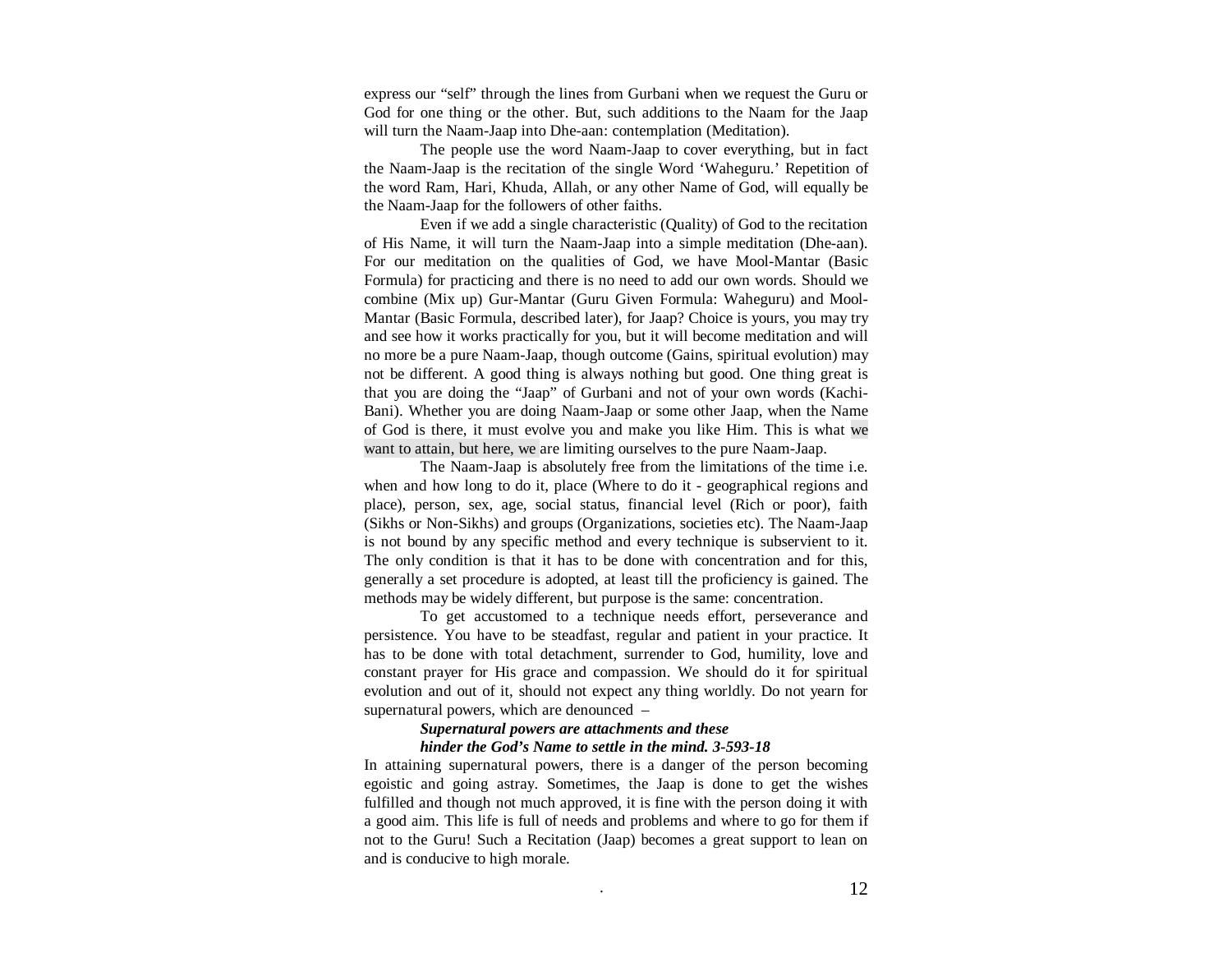express our "self" through the lines from Gurbani when we request the Guru or God for one thing or the other. But, such additions to the Naam for the Jaap will turn the Naam-Jaap into Dhe-aan: contemplation (Meditation).

The people use the word Naam-Jaap to cover everything, but in fact the Naam-Jaap is the recitation of the single Word 'Waheguru.' Repetition of the word Ram, Hari, Khuda, Allah, or any other Name of God, will equally be the Naam-Jaap for the followers of other faiths.

Even if we add a single characteristic (Quality) of God to the recitation of His Name, it will turn the Naam-Jaap into a simple meditation (Dhe-aan). For our meditation on the qualities of God, we have Mool-Mantar (Basic Formula) for practicing and there is no need to add our own words. Should we combine (Mix up) Gur-Mantar (Guru Given Formula: Waheguru) and Mool-Mantar (Basic Formula, described later), for Jaap? Choice is yours, you may try and see how it works practically for you, but it will become meditation and will no more be a pure Naam-Jaap, though outcome (Gains, spiritual evolution) may not be different. A good thing is always nothing but good. One thing great is that you are doing the "Jaap" of Gurbani and not of your own words (Kachi-Bani). Whether you are doing Naam-Jaap or some other Jaap, when the Name of God is there, it must evolve you and make you like Him. This is what we want to attain, but here, we are limiting ourselves to the pure Naam-Jaap.

The Naam-Jaap is absolutely free from the limitations of the time i.e. when and how long to do it, place (Where to do it - geographical regions and place), person, sex, age, social status, financial level (Rich or poor), faith (Sikhs or Non-Sikhs) and groups (Organizations, societies etc). The Naam-Jaap is not bound by any specific method and every technique is subservient to it. The only condition is that it has to be done with concentration and for this, generally a set procedure is adopted, at least till the proficiency is gained. The methods may be widely different, but purpose is the same: concentration.

To get accustomed to a technique needs effort, perseverance and persistence. You have to be steadfast, regular and patient in your practice. It has to be done with total detachment, surrender to God, humility, love and constant prayer for His grace and compassion. We should do it for spiritual evolution and out of it, should not expect any thing worldly. Do not yearn for supernatural powers, which are denounced –

> ***Supernatural powers are attachments and these***
> ***hinder the God's Name to settle in the mind. 3-593-18***

In attaining supernatural powers, there is a danger of the person becoming egoistic and going astray. Sometimes, the Jaap is done to get the wishes fulfilled and though not much approved, it is fine with the person doing it with a good aim. This life is full of needs and problems and where to go for them if not to the Guru! Such a Recitation (Jaap) becomes a great support to lean on and is conducive to high morale.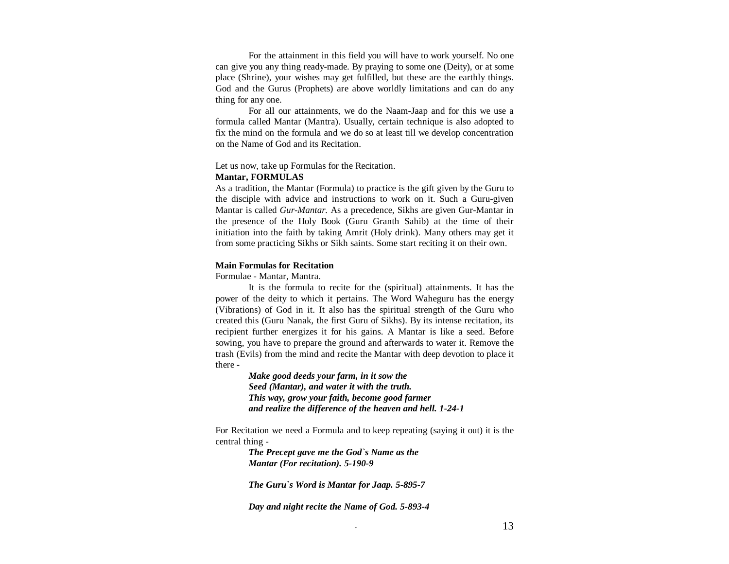For the attainment in this field you will have to work yourself. No one can give you any thing ready-made. By praying to some one (Deity), or at some place (Shrine), your wishes may get fulfilled, but these are the earthly things. God and the Gurus (Prophets) are above worldly limitations and can do any thing for any one.

For all our attainments, we do the Naam-Jaap and for this we use a formula called Mantar (Mantra). Usually, certain technique is also adopted to fix the mind on the formula and we do so at least till we develop concentration on the Name of God and its Recitation.

Let us now, take up Formulas for the Recitation.

**Mantar, FORMULAS**

As a tradition, the Mantar (Formula) to practice is the gift given by the Guru to the disciple with advice and instructions to work on it. Such a Guru-given Mantar is called *Gur-Mantar.* As a precedence, Sikhs are given Gur-Mantar in the presence of the Holy Book (Guru Granth Sahib) at the time of their initiation into the faith by taking Amrit (Holy drink). Many others may get it from some practicing Sikhs or Sikh saints. Some start reciting it on their own.

**Main Formulas for Recitation**

Formulae - Mantar, Mantra.

It is the formula to recite for the (spiritual) attainments. It has the power of the deity to which it pertains. The Word Waheguru has the energy (Vibrations) of God in it. It also has the spiritual strength of the Guru who created this (Guru Nanak, the first Guru of Sikhs). By its intense recitation, its recipient further energizes it for his gains. A Mantar is like a seed. Before sowing, you have to prepare the ground and afterwards to water it. Remove the trash (Evils) from the mind and recite the Mantar with deep devotion to place it there -

> ***Make good deeds your farm, in it sow the***
> ***Seed (Mantar), and water it with the truth.***
> ***This way, grow your faith, become good farmer***
> ***and realize the difference of the heaven and hell. 1-24-1***

For Recitation we need a Formula and to keep repeating (saying it out) it is the central thing -

> ***The Precept gave me the God`s Name as the***
> ***Mantar (For recitation). 5-190-9***

> ***The Guru`s Word is Mantar for Jaap. 5-895-7***

> ***Day and night recite the Name of God. 5-893-4***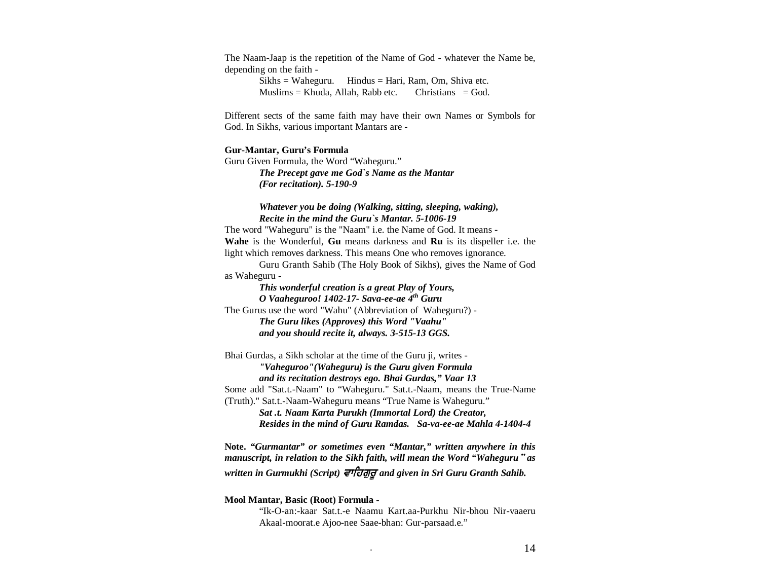The Naam-Jaap is the repetition of the Name of God - whatever the Name be, depending on the faith -

Sikhs = Waheguru.  Hindus = Hari, Ram, Om, Shiva etc.
Muslims = Khuda, Allah, Rabb etc.  Christians = God.

Different sects of the same faith may have their own Names or Symbols for God. In Sikhs, various important Mantars are -

**Gur-Mantar, Guru's Formula**

Guru Given Formula, the Word "Waheguru."

***The Precept gave me God`s Name as the Mantar (For recitation). 5-190-9***

***Whatever you be doing (Walking, sitting, sleeping, waking), Recite in the mind the Guru`s Mantar. 5-1006-19***

The word "Waheguru" is the "Naam" i.e. the Name of God. It means -
**Wahe** is the Wonderful, **Gu** means darkness and **Ru** is its dispeller i.e. the light which removes darkness. This means One who removes ignorance.

Guru Granth Sahib (The Holy Book of Sikhs), gives the Name of God as Waheguru -

***This wonderful creation is a great Play of Yours, O Vaaheguroo! 1402-17- Sava-ee-ae 4th Guru***

The Gurus use the word "Wahu" (Abbreviation of Waheguru?) -

***The Guru likes (Approves) this Word "Vaahu" and you should recite it, always. 3-515-13 GGS.***

Bhai Gurdas, a Sikh scholar at the time of the Guru ji, writes -

***"Vaheguroo"(Waheguru) is the Guru given Formula and its recitation destroys ego. Bhai Gurdas," Vaar 13***

Some add "Sat.t.-Naam" to "Waheguru." Sat.t.-Naam, means the True-Name (Truth)." Sat.t.-Naam-Waheguru means "True Name is Waheguru."

***Sat .t. Naam Karta Purukh (Immortal Lord) the Creator, Resides in the mind of Guru Ramdas. Sa-va-ee-ae Mahla 4-1404-4***

**Note.** ***"Gurmantar" or sometimes even "Mantar," written anywhere in this manuscript, in relation to the Sikh faith, will mean the Word "Waheguru" as written in Gurmukhi (Script) ਵਾਹਿਗੁਰੂ and given in Sri Guru Granth Sahib.***

**Mool Mantar, Basic (Root) Formula -**

"Ik-O-an:-kaar Sat.t.-e Naamu Kart.aa-Purkhu Nir-bhou Nir-vaaeru Akaal-moorat.e Ajoo-nee Saae-bhan: Gur-parsaad.e."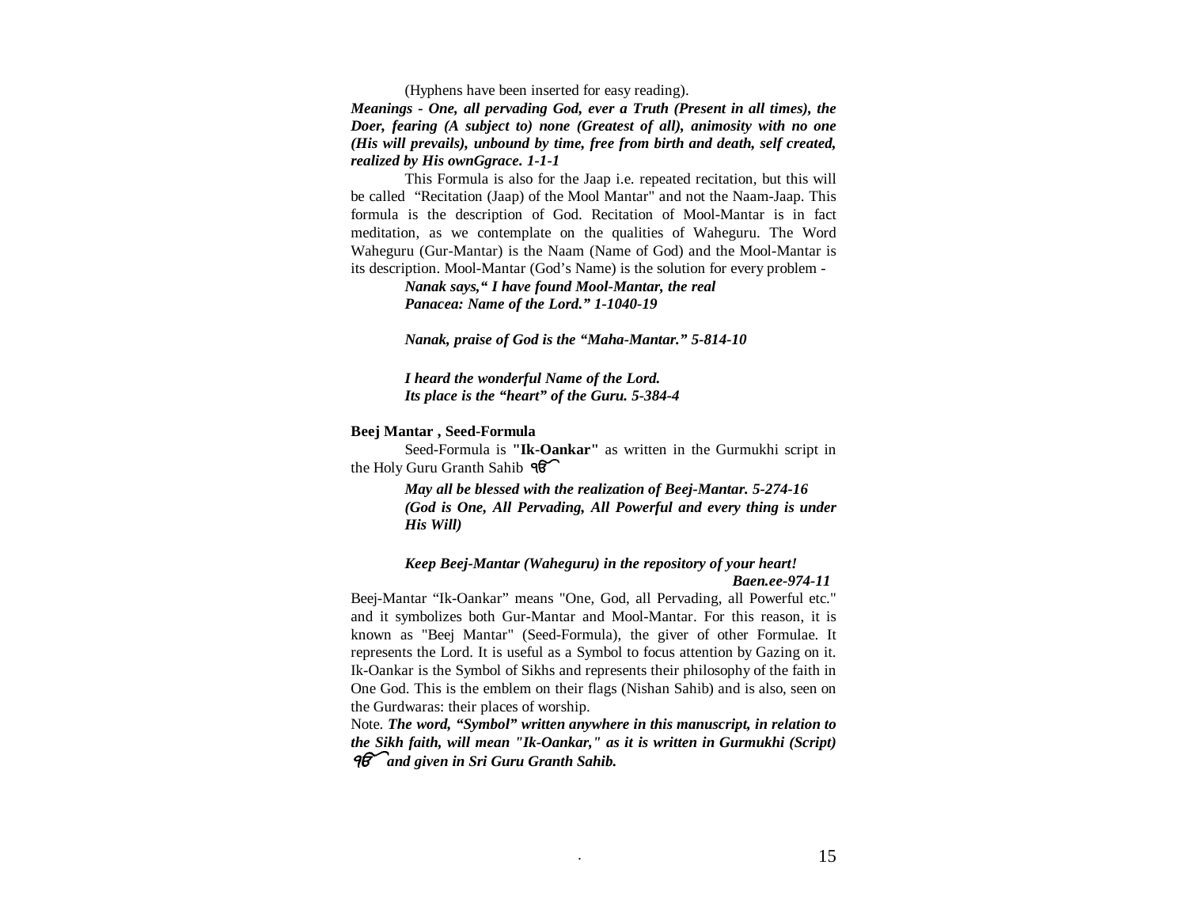(Hyphens have been inserted for easy reading).

***Meanings - One, all pervading God, ever a Truth (Present in all times), the Doer, fearing (A subject to) none (Greatest of all), animosity with no one (His will prevails), unbound by time, free from birth and death, self created, realized by His ownGgrace. 1-1-1***

This Formula is also for the Jaap i.e. repeated recitation, but this will be called "Recitation (Jaap) of the Mool Mantar" and not the Naam-Jaap. This formula is the description of God. Recitation of Mool-Mantar is in fact meditation, as we contemplate on the qualities of Waheguru. The Word Waheguru (Gur-Mantar) is the Naam (Name of God) and the Mool-Mantar is its description. Mool-Mantar (God's Name) is the solution for every problem -

> ***Nanak says," I have found Mool-Mantar, the real Panacea: Name of the Lord." 1-1040-19***
>
> ***Nanak, praise of God is the "Maha-Mantar." 5-814-10***
>
> ***I heard the wonderful Name of the Lord.***
> ***Its place is the "heart" of the Guru. 5-384-4***

**Beej Mantar , Seed-Formula**

Seed-Formula is **"Ik-Oankar"** as written in the Gurmukhi script in the Holy Guru Granth Sahib ੴ

> ***May all be blessed with the realization of Beej-Mantar. 5-274-16***
> ***(God is One, All Pervading, All Powerful and every thing is under His Will)***
>
> ***Keep Beej-Mantar (Waheguru) in the repository of your heart!***
> ***Baen.ee-974-11***

Beej-Mantar "Ik-Oankar" means "One, God, all Pervading, all Powerful etc." and it symbolizes both Gur-Mantar and Mool-Mantar. For this reason, it is known as "Beej Mantar" (Seed-Formula), the giver of other Formulae. It represents the Lord. It is useful as a Symbol to focus attention by Gazing on it. Ik-Oankar is the Symbol of Sikhs and represents their philosophy of the faith in One God. This is the emblem on their flags (Nishan Sahib) and is also, seen on the Gurdwaras: their places of worship.

Note. ***The word, "Symbol" written anywhere in this manuscript, in relation to the Sikh faith, will mean "Ik-Oankar," as it is written in Gurmukhi (Script) ੴ and given in Sri Guru Granth Sahib.***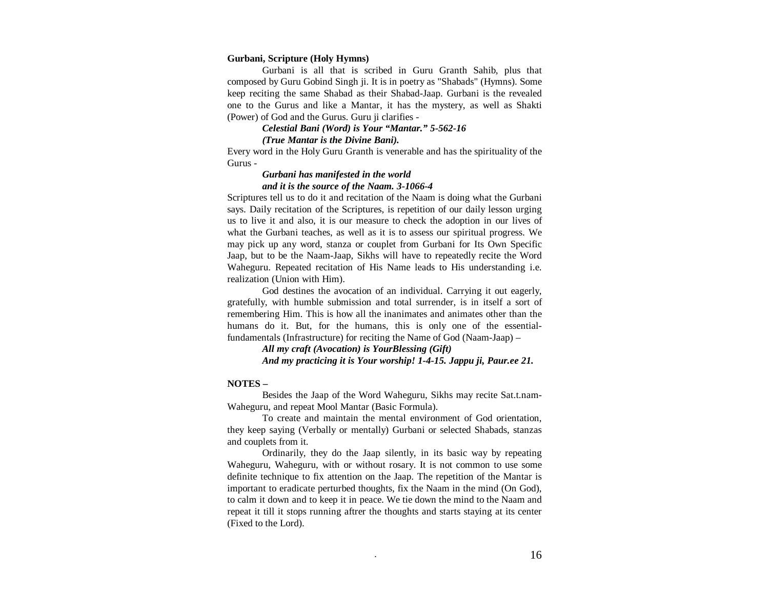**Gurbani, Scripture (Holy Hymns)**

Gurbani is all that is scribed in Guru Granth Sahib, plus that composed by Guru Gobind Singh ji. It is in poetry as "Shabads" (Hymns). Some keep reciting the same Shabad as their Shabad-Jaap. Gurbani is the revealed one to the Gurus and like a Mantar, it has the mystery, as well as Shakti (Power) of God and the Gurus. Guru ji clarifies -

> ***Celestial Bani (Word) is Your "Mantar." 5-562-16***
> ***(True Mantar is the Divine Bani).***

Every word in the Holy Guru Granth is venerable and has the spirituality of the Gurus -

> ***Gurbani has manifested in the world***
> ***and it is the source of the Naam. 3-1066-4***

Scriptures tell us to do it and recitation of the Naam is doing what the Gurbani says. Daily recitation of the Scriptures, is repetition of our daily lesson urging us to live it and also, it is our measure to check the adoption in our lives of what the Gurbani teaches, as well as it is to assess our spiritual progress. We may pick up any word, stanza or couplet from Gurbani for Its Own Specific Jaap, but to be the Naam-Jaap, Sikhs will have to repeatedly recite the Word Waheguru. Repeated recitation of His Name leads to His understanding i.e. realization (Union with Him).

God destines the avocation of an individual. Carrying it out eagerly, gratefully, with humble submission and total surrender, is in itself a sort of remembering Him. This is how all the inanimates and animates other than the humans do it. But, for the humans, this is only one of the essential-fundamentals (Infrastructure) for reciting the Name of God (Naam-Jaap) –

> ***All my craft (Avocation) is YourBlessing (Gift)***
> ***And my practicing it is Your worship! 1-4-15. Jappu ji, Paur.ee 21.***

**NOTES –**

Besides the Jaap of the Word Waheguru, Sikhs may recite Sat.t.nam-Waheguru, and repeat Mool Mantar (Basic Formula).

To create and maintain the mental environment of God orientation, they keep saying (Verbally or mentally) Gurbani or selected Shabads, stanzas and couplets from it.

Ordinarily, they do the Jaap silently, in its basic way by repeating Waheguru, Waheguru, with or without rosary. It is not common to use some definite technique to fix attention on the Jaap. The repetition of the Mantar is important to eradicate perturbed thoughts, fix the Naam in the mind (On God), to calm it down and to keep it in peace. We tie down the mind to the Naam and repeat it till it stops running aftrer the thoughts and starts staying at its center (Fixed to the Lord).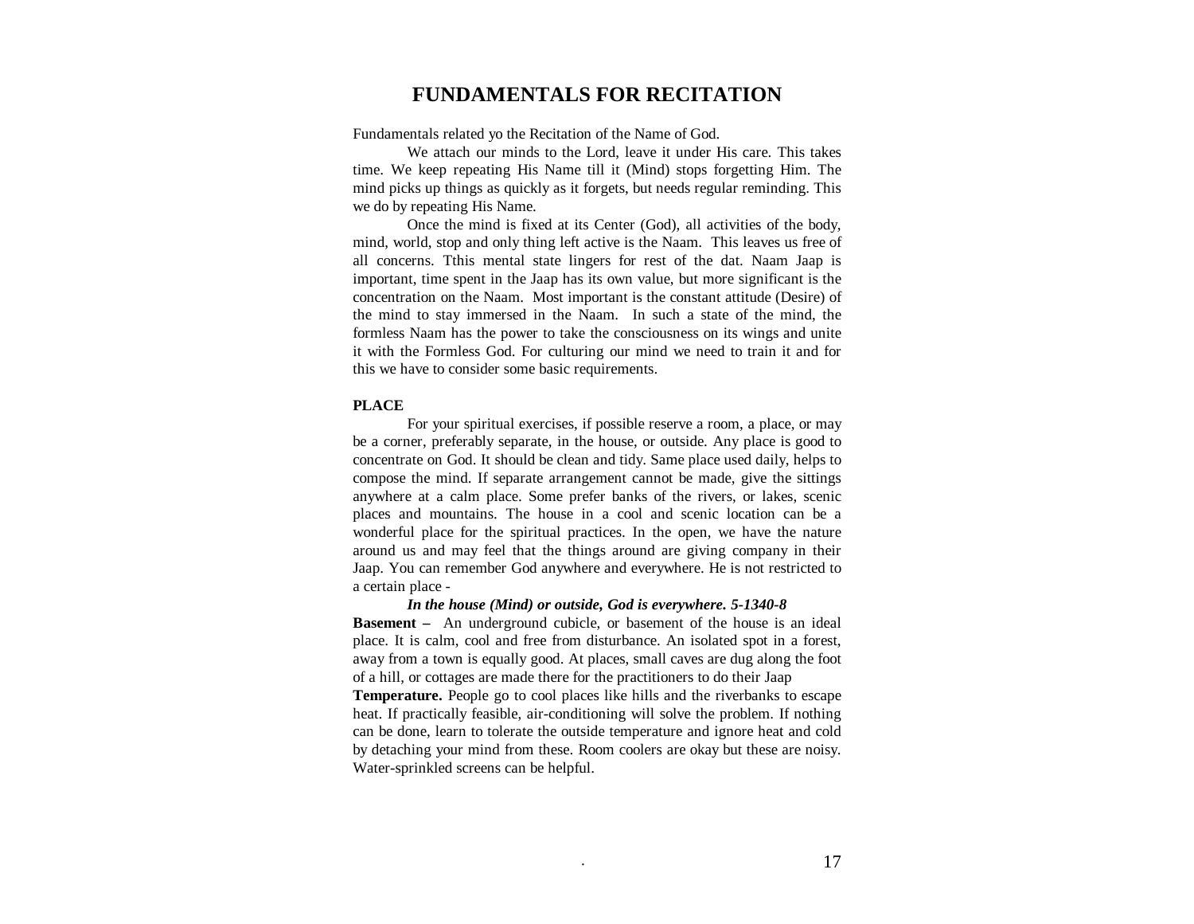# FUNDAMENTALS FOR RECITATION

Fundamentals related yo the Recitation of the Name of God.

We attach our minds to the Lord, leave it under His care. This takes time. We keep repeating His Name till it (Mind) stops forgetting Him. The mind picks up things as quickly as it forgets, but needs regular reminding. This we do by repeating His Name.

Once the mind is fixed at its Center (God), all activities of the body, mind, world, stop and only thing left active is the Naam. This leaves us free of all concerns. Tthis mental state lingers for rest of the dat. Naam Jaap is important, time spent in the Jaap has its own value, but more significant is the concentration on the Naam. Most important is the constant attitude (Desire) of the mind to stay immersed in the Naam. In such a state of the mind, the formless Naam has the power to take the consciousness on its wings and unite it with the Formless God. For culturing our mind we need to train it and for this we have to consider some basic requirements.

**PLACE**

For your spiritual exercises, if possible reserve a room, a place, or may be a corner, preferably separate, in the house, or outside. Any place is good to concentrate on God. It should be clean and tidy. Same place used daily, helps to compose the mind. If separate arrangement cannot be made, give the sittings anywhere at a calm place. Some prefer banks of the rivers, or lakes, scenic places and mountains. The house in a cool and scenic location can be a wonderful place for the spiritual practices. In the open, we have the nature around us and may feel that the things around are giving company in their Jaap. You can remember God anywhere and everywhere. He is not restricted to a certain place -

***In the house (Mind) or outside, God is everywhere. 5-1340-8***

**Basement –** An underground cubicle, or basement of the house is an ideal place. It is calm, cool and free from disturbance. An isolated spot in a forest, away from a town is equally good. At places, small caves are dug along the foot of a hill, or cottages are made there for the practitioners to do their Jaap

**Temperature.** People go to cool places like hills and the riverbanks to escape heat. If practically feasible, air-conditioning will solve the problem. If nothing can be done, learn to tolerate the outside temperature and ignore heat and cold by detaching your mind from these. Room coolers are okay but these are noisy. Water-sprinkled screens can be helpful.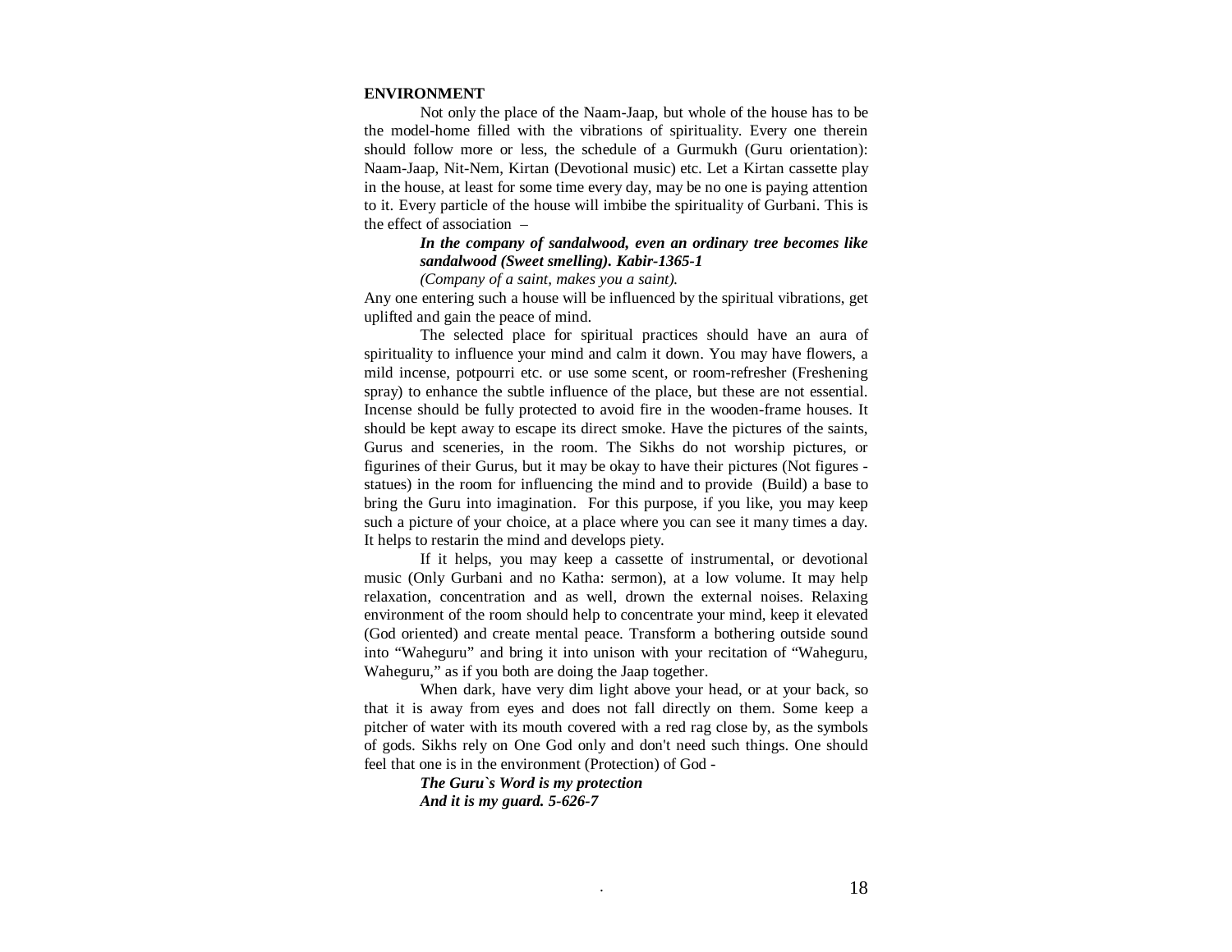## ENVIRONMENT

Not only the place of the Naam-Jaap, but whole of the house has to be the model-home filled with the vibrations of spirituality. Every one therein should follow more or less, the schedule of a Gurmukh (Guru orientation): Naam-Jaap, Nit-Nem, Kirtan (Devotional music) etc. Let a Kirtan cassette play in the house, at least for some time every day, may be no one is paying attention to it. Every particle of the house will imbibe the spirituality of Gurbani. This is the effect of association –

> ***In the company of sandalwood, even an ordinary tree becomes like sandalwood (Sweet smelling). Kabir-1365-1***
>
> *(Company of a saint, makes you a saint).*

Any one entering such a house will be influenced by the spiritual vibrations, get uplifted and gain the peace of mind.

The selected place for spiritual practices should have an aura of spirituality to influence your mind and calm it down. You may have flowers, a mild incense, potpourri etc. or use some scent, or room-refresher (Freshening spray) to enhance the subtle influence of the place, but these are not essential. Incense should be fully protected to avoid fire in the wooden-frame houses. It should be kept away to escape its direct smoke. Have the pictures of the saints, Gurus and sceneries, in the room. The Sikhs do not worship pictures, or figurines of their Gurus, but it may be okay to have their pictures (Not figures - statues) in the room for influencing the mind and to provide (Build) a base to bring the Guru into imagination. For this purpose, if you like, you may keep such a picture of your choice, at a place where you can see it many times a day. It helps to restarin the mind and develops piety.

If it helps, you may keep a cassette of instrumental, or devotional music (Only Gurbani and no Katha: sermon), at a low volume. It may help relaxation, concentration and as well, drown the external noises. Relaxing environment of the room should help to concentrate your mind, keep it elevated (God oriented) and create mental peace. Transform a bothering outside sound into "Waheguru" and bring it into unison with your recitation of "Waheguru, Waheguru," as if you both are doing the Jaap together.

When dark, have very dim light above your head, or at your back, so that it is away from eyes and does not fall directly on them. Some keep a pitcher of water with its mouth covered with a red rag close by, as the symbols of gods. Sikhs rely on One God only and don't need such things. One should feel that one is in the environment (Protection) of God -

> ***The Guru`s Word is my protection***
> ***And it is my guard. 5-626-7***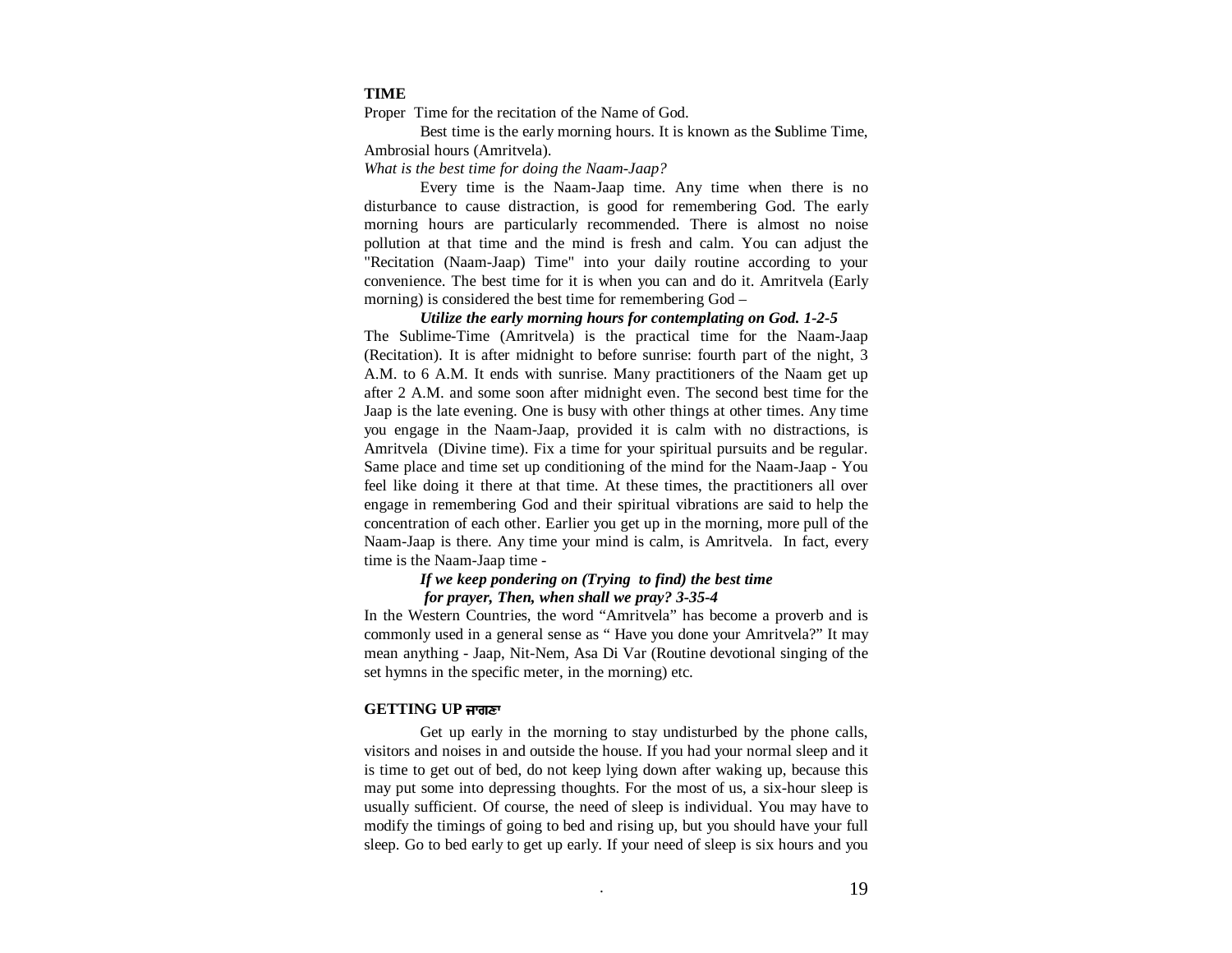**TIME**

Proper Time for the recitation of the Name of God.

Best time is the early morning hours. It is known as the **S**ublime Time, Ambrosial hours (Amritvela).

*What is the best time for doing the Naam-Jaap?*

Every time is the Naam-Jaap time. Any time when there is no disturbance to cause distraction, is good for remembering God. The early morning hours are particularly recommended. There is almost no noise pollution at that time and the mind is fresh and calm. You can adjust the "Recitation (Naam-Jaap) Time" into your daily routine according to your convenience. The best time for it is when you can and do it. Amritvela (Early morning) is considered the best time for remembering God –

***Utilize the early morning hours for contemplating on God. 1-2-5***

The Sublime-Time (Amritvela) is the practical time for the Naam-Jaap (Recitation). It is after midnight to before sunrise: fourth part of the night, 3 A.M. to 6 A.M. It ends with sunrise. Many practitioners of the Naam get up after 2 A.M. and some soon after midnight even. The second best time for the Jaap is the late evening. One is busy with other things at other times. Any time you engage in the Naam-Jaap, provided it is calm with no distractions, is Amritvela (Divine time). Fix a time for your spiritual pursuits and be regular. Same place and time set up conditioning of the mind for the Naam-Jaap - You feel like doing it there at that time. At these times, the practitioners all over engage in remembering God and their spiritual vibrations are said to help the concentration of each other. Earlier you get up in the morning, more pull of the Naam-Jaap is there. Any time your mind is calm, is Amritvela. In fact, every time is the Naam-Jaap time -

***If we keep pondering on (Trying to find) the best time for prayer, Then, when shall we pray? 3-35-4***

In the Western Countries, the word "Amritvela" has become a proverb and is commonly used in a general sense as " Have you done your Amritvela?" It may mean anything - Jaap, Nit-Nem, Asa Di Var (Routine devotional singing of the set hymns in the specific meter, in the morning) etc.

**GETTING UP ਜਾਗਣਾ**

Get up early in the morning to stay undisturbed by the phone calls, visitors and noises in and outside the house. If you had your normal sleep and it is time to get out of bed, do not keep lying down after waking up, because this may put some into depressing thoughts. For the most of us, a six-hour sleep is usually sufficient. Of course, the need of sleep is individual. You may have to modify the timings of going to bed and rising up, but you should have your full sleep. Go to bed early to get up early. If your need of sleep is six hours and you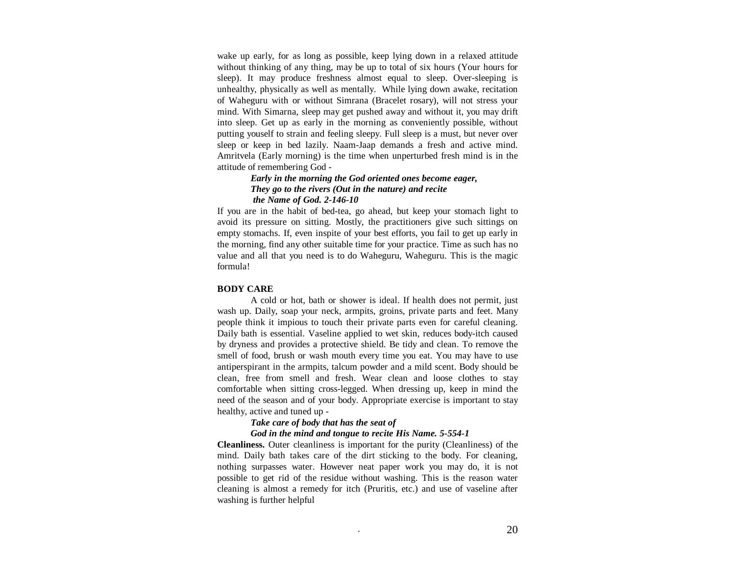wake up early, for as long as possible, keep lying down in a relaxed attitude without thinking of any thing, may be up to total of six hours (Your hours for sleep). It may produce freshness almost equal to sleep. Over-sleeping is unhealthy, physically as well as mentally. While lying down awake, recitation of Waheguru with or without Simrana (Bracelet rosary), will not stress your mind. With Simarna, sleep may get pushed away and without it, you may drift into sleep. Get up as early in the morning as conveniently possible, without putting youself to strain and feeling sleepy. Full sleep is a must, but never over sleep or keep in bed lazily. Naam-Jaap demands a fresh and active mind. Amritvela (Early morning) is the time when unperturbed fresh mind is in the attitude of remembering God -

> ***Early in the morning the God oriented ones become eager,***
> ***They go to the rivers (Out in the nature) and recite***
> ***the Name of God. 2-146-10***

If you are in the habit of bed-tea, go ahead, but keep your stomach light to avoid its pressure on sitting. Mostly, the practitioners give such sittings on empty stomachs. If, even inspite of your best efforts, you fail to get up early in the morning, find any other suitable time for your practice. Time as such has no value and all that you need is to do Waheguru, Waheguru. This is the magic formula!

**BODY CARE**

A cold or hot, bath or shower is ideal. If health does not permit, just wash up. Daily, soap your neck, armpits, groins, private parts and feet. Many people think it impious to touch their private parts even for careful cleaning. Daily bath is essential. Vaseline applied to wet skin, reduces body-itch caused by dryness and provides a protective shield. Be tidy and clean. To remove the smell of food, brush or wash mouth every time you eat. You may have to use antiperspirant in the armpits, talcum powder and a mild scent. Body should be clean, free from smell and fresh. Wear clean and loose clothes to stay comfortable when sitting cross-legged. When dressing up, keep in mind the need of the season and of your body. Appropriate exercise is important to stay healthy, active and tuned up -

> ***Take care of body that has the seat of***
> ***God in the mind and tongue to recite His Name. 5-554-1***

**Cleanliness.** Outer cleanliness is important for the purity (Cleanliness) of the mind. Daily bath takes care of the dirt sticking to the body. For cleaning, nothing surpasses water. However neat paper work you may do, it is not possible to get rid of the residue without washing. This is the reason water cleaning is almost a remedy for itch (Pruritis, etc.) and use of vaseline after washing is further helpful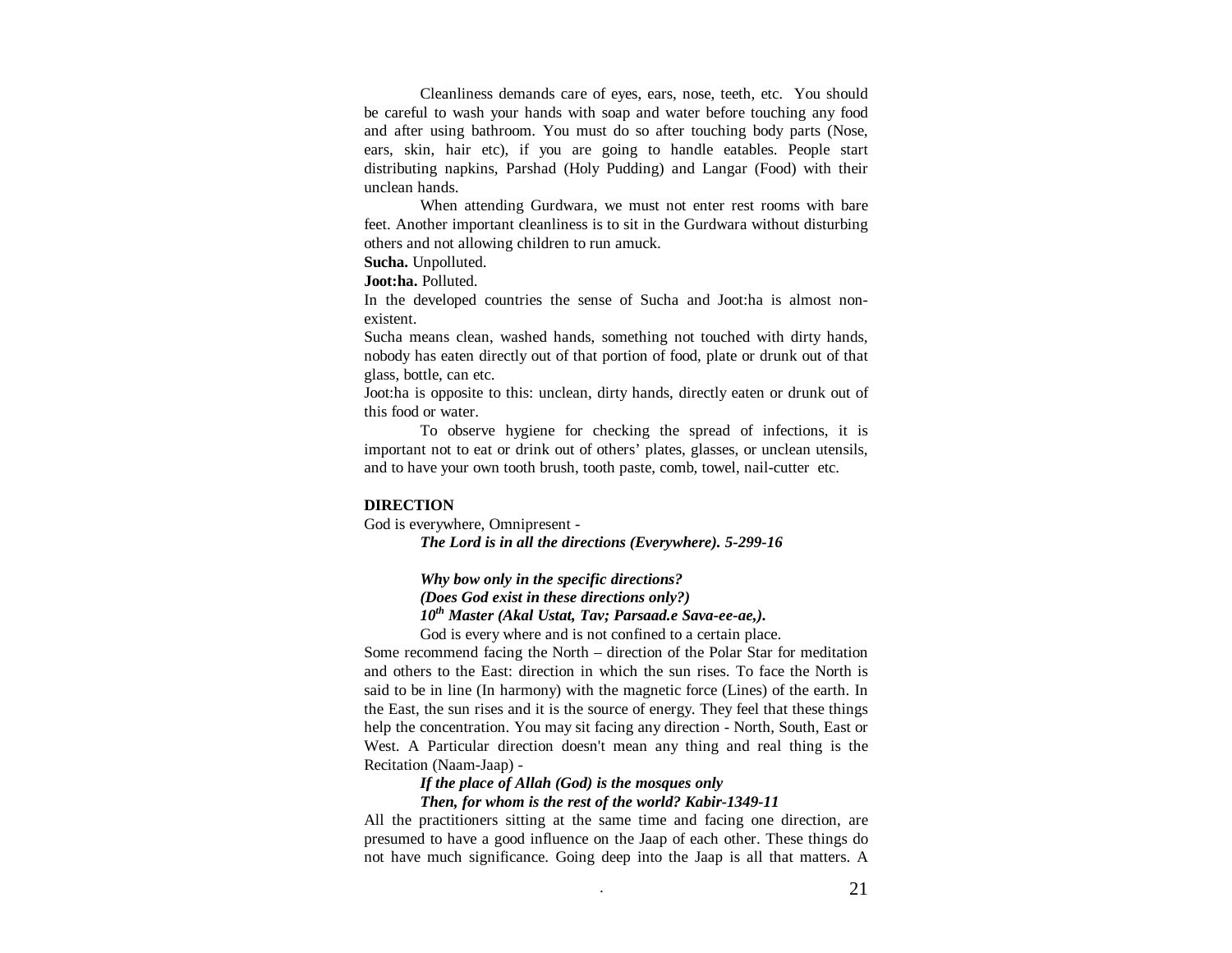Cleanliness demands care of eyes, ears, nose, teeth, etc. You should be careful to wash your hands with soap and water before touching any food and after using bathroom. You must do so after touching body parts (Nose, ears, skin, hair etc), if you are going to handle eatables. People start distributing napkins, Parshad (Holy Pudding) and Langar (Food) with their unclean hands.

When attending Gurdwara, we must not enter rest rooms with bare feet. Another important cleanliness is to sit in the Gurdwara without disturbing others and not allowing children to run amuck.

**Sucha.** Unpolluted.

**Joot:ha.** Polluted.

In the developed countries the sense of Sucha and Joot:ha is almost non-existent.

Sucha means clean, washed hands, something not touched with dirty hands, nobody has eaten directly out of that portion of food, plate or drunk out of that glass, bottle, can etc.

Joot:ha is opposite to this: unclean, dirty hands, directly eaten or drunk out of this food or water.

To observe hygiene for checking the spread of infections, it is important not to eat or drink out of others' plates, glasses, or unclean utensils, and to have your own tooth brush, tooth paste, comb, towel, nail-cutter etc.

**DIRECTION**

God is everywhere, Omnipresent -

***The Lord is in all the directions (Everywhere). 5-299-16***

***Why bow only in the specific directions?***
***(Does God exist in these directions only?)***
***10th Master (Akal Ustat, Tav; Parsaad.e Sava-ee-ae,).***

God is every where and is not confined to a certain place.

Some recommend facing the North – direction of the Polar Star for meditation and others to the East: direction in which the sun rises. To face the North is said to be in line (In harmony) with the magnetic force (Lines) of the earth. In the East, the sun rises and it is the source of energy. They feel that these things help the concentration. You may sit facing any direction - North, South, East or West. A Particular direction doesn't mean any thing and real thing is the Recitation (Naam-Jaap) -

***If the place of Allah (God) is the mosques only***
***Then, for whom is the rest of the world? Kabir-1349-11***

All the practitioners sitting at the same time and facing one direction, are presumed to have a good influence on the Jaap of each other. These things do not have much significance. Going deep into the Jaap is all that matters. A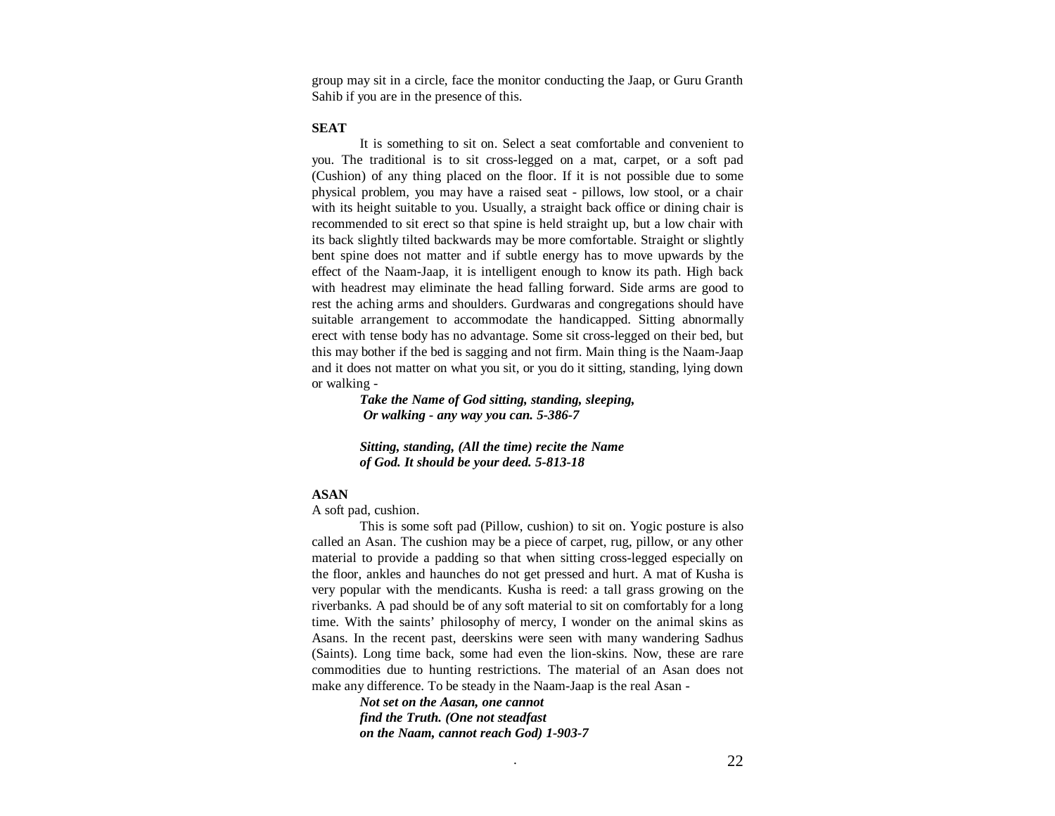group may sit in a circle, face the monitor conducting the Jaap, or Guru Granth Sahib if you are in the presence of this.

**SEAT**

It is something to sit on. Select a seat comfortable and convenient to you. The traditional is to sit cross-legged on a mat, carpet, or a soft pad (Cushion) of any thing placed on the floor. If it is not possible due to some physical problem, you may have a raised seat - pillows, low stool, or a chair with its height suitable to you. Usually, a straight back office or dining chair is recommended to sit erect so that spine is held straight up, but a low chair with its back slightly tilted backwards may be more comfortable. Straight or slightly bent spine does not matter and if subtle energy has to move upwards by the effect of the Naam-Jaap, it is intelligent enough to know its path. High back with headrest may eliminate the head falling forward. Side arms are good to rest the aching arms and shoulders. Gurdwaras and congregations should have suitable arrangement to accommodate the handicapped. Sitting abnormally erect with tense body has no advantage. Some sit cross-legged on their bed, but this may bother if the bed is sagging and not firm. Main thing is the Naam-Jaap and it does not matter on what you sit, or you do it sitting, standing, lying down or walking -

> ***Take the Name of God sitting, standing, sleeping,***
> ***Or walking - any way you can. 5-386-7***
>
> ***Sitting, standing, (All the time) recite the Name***
> ***of God. It should be your deed. 5-813-18***

**ASAN**

A soft pad, cushion.

This is some soft pad (Pillow, cushion) to sit on. Yogic posture is also called an Asan. The cushion may be a piece of carpet, rug, pillow, or any other material to provide a padding so that when sitting cross-legged especially on the floor, ankles and haunches do not get pressed and hurt. A mat of Kusha is very popular with the mendicants. Kusha is reed: a tall grass growing on the riverbanks. A pad should be of any soft material to sit on comfortably for a long time. With the saints' philosophy of mercy, I wonder on the animal skins as Asans. In the recent past, deerskins were seen with many wandering Sadhus (Saints). Long time back, some had even the lion-skins. Now, these are rare commodities due to hunting restrictions. The material of an Asan does not make any difference. To be steady in the Naam-Jaap is the real Asan -

> ***Not set on the Aasan, one cannot***
> ***find the Truth. (One not steadfast***
> ***on the Naam, cannot reach God) 1-903-7***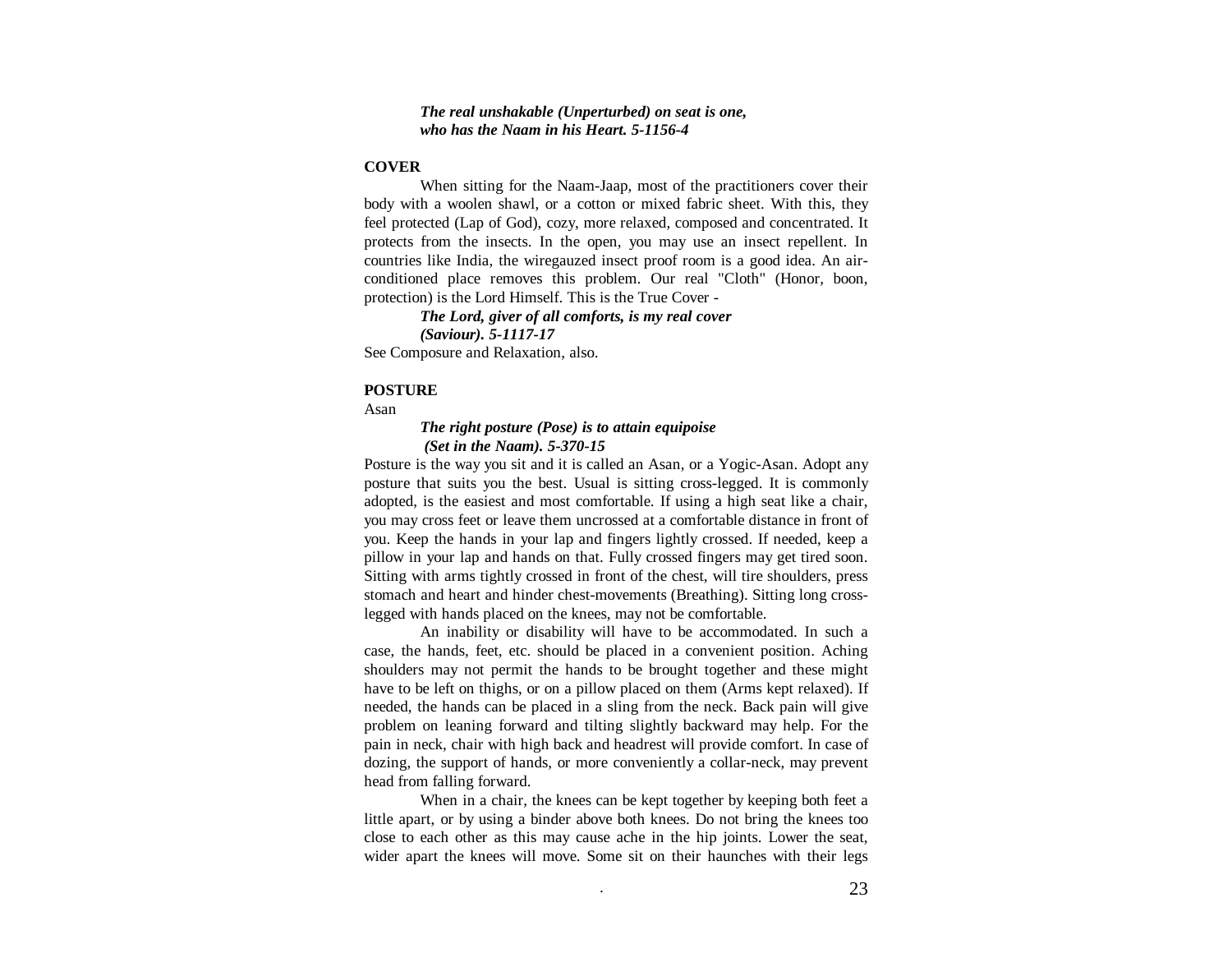***The real unshakable (Unperturbed) on seat is one,***
***who has the Naam in his Heart. 5-1156-4***

**COVER**

When sitting for the Naam-Jaap, most of the practitioners cover their body with a woolen shawl, or a cotton or mixed fabric sheet. With this, they feel protected (Lap of God), cozy, more relaxed, composed and concentrated. It protects from the insects. In the open, you may use an insect repellent. In countries like India, the wiregauzed insect proof room is a good idea. An air-conditioned place removes this problem. Our real "Cloth" (Honor, boon, protection) is the Lord Himself. This is the True Cover -

***The Lord, giver of all comforts, is my real cover***
***(Saviour). 5-1117-17***

See Composure and Relaxation, also.

**POSTURE**

Asan

***The right posture (Pose) is to attain equipoise***
***(Set in the Naam). 5-370-15***

Posture is the way you sit and it is called an Asan, or a Yogic-Asan. Adopt any posture that suits you the best. Usual is sitting cross-legged. It is commonly adopted, is the easiest and most comfortable. If using a high seat like a chair, you may cross feet or leave them uncrossed at a comfortable distance in front of you. Keep the hands in your lap and fingers lightly crossed. If needed, keep a pillow in your lap and hands on that. Fully crossed fingers may get tired soon. Sitting with arms tightly crossed in front of the chest, will tire shoulders, press stomach and heart and hinder chest-movements (Breathing). Sitting long cross-legged with hands placed on the knees, may not be comfortable.

An inability or disability will have to be accommodated. In such a case, the hands, feet, etc. should be placed in a convenient position. Aching shoulders may not permit the hands to be brought together and these might have to be left on thighs, or on a pillow placed on them (Arms kept relaxed). If needed, the hands can be placed in a sling from the neck. Back pain will give problem on leaning forward and tilting slightly backward may help. For the pain in neck, chair with high back and headrest will provide comfort. In case of dozing, the support of hands, or more conveniently a collar-neck, may prevent head from falling forward.

When in a chair, the knees can be kept together by keeping both feet a little apart, or by using a binder above both knees. Do not bring the knees too close to each other as this may cause ache in the hip joints. Lower the seat, wider apart the knees will move. Some sit on their haunches with their legs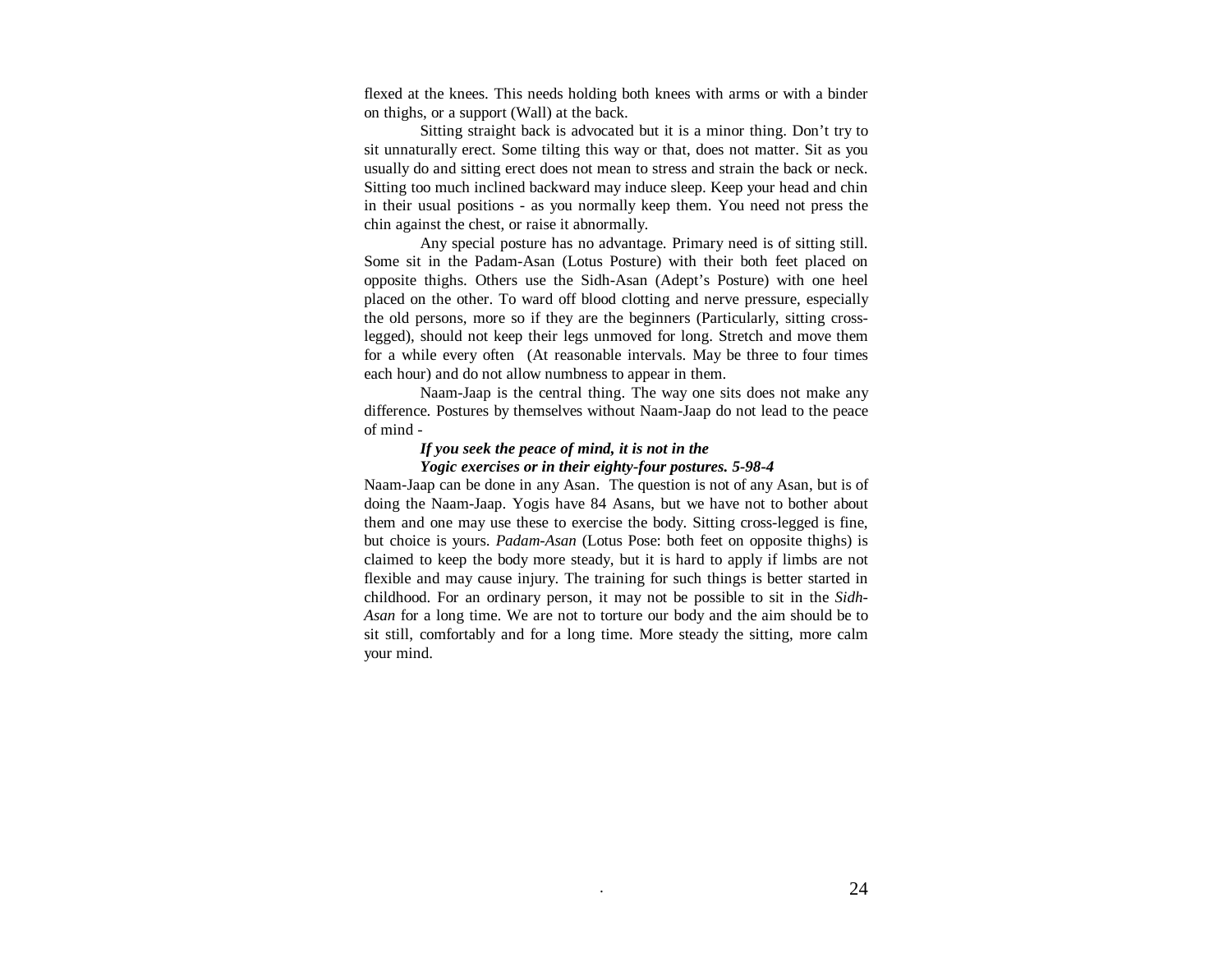flexed at the knees. This needs holding both knees with arms or with a binder on thighs, or a support (Wall) at the back.

Sitting straight back is advocated but it is a minor thing. Don't try to sit unnaturally erect. Some tilting this way or that, does not matter. Sit as you usually do and sitting erect does not mean to stress and strain the back or neck. Sitting too much inclined backward may induce sleep. Keep your head and chin in their usual positions - as you normally keep them. You need not press the chin against the chest, or raise it abnormally.

Any special posture has no advantage. Primary need is of sitting still. Some sit in the Padam-Asan (Lotus Posture) with their both feet placed on opposite thighs. Others use the Sidh-Asan (Adept's Posture) with one heel placed on the other. To ward off blood clotting and nerve pressure, especially the old persons, more so if they are the beginners (Particularly, sitting cross-legged), should not keep their legs unmoved for long. Stretch and move them for a while every often (At reasonable intervals. May be three to four times each hour) and do not allow numbness to appear in them.

Naam-Jaap is the central thing. The way one sits does not make any difference. Postures by themselves without Naam-Jaap do not lead to the peace of mind -

> ***If you seek the peace of mind, it is not in the***
> ***Yogic exercises or in their eighty-four postures. 5-98-4***

Naam-Jaap can be done in any Asan. The question is not of any Asan, but is of doing the Naam-Jaap. Yogis have 84 Asans, but we have not to bother about them and one may use these to exercise the body. Sitting cross-legged is fine, but choice is yours. *Padam-Asan* (Lotus Pose: both feet on opposite thighs) is claimed to keep the body more steady, but it is hard to apply if limbs are not flexible and may cause injury. The training for such things is better started in childhood. For an ordinary person, it may not be possible to sit in the *Sidh-Asan* for a long time. We are not to torture our body and the aim should be to sit still, comfortably and for a long time. More steady the sitting, more calm your mind.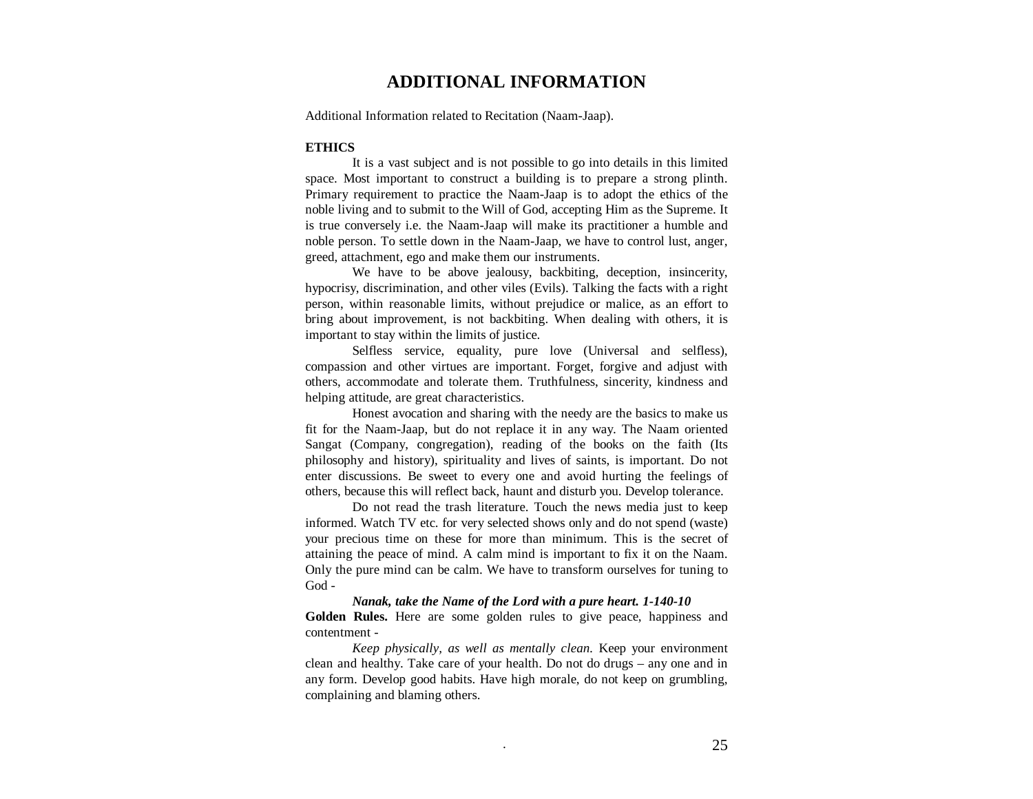# ADDITIONAL INFORMATION

Additional Information related to Recitation (Naam-Jaap).

**ETHICS**

It is a vast subject and is not possible to go into details in this limited space. Most important to construct a building is to prepare a strong plinth. Primary requirement to practice the Naam-Jaap is to adopt the ethics of the noble living and to submit to the Will of God, accepting Him as the Supreme. It is true conversely i.e. the Naam-Jaap will make its practitioner a humble and noble person. To settle down in the Naam-Jaap, we have to control lust, anger, greed, attachment, ego and make them our instruments.

We have to be above jealousy, backbiting, deception, insincerity, hypocrisy, discrimination, and other viles (Evils). Talking the facts with a right person, within reasonable limits, without prejudice or malice, as an effort to bring about improvement, is not backbiting. When dealing with others, it is important to stay within the limits of justice.

Selfless service, equality, pure love (Universal and selfless), compassion and other virtues are important. Forget, forgive and adjust with others, accommodate and tolerate them. Truthfulness, sincerity, kindness and helping attitude, are great characteristics.

Honest avocation and sharing with the needy are the basics to make us fit for the Naam-Jaap, but do not replace it in any way. The Naam oriented Sangat (Company, congregation), reading of the books on the faith (Its philosophy and history), spirituality and lives of saints, is important. Do not enter discussions. Be sweet to every one and avoid hurting the feelings of others, because this will reflect back, haunt and disturb you. Develop tolerance.

Do not read the trash literature. Touch the news media just to keep informed. Watch TV etc. for very selected shows only and do not spend (waste) your precious time on these for more than minimum. This is the secret of attaining the peace of mind. A calm mind is important to fix it on the Naam. Only the pure mind can be calm. We have to transform ourselves for tuning to God -

***Nanak, take the Name of the Lord with a pure heart. 1-140-10***

**Golden Rules.** Here are some golden rules to give peace, happiness and contentment -

*Keep physically, as well as mentally clean.* Keep your environment clean and healthy. Take care of your health. Do not do drugs – any one and in any form. Develop good habits. Have high morale, do not keep on grumbling, complaining and blaming others.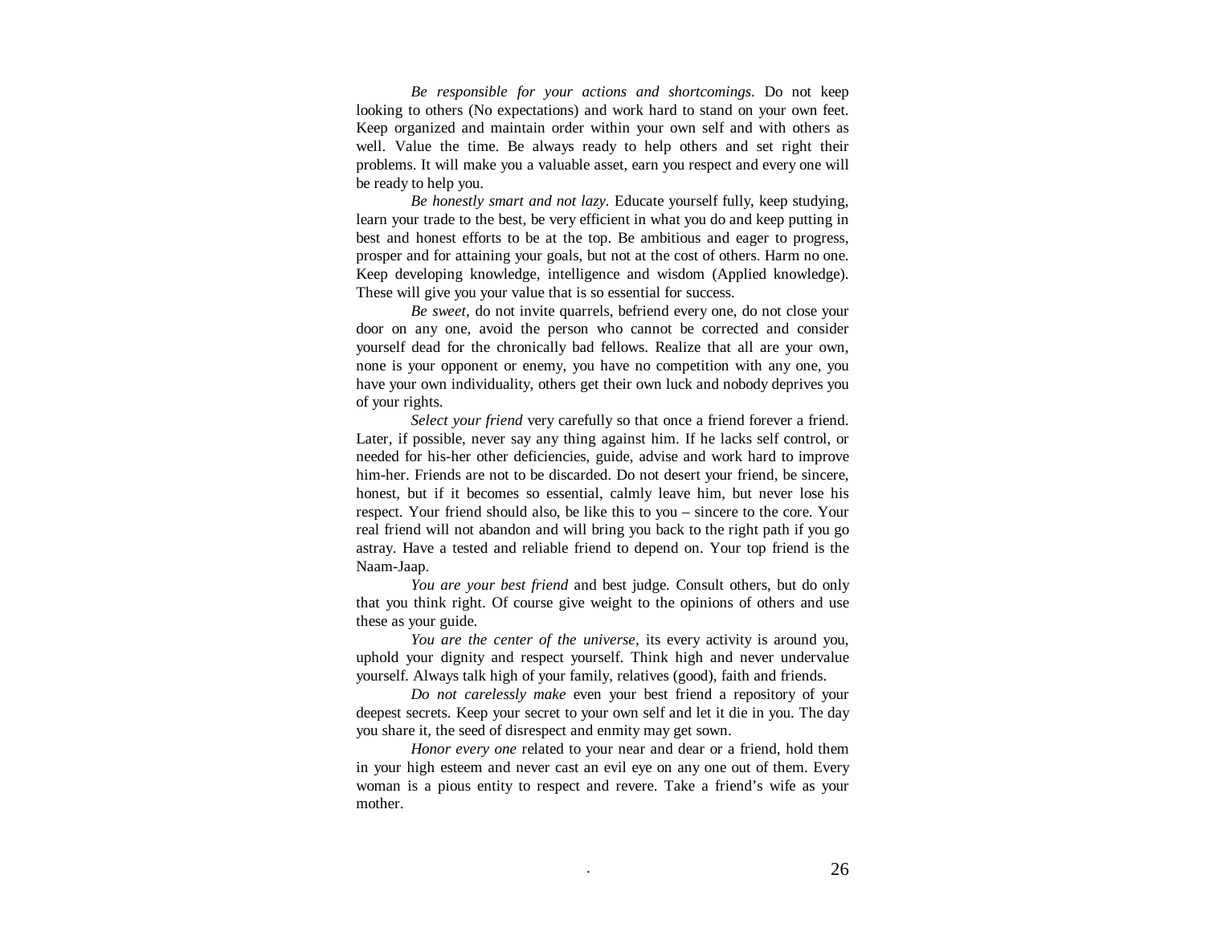*Be responsible for your actions and shortcomings*. Do not keep looking to others (No expectations) and work hard to stand on your own feet. Keep organized and maintain order within your own self and with others as well. Value the time. Be always ready to help others and set right their problems. It will make you a valuable asset, earn you respect and every one will be ready to help you.

*Be honestly smart and not lazy.* Educate yourself fully, keep studying, learn your trade to the best, be very efficient in what you do and keep putting in best and honest efforts to be at the top. Be ambitious and eager to progress, prosper and for attaining your goals, but not at the cost of others. Harm no one. Keep developing knowledge, intelligence and wisdom (Applied knowledge). These will give you your value that is so essential for success.

*Be sweet*, do not invite quarrels, befriend every one, do not close your door on any one, avoid the person who cannot be corrected and consider yourself dead for the chronically bad fellows. Realize that all are your own, none is your opponent or enemy, you have no competition with any one, you have your own individuality, others get their own luck and nobody deprives you of your rights.

*Select your friend* very carefully so that once a friend forever a friend. Later, if possible, never say any thing against him. If he lacks self control, or needed for his-her other deficiencies, guide, advise and work hard to improve him-her. Friends are not to be discarded. Do not desert your friend, be sincere, honest, but if it becomes so essential, calmly leave him, but never lose his respect. Your friend should also, be like this to you – sincere to the core. Your real friend will not abandon and will bring you back to the right path if you go astray. Have a tested and reliable friend to depend on. Your top friend is the Naam-Jaap.

*You are your best friend* and best judge. Consult others, but do only that you think right. Of course give weight to the opinions of others and use these as your guide.

*You are the center of the universe,* its every activity is around you, uphold your dignity and respect yourself. Think high and never undervalue yourself. Always talk high of your family, relatives (good), faith and friends.

*Do not carelessly make* even your best friend a repository of your deepest secrets. Keep your secret to your own self and let it die in you. The day you share it, the seed of disrespect and enmity may get sown.

*Honor every one* related to your near and dear or a friend, hold them in your high esteem and never cast an evil eye on any one out of them. Every woman is a pious entity to respect and revere. Take a friend's wife as your mother.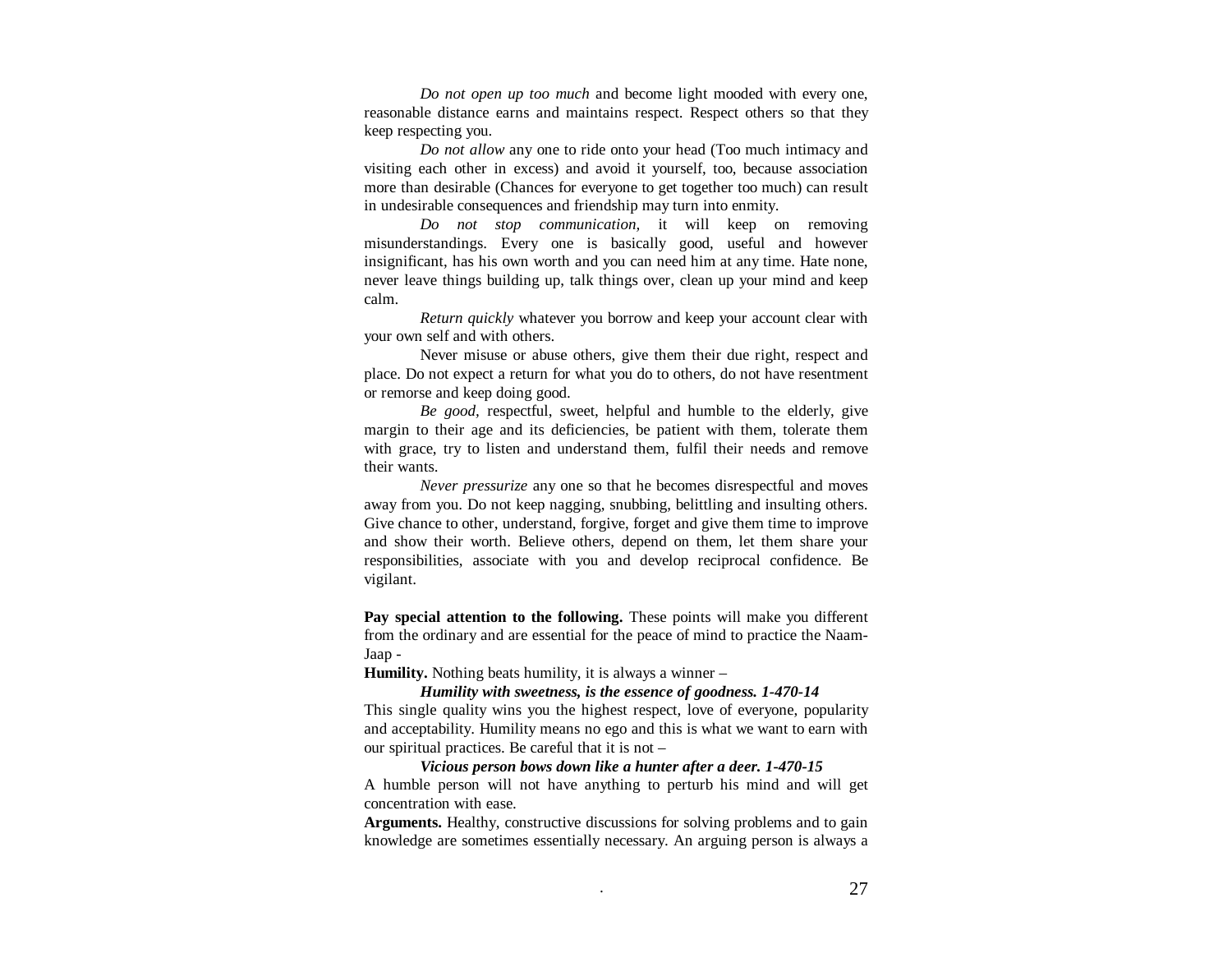*Do not open up too much* and become light mooded with every one, reasonable distance earns and maintains respect. Respect others so that they keep respecting you.

*Do not allow* any one to ride onto your head (Too much intimacy and visiting each other in excess) and avoid it yourself, too, because association more than desirable (Chances for everyone to get together too much) can result in undesirable consequences and friendship may turn into enmity.

*Do not stop communication,* it will keep on removing misunderstandings. Every one is basically good, useful and however insignificant, has his own worth and you can need him at any time. Hate none, never leave things building up, talk things over, clean up your mind and keep calm.

*Return quickly* whatever you borrow and keep your account clear with your own self and with others.

Never misuse or abuse others, give them their due right, respect and place. Do not expect a return for what you do to others, do not have resentment or remorse and keep doing good.

*Be good,* respectful, sweet, helpful and humble to the elderly, give margin to their age and its deficiencies, be patient with them, tolerate them with grace, try to listen and understand them, fulfil their needs and remove their wants.

*Never pressurize* any one so that he becomes disrespectful and moves away from you. Do not keep nagging, snubbing, belittling and insulting others. Give chance to other, understand, forgive, forget and give them time to improve and show their worth. Believe others, depend on them, let them share your responsibilities, associate with you and develop reciprocal confidence. Be vigilant.

**Pay special attention to the following.** These points will make you different from the ordinary and are essential for the peace of mind to practice the Naam-Jaap -

**Humility.** Nothing beats humility, it is always a winner –

***Humility with sweetness, is the essence of goodness. 1-470-14***

This single quality wins you the highest respect, love of everyone, popularity and acceptability. Humility means no ego and this is what we want to earn with our spiritual practices. Be careful that it is not –

***Vicious person bows down like a hunter after a deer. 1-470-15***

A humble person will not have anything to perturb his mind and will get concentration with ease.

**Arguments.** Healthy, constructive discussions for solving problems and to gain knowledge are sometimes essentially necessary. An arguing person is always a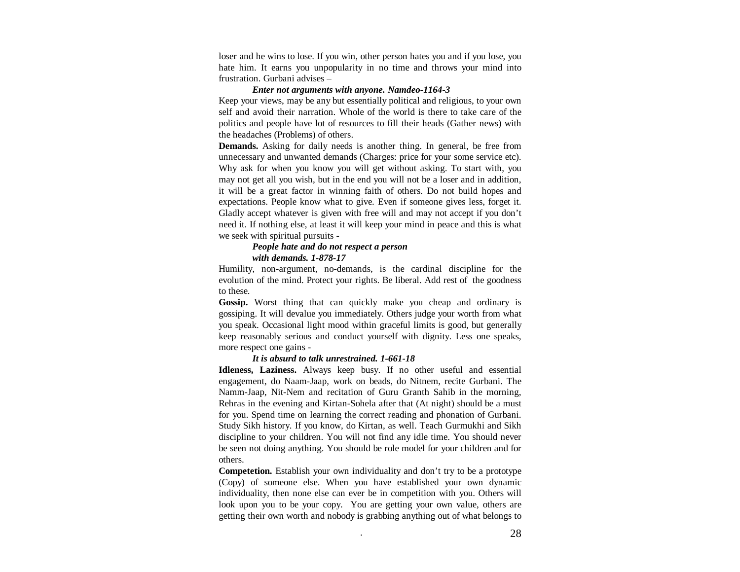loser and he wins to lose. If you win, other person hates you and if you lose, you hate him. It earns you unpopularity in no time and throws your mind into frustration. Gurbani advises –

> ***Enter not arguments with anyone. Namdeo-1164-3***

Keep your views, may be any but essentially political and religious, to your own self and avoid their narration. Whole of the world is there to take care of the politics and people have lot of resources to fill their heads (Gather news) with the headaches (Problems) of others.

**Demands.** Asking for daily needs is another thing. In general, be free from unnecessary and unwanted demands (Charges: price for your some service etc). Why ask for when you know you will get without asking. To start with, you may not get all you wish, but in the end you will not be a loser and in addition, it will be a great factor in winning faith of others. Do not build hopes and expectations. People know what to give. Even if someone gives less, forget it. Gladly accept whatever is given with free will and may not accept if you don't need it. If nothing else, at least it will keep your mind in peace and this is what we seek with spiritual pursuits -

> ***People hate and do not respect a person***
> ***with demands. 1-878-17***

Humility, non-argument, no-demands, is the cardinal discipline for the evolution of the mind. Protect your rights. Be liberal. Add rest of the goodness to these.

**Gossip.** Worst thing that can quickly make you cheap and ordinary is gossiping. It will devalue you immediately. Others judge your worth from what you speak. Occasional light mood within graceful limits is good, but generally keep reasonably serious and conduct yourself with dignity. Less one speaks, more respect one gains -

> ***It is absurd to talk unrestrained. 1-661-18***

**Idleness, Laziness.** Always keep busy. If no other useful and essential engagement, do Naam-Jaap, work on beads, do Nitnem, recite Gurbani. The Namm-Jaap, Nit-Nem and recitation of Guru Granth Sahib in the morning, Rehras in the evening and Kirtan-Sohela after that (At night) should be a must for you. Spend time on learning the correct reading and phonation of Gurbani. Study Sikh history. If you know, do Kirtan, as well. Teach Gurmukhi and Sikh discipline to your children. You will not find any idle time. You should never be seen not doing anything. You should be role model for your children and for others.

**Competetion.** Establish your own individuality and don't try to be a prototype (Copy) of someone else. When you have established your own dynamic individuality, then none else can ever be in competition with you. Others will look upon you to be your copy. You are getting your own value, others are getting their own worth and nobody is grabbing anything out of what belongs to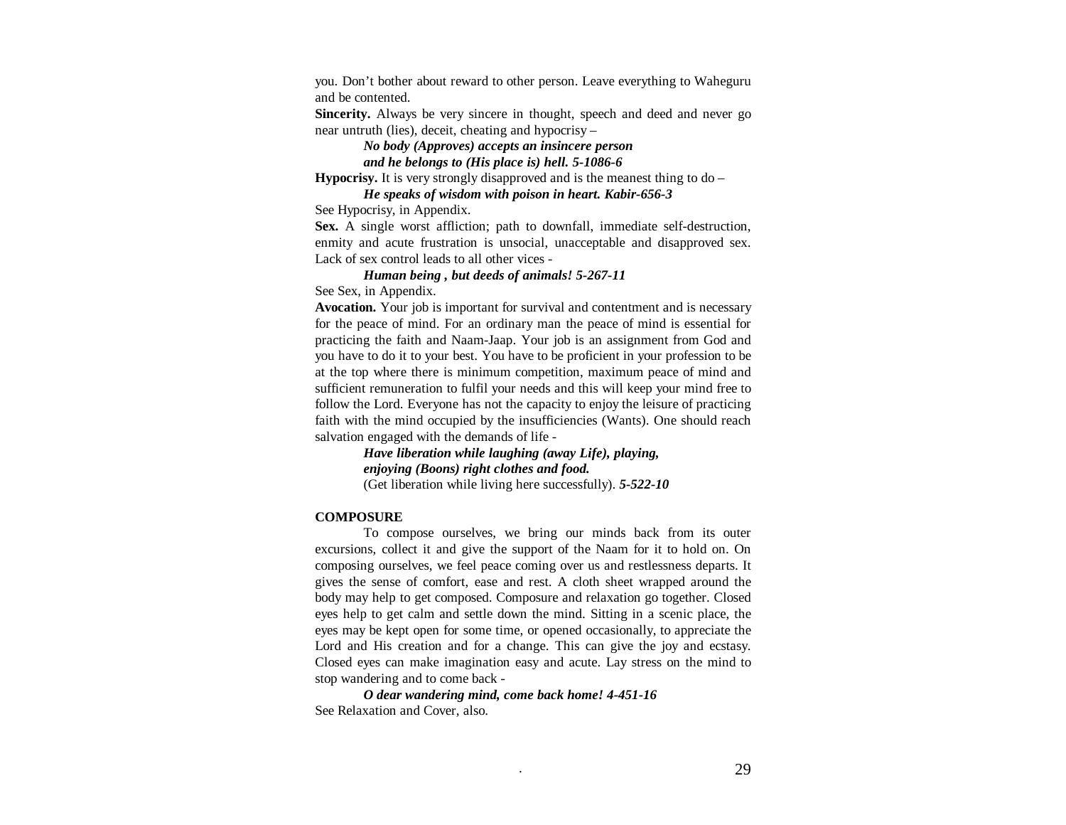you. Don't bother about reward to other person. Leave everything to Waheguru and be contented.

**Sincerity.** Always be very sincere in thought, speech and deed and never go near untruth (lies), deceit, cheating and hypocrisy –

> ***No body (Approves) accepts an insincere person***
> ***and he belongs to (His place is) hell. 5-1086-6***

**Hypocrisy.** It is very strongly disapproved and is the meanest thing to do –

> ***He speaks of wisdom with poison in heart. Kabir-656-3***

See Hypocrisy, in Appendix.

**Sex.** A single worst affliction; path to downfall, immediate self-destruction, enmity and acute frustration is unsocial, unacceptable and disapproved sex. Lack of sex control leads to all other vices -

> ***Human being , but deeds of animals! 5-267-11***

See Sex, in Appendix.

**Avocation.** Your job is important for survival and contentment and is necessary for the peace of mind. For an ordinary man the peace of mind is essential for practicing the faith and Naam-Jaap. Your job is an assignment from God and you have to do it to your best. You have to be proficient in your profession to be at the top where there is minimum competition, maximum peace of mind and sufficient remuneration to fulfil your needs and this will keep your mind free to follow the Lord. Everyone has not the capacity to enjoy the leisure of practicing faith with the mind occupied by the insufficiencies (Wants). One should reach salvation engaged with the demands of life -

> ***Have liberation while laughing (away Life), playing,***
> ***enjoying (Boons) right clothes and food.***
> (Get liberation while living here successfully). ***5-522-10***

**COMPOSURE**

To compose ourselves, we bring our minds back from its outer excursions, collect it and give the support of the Naam for it to hold on. On composing ourselves, we feel peace coming over us and restlessness departs. It gives the sense of comfort, ease and rest. A cloth sheet wrapped around the body may help to get composed. Composure and relaxation go together. Closed eyes help to get calm and settle down the mind. Sitting in a scenic place, the eyes may be kept open for some time, or opened occasionally, to appreciate the Lord and His creation and for a change. This can give the joy and ecstasy. Closed eyes can make imagination easy and acute. Lay stress on the mind to stop wandering and to come back -

> ***O dear wandering mind, come back home! 4-451-16***

See Relaxation and Cover, also.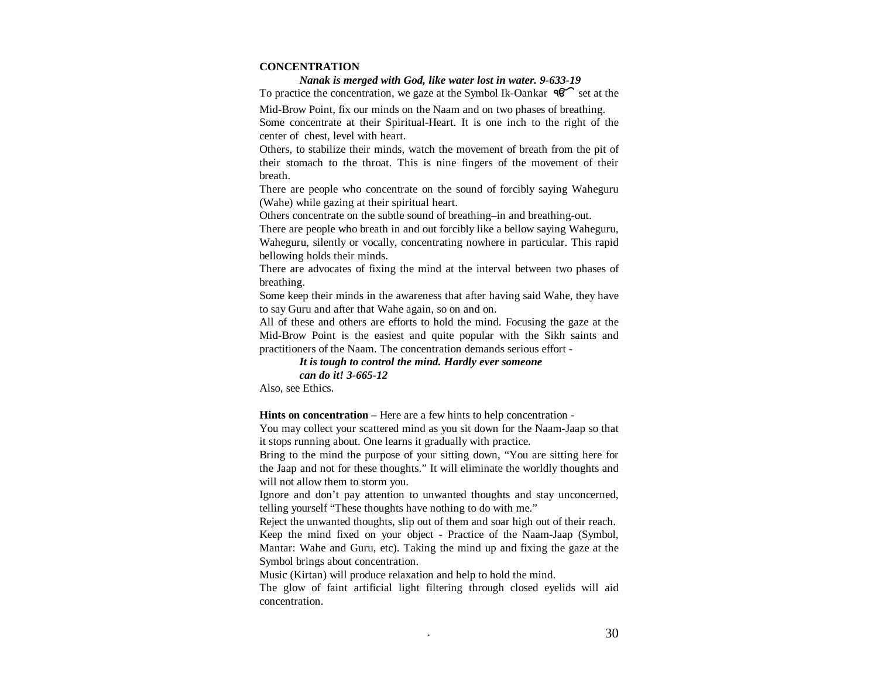**CONCENTRATION**

> ***Nanak is merged with God, like water lost in water. 9-633-19***

To practice the concentration, we gaze at the Symbol Ik-Oankar ੴ set at the Mid-Brow Point, fix our minds on the Naam and on two phases of breathing.

Some concentrate at their Spiritual-Heart. It is one inch to the right of the center of chest, level with heart.

Others, to stabilize their minds, watch the movement of breath from the pit of their stomach to the throat. This is nine fingers of the movement of their breath.

There are people who concentrate on the sound of forcibly saying Waheguru (Wahe) while gazing at their spiritual heart.

Others concentrate on the subtle sound of breathing–in and breathing-out.

There are people who breath in and out forcibly like a bellow saying Waheguru, Waheguru, silently or vocally, concentrating nowhere in particular. This rapid bellowing holds their minds.

There are advocates of fixing the mind at the interval between two phases of breathing.

Some keep their minds in the awareness that after having said Wahe, they have to say Guru and after that Wahe again, so on and on.

All of these and others are efforts to hold the mind. Focusing the gaze at the Mid-Brow Point is the easiest and quite popular with the Sikh saints and practitioners of the Naam. The concentration demands serious effort -

> ***It is tough to control the mind. Hardly ever someone can do it! 3-665-12***

Also, see Ethics.

**Hints on concentration –** Here are a few hints to help concentration -

You may collect your scattered mind as you sit down for the Naam-Jaap so that it stops running about. One learns it gradually with practice.

Bring to the mind the purpose of your sitting down, "You are sitting here for the Jaap and not for these thoughts." It will eliminate the worldly thoughts and will not allow them to storm you.

Ignore and don't pay attention to unwanted thoughts and stay unconcerned, telling yourself "These thoughts have nothing to do with me."

Reject the unwanted thoughts, slip out of them and soar high out of their reach.

Keep the mind fixed on your object - Practice of the Naam-Jaap (Symbol, Mantar: Wahe and Guru, etc). Taking the mind up and fixing the gaze at the Symbol brings about concentration.

Music (Kirtan) will produce relaxation and help to hold the mind.

The glow of faint artificial light filtering through closed eyelids will aid concentration.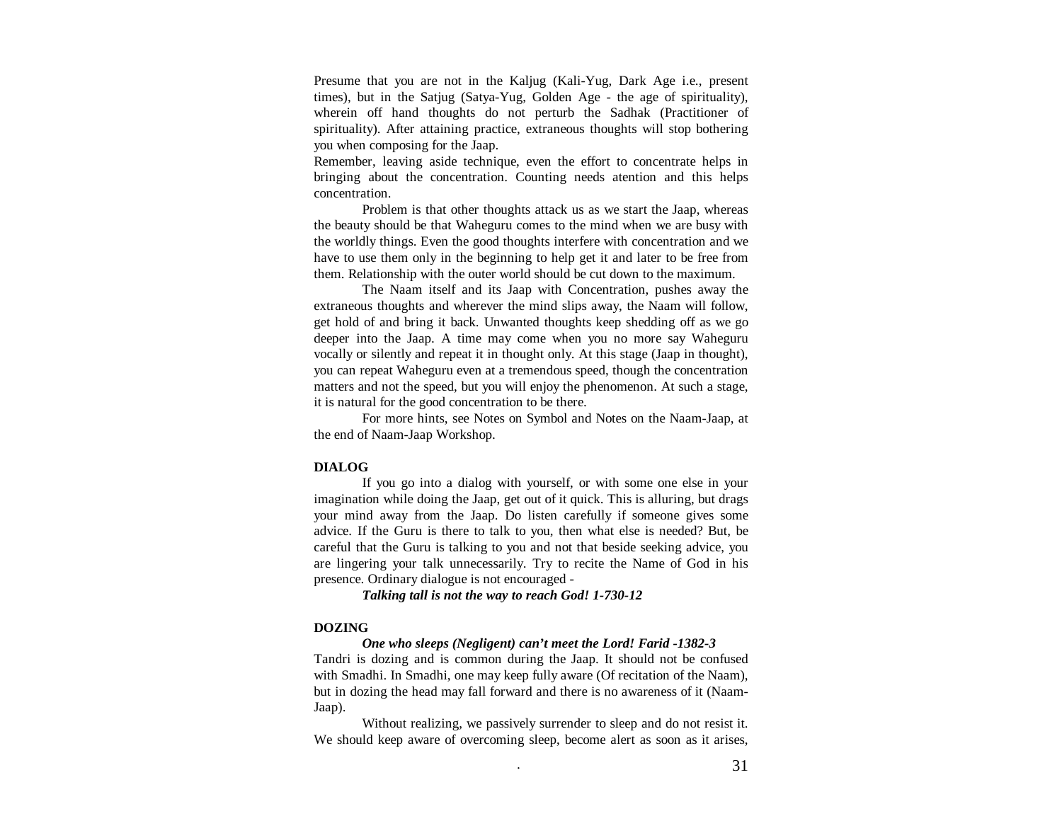Presume that you are not in the Kaljug (Kali-Yug, Dark Age i.e., present times), but in the Satjug (Satya-Yug, Golden Age - the age of spirituality), wherein off hand thoughts do not perturb the Sadhak (Practitioner of spirituality). After attaining practice, extraneous thoughts will stop bothering you when composing for the Jaap.

Remember, leaving aside technique, even the effort to concentrate helps in bringing about the concentration. Counting needs atention and this helps concentration.

Problem is that other thoughts attack us as we start the Jaap, whereas the beauty should be that Waheguru comes to the mind when we are busy with the worldly things. Even the good thoughts interfere with concentration and we have to use them only in the beginning to help get it and later to be free from them. Relationship with the outer world should be cut down to the maximum.

The Naam itself and its Jaap with Concentration, pushes away the extraneous thoughts and wherever the mind slips away, the Naam will follow, get hold of and bring it back. Unwanted thoughts keep shedding off as we go deeper into the Jaap. A time may come when you no more say Waheguru vocally or silently and repeat it in thought only. At this stage (Jaap in thought), you can repeat Waheguru even at a tremendous speed, though the concentration matters and not the speed, but you will enjoy the phenomenon. At such a stage, it is natural for the good concentration to be there.

For more hints, see Notes on Symbol and Notes on the Naam-Jaap, at the end of Naam-Jaap Workshop.

**DIALOG**

If you go into a dialog with yourself, or with some one else in your imagination while doing the Jaap, get out of it quick. This is alluring, but drags your mind away from the Jaap. Do listen carefully if someone gives some advice. If the Guru is there to talk to you, then what else is needed? But, be careful that the Guru is talking to you and not that beside seeking advice, you are lingering your talk unnecessarily. Try to recite the Name of God in his presence. Ordinary dialogue is not encouraged -

***Talking tall is not the way to reach God! 1-730-12***

**DOZING**

***One who sleeps (Negligent) can't meet the Lord! Farid -1382-3***

Tandri is dozing and is common during the Jaap. It should not be confused with Smadhi. In Smadhi, one may keep fully aware (Of recitation of the Naam), but in dozing the head may fall forward and there is no awareness of it (Naam-Jaap).

Without realizing, we passively surrender to sleep and do not resist it. We should keep aware of overcoming sleep, become alert as soon as it arises,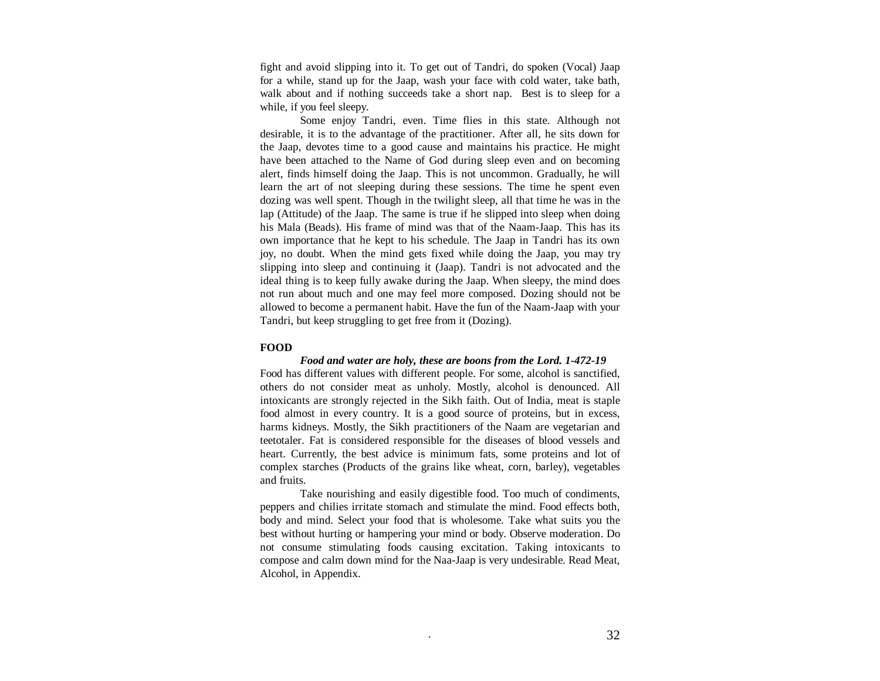fight and avoid slipping into it. To get out of Tandri, do spoken (Vocal) Jaap for a while, stand up for the Jaap, wash your face with cold water, take bath, walk about and if nothing succeeds take a short nap. Best is to sleep for a while, if you feel sleepy.

Some enjoy Tandri, even. Time flies in this state. Although not desirable, it is to the advantage of the practitioner. After all, he sits down for the Jaap, devotes time to a good cause and maintains his practice. He might have been attached to the Name of God during sleep even and on becoming alert, finds himself doing the Jaap. This is not uncommon. Gradually, he will learn the art of not sleeping during these sessions. The time he spent even dozing was well spent. Though in the twilight sleep, all that time he was in the lap (Attitude) of the Jaap. The same is true if he slipped into sleep when doing his Mala (Beads). His frame of mind was that of the Naam-Jaap. This has its own importance that he kept to his schedule. The Jaap in Tandri has its own joy, no doubt. When the mind gets fixed while doing the Jaap, you may try slipping into sleep and continuing it (Jaap). Tandri is not advocated and the ideal thing is to keep fully awake during the Jaap. When sleepy, the mind does not run about much and one may feel more composed. Dozing should not be allowed to become a permanent habit. Have the fun of the Naam-Jaap with your Tandri, but keep struggling to get free from it (Dozing).

**FOOD**

***Food and water are holy, these are boons from the Lord. 1-472-19***

Food has different values with different people. For some, alcohol is sanctified, others do not consider meat as unholy. Mostly, alcohol is denounced. All intoxicants are strongly rejected in the Sikh faith. Out of India, meat is staple food almost in every country. It is a good source of proteins, but in excess, harms kidneys. Mostly, the Sikh practitioners of the Naam are vegetarian and teetotaler. Fat is considered responsible for the diseases of blood vessels and heart. Currently, the best advice is minimum fats, some proteins and lot of complex starches (Products of the grains like wheat, corn, barley), vegetables and fruits.

Take nourishing and easily digestible food. Too much of condiments, peppers and chilies irritate stomach and stimulate the mind. Food effects both, body and mind. Select your food that is wholesome. Take what suits you the best without hurting or hampering your mind or body. Observe moderation. Do not consume stimulating foods causing excitation. Taking intoxicants to compose and calm down mind for the Naa-Jaap is very undesirable. Read Meat, Alcohol, in Appendix.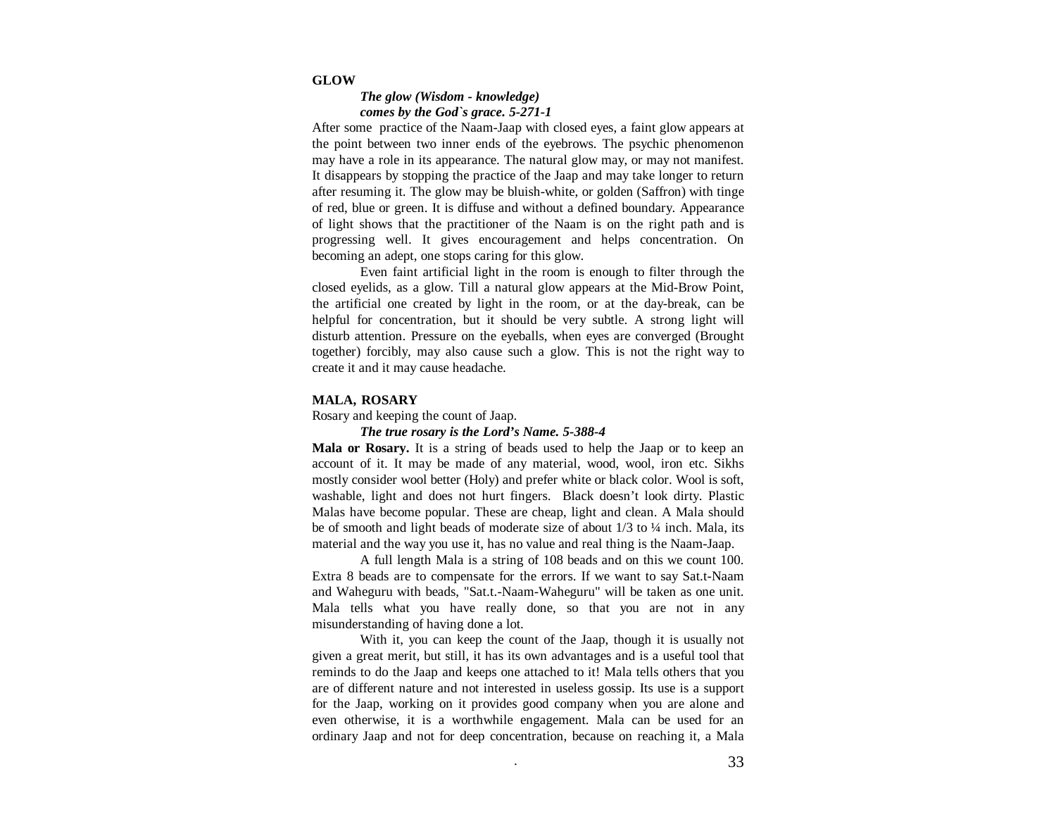**GLOW**

***The glow (Wisdom - knowledge)***
***comes by the God`s grace. 5-271-1***

After some practice of the Naam-Jaap with closed eyes, a faint glow appears at the point between two inner ends of the eyebrows. The psychic phenomenon may have a role in its appearance. The natural glow may, or may not manifest. It disappears by stopping the practice of the Jaap and may take longer to return after resuming it. The glow may be bluish-white, or golden (Saffron) with tinge of red, blue or green. It is diffuse and without a defined boundary. Appearance of light shows that the practitioner of the Naam is on the right path and is progressing well. It gives encouragement and helps concentration. On becoming an adept, one stops caring for this glow.

Even faint artificial light in the room is enough to filter through the closed eyelids, as a glow. Till a natural glow appears at the Mid-Brow Point, the artificial one created by light in the room, or at the day-break, can be helpful for concentration, but it should be very subtle. A strong light will disturb attention. Pressure on the eyeballs, when eyes are converged (Brought together) forcibly, may also cause such a glow. This is not the right way to create it and it may cause headache.

**MALA, ROSARY**

Rosary and keeping the count of Jaap.

***The true rosary is the Lord's Name. 5-388-4***

**Mala or Rosary.** It is a string of beads used to help the Jaap or to keep an account of it. It may be made of any material, wood, wool, iron etc. Sikhs mostly consider wool better (Holy) and prefer white or black color. Wool is soft, washable, light and does not hurt fingers. Black doesn't look dirty. Plastic Malas have become popular. These are cheap, light and clean. A Mala should be of smooth and light beads of moderate size of about 1/3 to ¼ inch. Mala, its material and the way you use it, has no value and real thing is the Naam-Jaap.

A full length Mala is a string of 108 beads and on this we count 100. Extra 8 beads are to compensate for the errors. If we want to say Sat.t-Naam and Waheguru with beads, "Sat.t.-Naam-Waheguru" will be taken as one unit. Mala tells what you have really done, so that you are not in any misunderstanding of having done a lot.

With it, you can keep the count of the Jaap, though it is usually not given a great merit, but still, it has its own advantages and is a useful tool that reminds to do the Jaap and keeps one attached to it! Mala tells others that you are of different nature and not interested in useless gossip. Its use is a support for the Jaap, working on it provides good company when you are alone and even otherwise, it is a worthwhile engagement. Mala can be used for an ordinary Jaap and not for deep concentration, because on reaching it, a Mala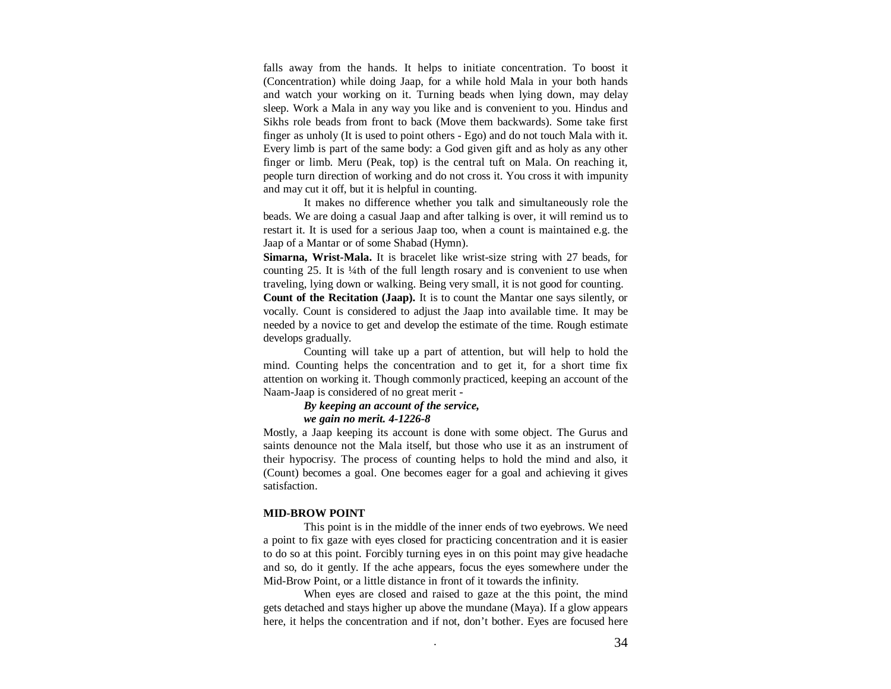falls away from the hands. It helps to initiate concentration. To boost it (Concentration) while doing Jaap, for a while hold Mala in your both hands and watch your working on it. Turning beads when lying down, may delay sleep. Work a Mala in any way you like and is convenient to you. Hindus and Sikhs role beads from front to back (Move them backwards). Some take first finger as unholy (It is used to point others - Ego) and do not touch Mala with it. Every limb is part of the same body: a God given gift and as holy as any other finger or limb. Meru (Peak, top) is the central tuft on Mala. On reaching it, people turn direction of working and do not cross it. You cross it with impunity and may cut it off, but it is helpful in counting.

It makes no difference whether you talk and simultaneously role the beads. We are doing a casual Jaap and after talking is over, it will remind us to restart it. It is used for a serious Jaap too, when a count is maintained e.g. the Jaap of a Mantar or of some Shabad (Hymn).

**Simarna, Wrist-Mala.** It is bracelet like wrist-size string with 27 beads, for counting 25. It is ¼th of the full length rosary and is convenient to use when traveling, lying down or walking. Being very small, it is not good for counting.

**Count of the Recitation (Jaap).** It is to count the Mantar one says silently, or vocally. Count is considered to adjust the Jaap into available time. It may be needed by a novice to get and develop the estimate of the time. Rough estimate develops gradually.

Counting will take up a part of attention, but will help to hold the mind. Counting helps the concentration and to get it, for a short time fix attention on working it. Though commonly practiced, keeping an account of the Naam-Jaap is considered of no great merit -

> ***By keeping an account of the service,***
> ***we gain no merit. 4-1226-8***

Mostly, a Jaap keeping its account is done with some object. The Gurus and saints denounce not the Mala itself, but those who use it as an instrument of their hypocrisy. The process of counting helps to hold the mind and also, it (Count) becomes a goal. One becomes eager for a goal and achieving it gives satisfaction.

## MID-BROW POINT

This point is in the middle of the inner ends of two eyebrows. We need a point to fix gaze with eyes closed for practicing concentration and it is easier to do so at this point. Forcibly turning eyes in on this point may give headache and so, do it gently. If the ache appears, focus the eyes somewhere under the Mid-Brow Point, or a little distance in front of it towards the infinity.

When eyes are closed and raised to gaze at the this point, the mind gets detached and stays higher up above the mundane (Maya). If a glow appears here, it helps the concentration and if not, don't bother. Eyes are focused here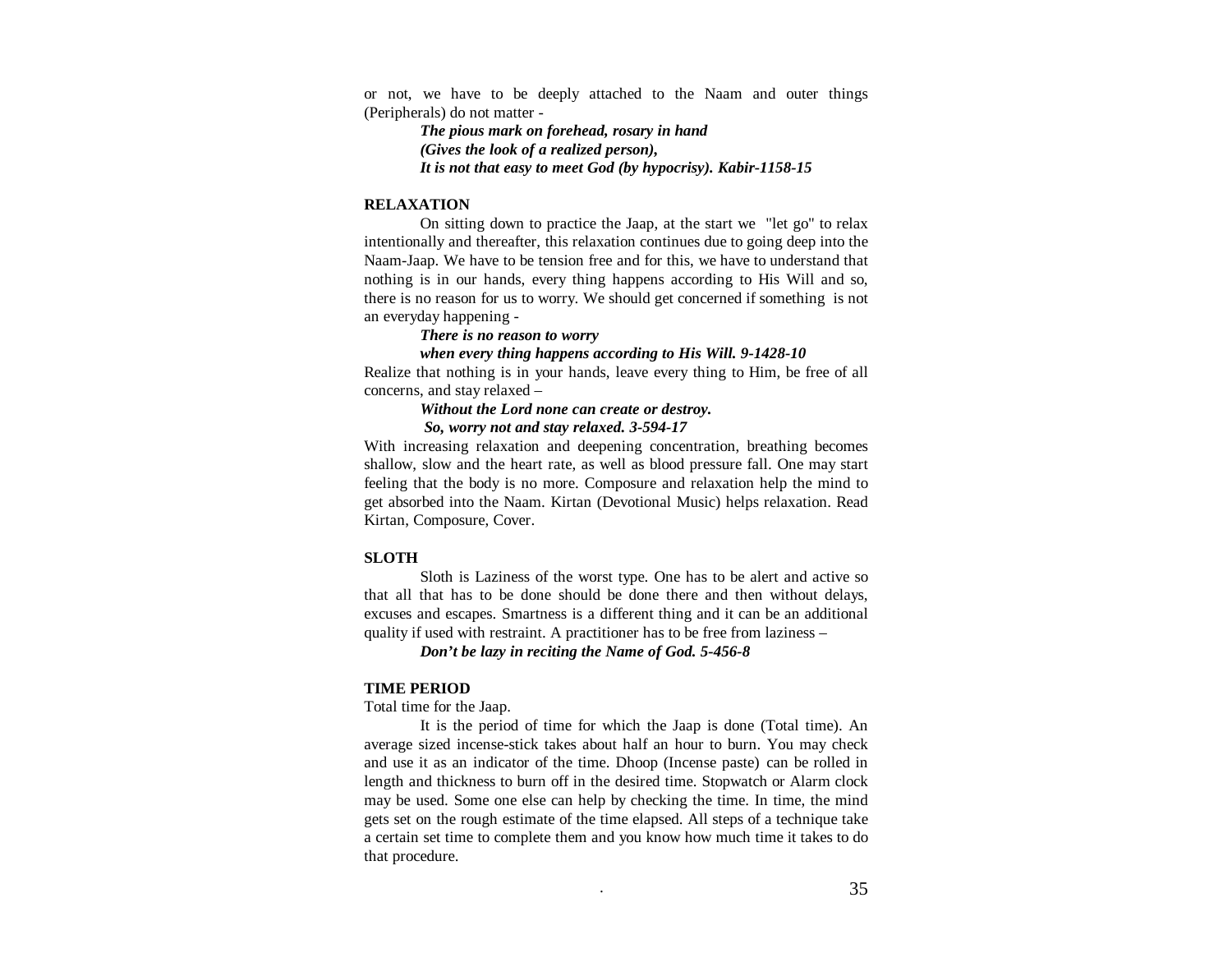or not, we have to be deeply attached to the Naam and outer things (Peripherals) do not matter -

> ***The pious mark on forehead, rosary in hand***
> ***(Gives the look of a realized person),***
> ***It is not that easy to meet God (by hypocrisy). Kabir-1158-15***

**RELAXATION**

On sitting down to practice the Jaap, at the start we "let go" to relax intentionally and thereafter, this relaxation continues due to going deep into the Naam-Jaap. We have to be tension free and for this, we have to understand that nothing is in our hands, every thing happens according to His Will and so, there is no reason for us to worry. We should get concerned if something is not an everyday happening -

> ***There is no reason to worry***
> ***when every thing happens according to His Will. 9-1428-10***

Realize that nothing is in your hands, leave every thing to Him, be free of all concerns, and stay relaxed –

> ***Without the Lord none can create or destroy.***
> ***So, worry not and stay relaxed. 3-594-17***

With increasing relaxation and deepening concentration, breathing becomes shallow, slow and the heart rate, as well as blood pressure fall. One may start feeling that the body is no more. Composure and relaxation help the mind to get absorbed into the Naam. Kirtan (Devotional Music) helps relaxation. Read Kirtan, Composure, Cover.

**SLOTH**

Sloth is Laziness of the worst type. One has to be alert and active so that all that has to be done should be done there and then without delays, excuses and escapes. Smartness is a different thing and it can be an additional quality if used with restraint. A practitioner has to be free from laziness –

> ***Don't be lazy in reciting the Name of God. 5-456-8***

**TIME PERIOD**

Total time for the Jaap.

It is the period of time for which the Jaap is done (Total time). An average sized incense-stick takes about half an hour to burn. You may check and use it as an indicator of the time. Dhoop (Incense paste) can be rolled in length and thickness to burn off in the desired time. Stopwatch or Alarm clock may be used. Some one else can help by checking the time. In time, the mind gets set on the rough estimate of the time elapsed. All steps of a technique take a certain set time to complete them and you know how much time it takes to do that procedure.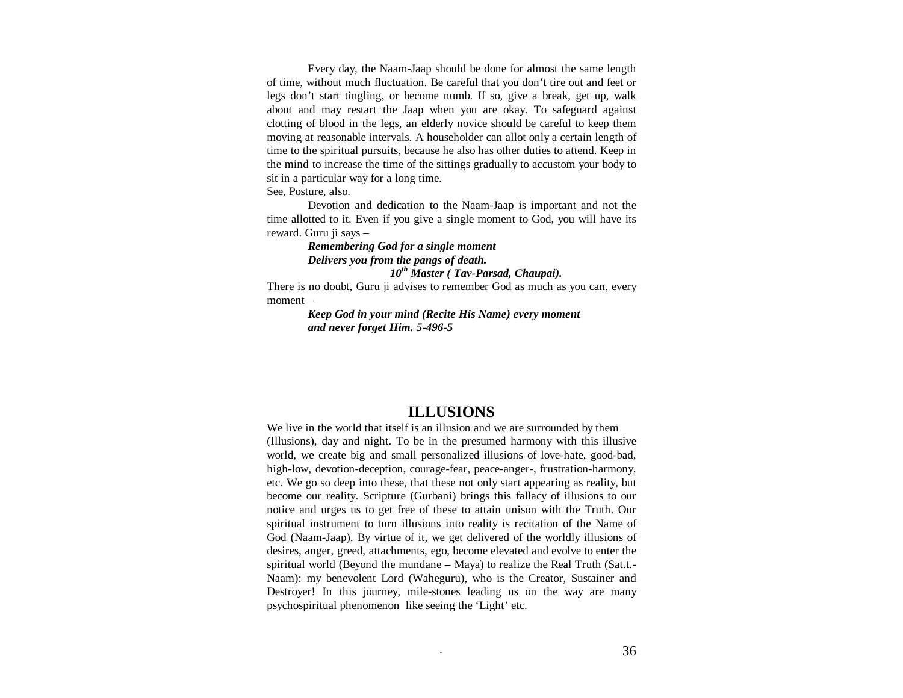Every day, the Naam-Jaap should be done for almost the same length of time, without much fluctuation. Be careful that you don't tire out and feet or legs don't start tingling, or become numb. If so, give a break, get up, walk about and may restart the Jaap when you are okay. To safeguard against clotting of blood in the legs, an elderly novice should be careful to keep them moving at reasonable intervals. A householder can allot only a certain length of time to the spiritual pursuits, because he also has other duties to attend. Keep in the mind to increase the time of the sittings gradually to accustom your body to sit in a particular way for a long time.

See, Posture, also.

Devotion and dedication to the Naam-Jaap is important and not the time allotted to it. Even if you give a single moment to God, you will have its reward. Guru ji says –

> ***Remembering God for a single moment***
> ***Delivers you from the pangs of death.***
> ***10th Master ( Tav-Parsad, Chaupai).***

There is no doubt, Guru ji advises to remember God as much as you can, every moment –

> ***Keep God in your mind (Recite His Name) every moment***
> ***and never forget Him. 5-496-5***

## ILLUSIONS

We live in the world that itself is an illusion and we are surrounded by them (Illusions), day and night. To be in the presumed harmony with this illusive world, we create big and small personalized illusions of love-hate, good-bad, high-low, devotion-deception, courage-fear, peace-anger-, frustration-harmony, etc. We go so deep into these, that these not only start appearing as reality, but become our reality. Scripture (Gurbani) brings this fallacy of illusions to our notice and urges us to get free of these to attain unison with the Truth. Our spiritual instrument to turn illusions into reality is recitation of the Name of God (Naam-Jaap). By virtue of it, we get delivered of the worldly illusions of desires, anger, greed, attachments, ego, become elevated and evolve to enter the spiritual world (Beyond the mundane – Maya) to realize the Real Truth (Sat.t.-Naam): my benevolent Lord (Waheguru), who is the Creator, Sustainer and Destroyer! In this journey, mile-stones leading us on the way are many psychospiritual phenomenon like seeing the 'Light' etc.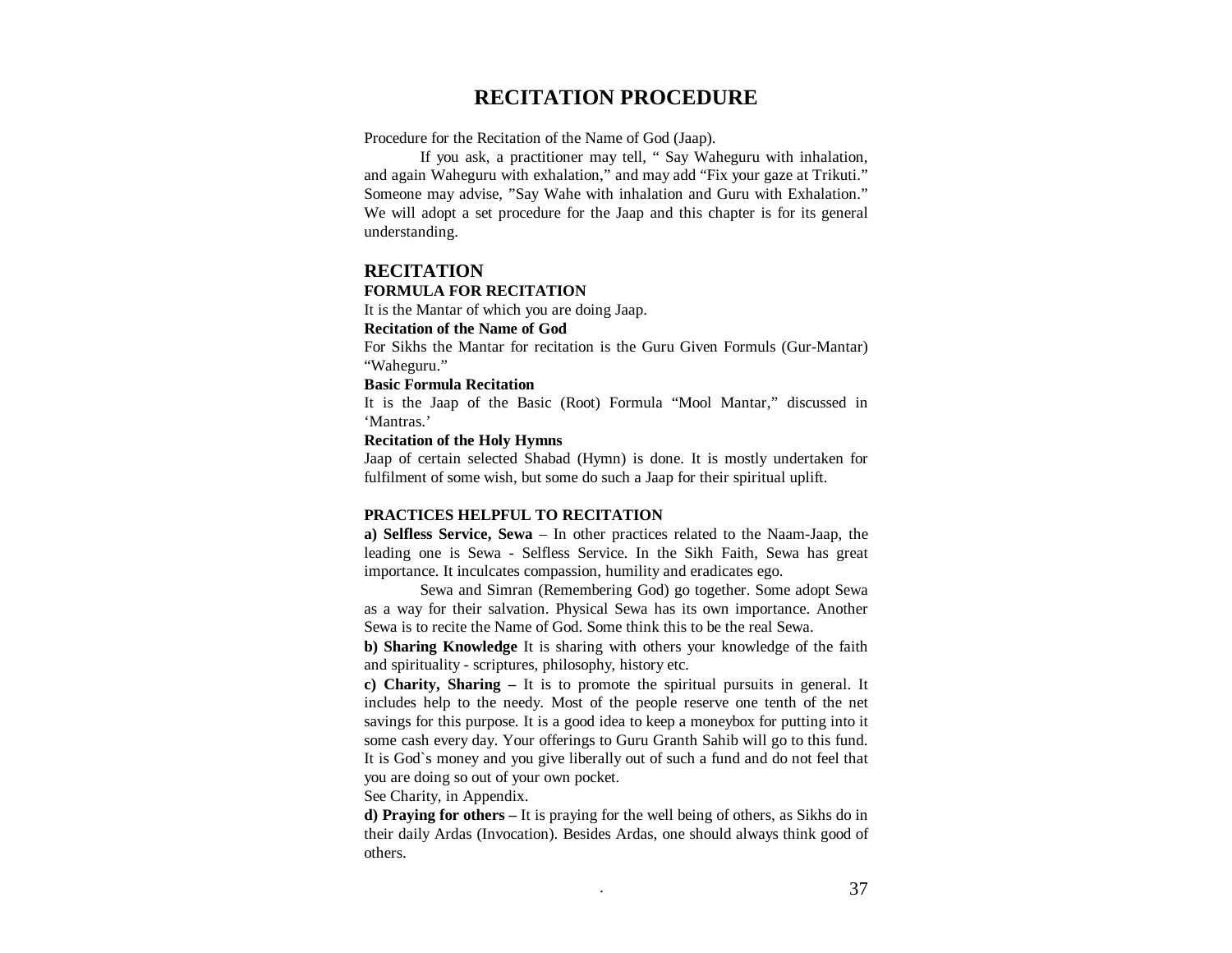# RECITATION PROCEDURE

Procedure for the Recitation of the Name of God (Jaap).

If you ask, a practitioner may tell, " Say Waheguru with inhalation, and again Waheguru with exhalation," and may add "Fix your gaze at Trikuti." Someone may advise, "Say Wahe with inhalation and Guru with Exhalation." We will adopt a set procedure for the Jaap and this chapter is for its general understanding.

## RECITATION

### FORMULA FOR RECITATION

It is the Mantar of which you are doing Jaap.

**Recitation of the Name of God**

For Sikhs the Mantar for recitation is the Guru Given Formuls (Gur-Mantar) "Waheguru."

**Basic Formula Recitation**

It is the Jaap of the Basic (Root) Formula "Mool Mantar," discussed in 'Mantras.'

**Recitation of the Holy Hymns**

Jaap of certain selected Shabad (Hymn) is done. It is mostly undertaken for fulfilment of some wish, but some do such a Jaap for their spiritual uplift.

### PRACTICES HELPFUL TO RECITATION

**a) Selfless Service, Sewa** – In other practices related to the Naam-Jaap, the leading one is Sewa - Selfless Service. In the Sikh Faith, Sewa has great importance. It inculcates compassion, humility and eradicates ego.

Sewa and Simran (Remembering God) go together. Some adopt Sewa as a way for their salvation. Physical Sewa has its own importance. Another Sewa is to recite the Name of God. Some think this to be the real Sewa.

**b) Sharing Knowledge** It is sharing with others your knowledge of the faith and spirituality - scriptures, philosophy, history etc.

**c) Charity, Sharing –** It is to promote the spiritual pursuits in general. It includes help to the needy. Most of the people reserve one tenth of the net savings for this purpose. It is a good idea to keep a moneybox for putting into it some cash every day. Your offerings to Guru Granth Sahib will go to this fund. It is God`s money and you give liberally out of such a fund and do not feel that you are doing so out of your own pocket.

See Charity, in Appendix.

**d) Praying for others –** It is praying for the well being of others, as Sikhs do in their daily Ardas (Invocation). Besides Ardas, one should always think good of others.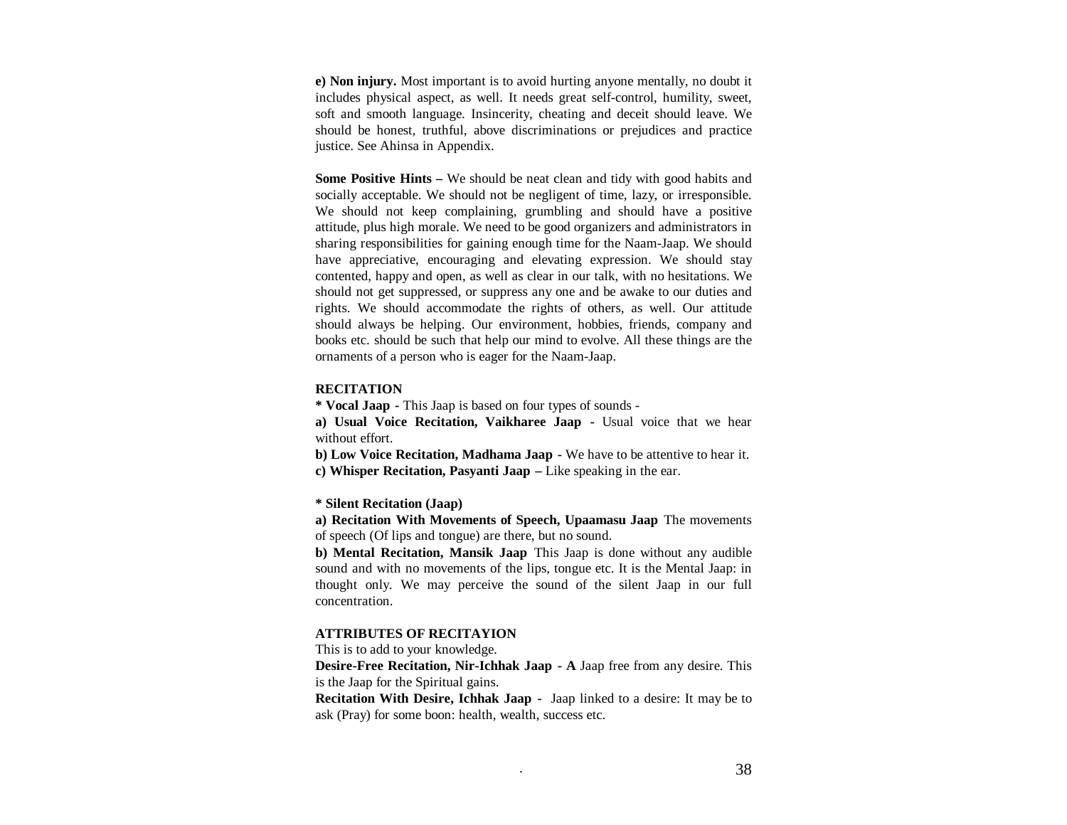**e) Non injury.** Most important is to avoid hurting anyone mentally, no doubt it includes physical aspect, as well. It needs great self-control, humility, sweet, soft and smooth language. Insincerity, cheating and deceit should leave. We should be honest, truthful, above discriminations or prejudices and practice justice. See Ahinsa in Appendix.

**Some Positive Hints –** We should be neat clean and tidy with good habits and socially acceptable. We should not be negligent of time, lazy, or irresponsible. We should not keep complaining, grumbling and should have a positive attitude, plus high morale. We need to be good organizers and administrators in sharing responsibilities for gaining enough time for the Naam-Jaap. We should have appreciative, encouraging and elevating expression. We should stay contented, happy and open, as well as clear in our talk, with no hesitations. We should not get suppressed, or suppress any one and be awake to our duties and rights. We should accommodate the rights of others, as well. Our attitude should always be helping. Our environment, hobbies, friends, company and books etc. should be such that help our mind to evolve. All these things are the ornaments of a person who is eager for the Naam-Jaap.

**RECITATION**

**\* Vocal Jaap -** This Jaap is based on four types of sounds -

**a) Usual Voice Recitation, Vaikharee Jaap -** Usual voice that we hear without effort.

**b) Low Voice Recitation, Madhama Jaap -** We have to be attentive to hear it.

**c) Whisper Recitation, Pasyanti Jaap –** Like speaking in the ear.

**\* Silent Recitation (Jaap)**

**a) Recitation With Movements of Speech, Upaamasu Jaap** The movements of speech (Of lips and tongue) are there, but no sound.

**b) Mental Recitation, Mansik Jaap** This Jaap is done without any audible sound and with no movements of the lips, tongue etc. It is the Mental Jaap: in thought only. We may perceive the sound of the silent Jaap in our full concentration.

**ATTRIBUTES OF RECITAYION**

This is to add to your knowledge.

**Desire-Free Recitation, Nir-Ichhak Jaap - A** Jaap free from any desire. This is the Jaap for the Spiritual gains.

**Recitation With Desire, Ichhak Jaap -** Jaap linked to a desire: It may be to ask (Pray) for some boon: health, wealth, success etc.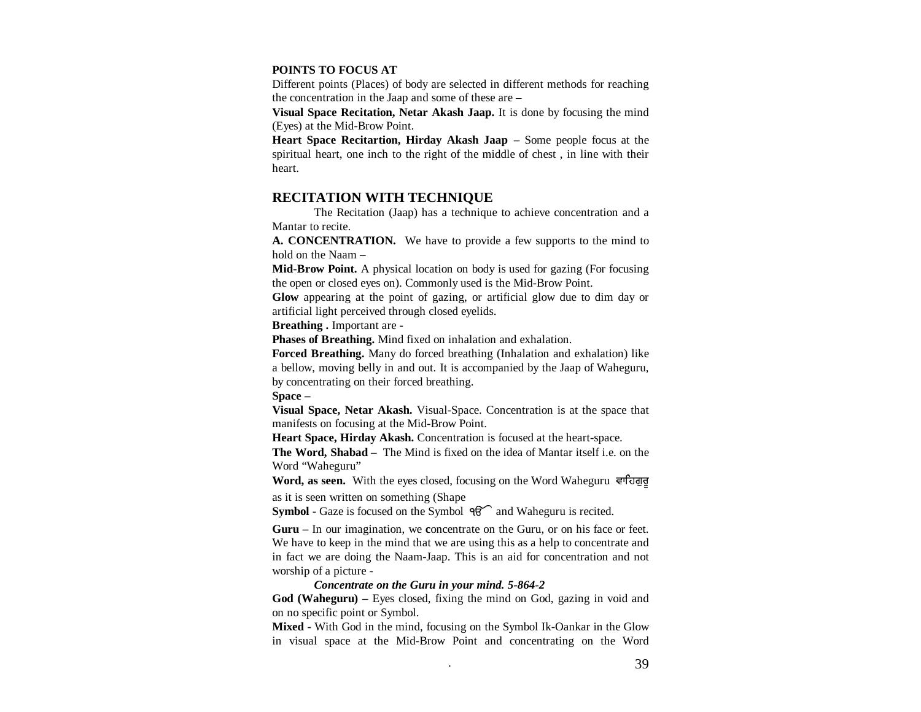**POINTS TO FOCUS AT**

Different points (Places) of body are selected in different methods for reaching the concentration in the Jaap and some of these are –

**Visual Space Recitation, Netar Akash Jaap.** It is done by focusing the mind (Eyes) at the Mid-Brow Point.

**Heart Space Recitartion, Hirday Akash Jaap –** Some people focus at the spiritual heart, one inch to the right of the middle of chest , in line with their heart.

## RECITATION WITH TECHNIQUE

The Recitation (Jaap) has a technique to achieve concentration and a Mantar to recite.

**A. CONCENTRATION.** We have to provide a few supports to the mind to hold on the Naam –

**Mid-Brow Point.** A physical location on body is used for gazing (For focusing the open or closed eyes on). Commonly used is the Mid-Brow Point.

**Glow** appearing at the point of gazing, or artificial glow due to dim day or artificial light perceived through closed eyelids.

**Breathing .** Important are -

**Phases of Breathing.** Mind fixed on inhalation and exhalation.

**Forced Breathing.** Many do forced breathing (Inhalation and exhalation) like a bellow, moving belly in and out. It is accompanied by the Jaap of Waheguru, by concentrating on their forced breathing.

**Space –**

**Visual Space, Netar Akash.** Visual-Space. Concentration is at the space that manifests on focusing at the Mid-Brow Point.

**Heart Space, Hirday Akash.** Concentration is focused at the heart-space.

**The Word, Shabad –** The Mind is fixed on the idea of Mantar itself i.e. on the Word "Waheguru"

**Word, as seen.** With the eyes closed, focusing on the Word Waheguru ਵਾਹਿਗੁਰੂ as it is seen written on something (Shape

**Symbol -** Gaze is focused on the Symbol ੧ੳ and Waheguru is recited.

**Guru –** In our imagination, we concentrate on the Guru, or on his face or feet. We have to keep in the mind that we are using this as a help to concentrate and in fact we are doing the Naam-Jaap. This is an aid for concentration and not worship of a picture -

***Concentrate on the Guru in your mind. 5-864-2***

**God (Waheguru) –** Eyes closed, fixing the mind on God, gazing in void and on no specific point or Symbol.

**Mixed -** With God in the mind, focusing on the Symbol Ik-Oankar in the Glow in visual space at the Mid-Brow Point and concentrating on the Word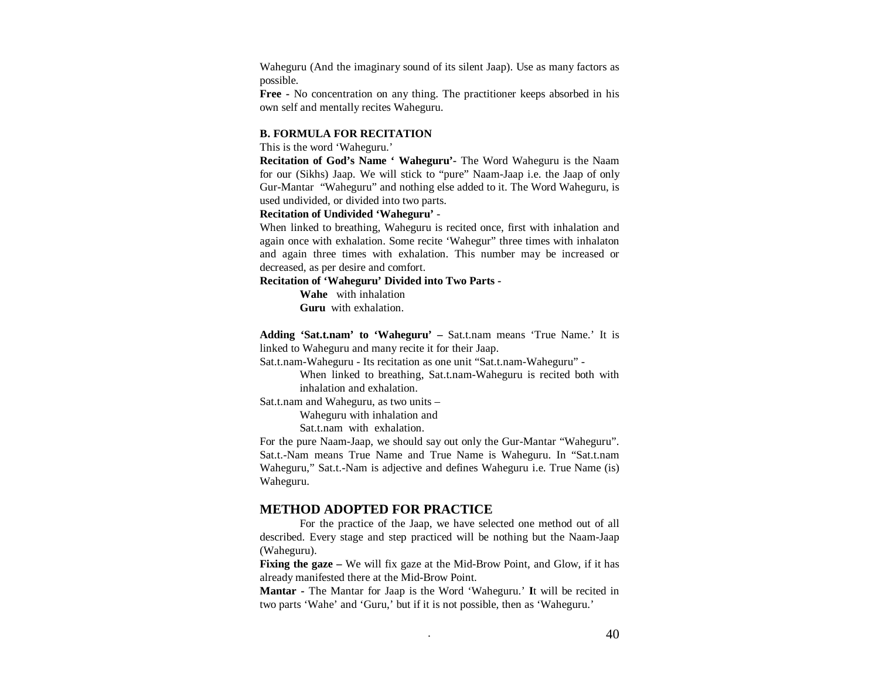Waheguru (And the imaginary sound of its silent Jaap). Use as many factors as possible.

**Free** - No concentration on any thing. The practitioner keeps absorbed in his own self and mentally recites Waheguru.

#### B. FORMULA FOR RECITATION

This is the word 'Waheguru.'

**Recitation of God's Name ' Waheguru'**- The Word Waheguru is the Naam for our (Sikhs) Jaap. We will stick to "pure" Naam-Jaap i.e. the Jaap of only Gur-Mantar "Waheguru" and nothing else added to it. The Word Waheguru, is used undivided, or divided into two parts.

**Recitation of Undivided 'Waheguru'** -

When linked to breathing, Waheguru is recited once, first with inhalation and again once with exhalation. Some recite 'Wahegur" three times with inhalaton and again three times with exhalation. This number may be increased or decreased, as per desire and comfort.

**Recitation of 'Waheguru' Divided into Two Parts** -

> **Wahe** with inhalation
> **Guru** with exhalation.

**Adding 'Sat.t.nam' to 'Waheguru' –** Sat.t.nam means 'True Name.' It is linked to Waheguru and many recite it for their Jaap.

Sat.t.nam-Waheguru - Its recitation as one unit "Sat.t.nam-Waheguru" -

> When linked to breathing, Sat.t.nam-Waheguru is recited both with inhalation and exhalation.

Sat.t.nam and Waheguru, as two units –

> Waheguru with inhalation and
> Sat.t.nam with exhalation.

For the pure Naam-Jaap, we should say out only the Gur-Mantar "Waheguru". Sat.t.-Nam means True Name and True Name is Waheguru. In "Sat.t.nam Waheguru," Sat.t.-Nam is adjective and defines Waheguru i.e. True Name (is) Waheguru.

## METHOD ADOPTED FOR PRACTICE

For the practice of the Jaap, we have selected one method out of all described. Every stage and step practiced will be nothing but the Naam-Jaap (Waheguru).

**Fixing the gaze –** We will fix gaze at the Mid-Brow Point, and Glow, if it has already manifested there at the Mid-Brow Point.

**Mantar -** The Mantar for Jaap is the Word 'Waheguru.' **I**t will be recited in two parts 'Wahe' and 'Guru,' but if it is not possible, then as 'Waheguru.'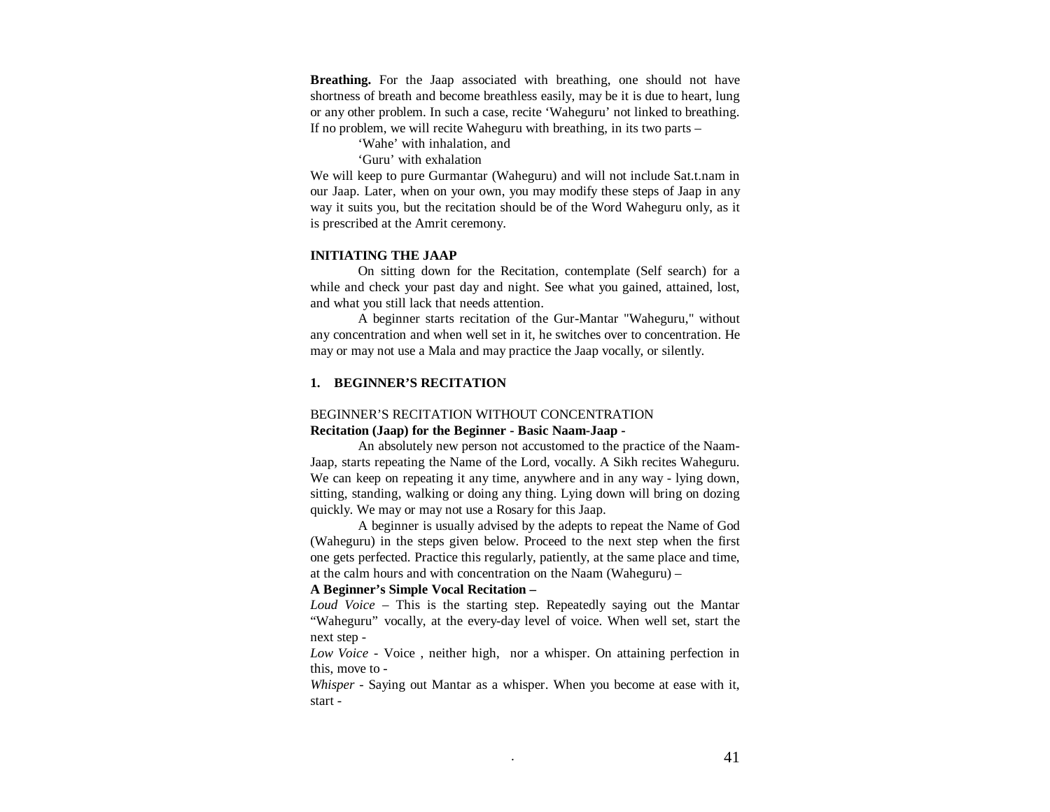**Breathing.** For the Jaap associated with breathing, one should not have shortness of breath and become breathless easily, may be it is due to heart, lung or any other problem. In such a case, recite 'Waheguru' not linked to breathing. If no problem, we will recite Waheguru with breathing, in its two parts –

'Wahe' with inhalation, and

'Guru' with exhalation

We will keep to pure Gurmantar (Waheguru) and will not include Sat.t.nam in our Jaap. Later, when on your own, you may modify these steps of Jaap in any way it suits you, but the recitation should be of the Word Waheguru only, as it is prescribed at the Amrit ceremony.

**INITIATING THE JAAP**

On sitting down for the Recitation, contemplate (Self search) for a while and check your past day and night. See what you gained, attained, lost, and what you still lack that needs attention.

A beginner starts recitation of the Gur-Mantar "Waheguru," without any concentration and when well set in it, he switches over to concentration. He may or may not use a Mala and may practice the Jaap vocally, or silently.

**1. BEGINNER'S RECITATION**

BEGINNER'S RECITATION WITHOUT CONCENTRATION

**Recitation (Jaap) for the Beginner - Basic Naam-Jaap -**

An absolutely new person not accustomed to the practice of the Naam-Jaap, starts repeating the Name of the Lord, vocally. A Sikh recites Waheguru. We can keep on repeating it any time, anywhere and in any way - lying down, sitting, standing, walking or doing any thing. Lying down will bring on dozing quickly. We may or may not use a Rosary for this Jaap.

A beginner is usually advised by the adepts to repeat the Name of God (Waheguru) in the steps given below. Proceed to the next step when the first one gets perfected. Practice this regularly, patiently, at the same place and time, at the calm hours and with concentration on the Naam (Waheguru) –

**A Beginner's Simple Vocal Recitation –**

*Loud Voice* – This is the starting step. Repeatedly saying out the Mantar "Waheguru" vocally, at the every-day level of voice. When well set, start the next step -

*Low Voice* - Voice , neither high, nor a whisper. On attaining perfection in this, move to -

*Whisper* - Saying out Mantar as a whisper. When you become at ease with it, start -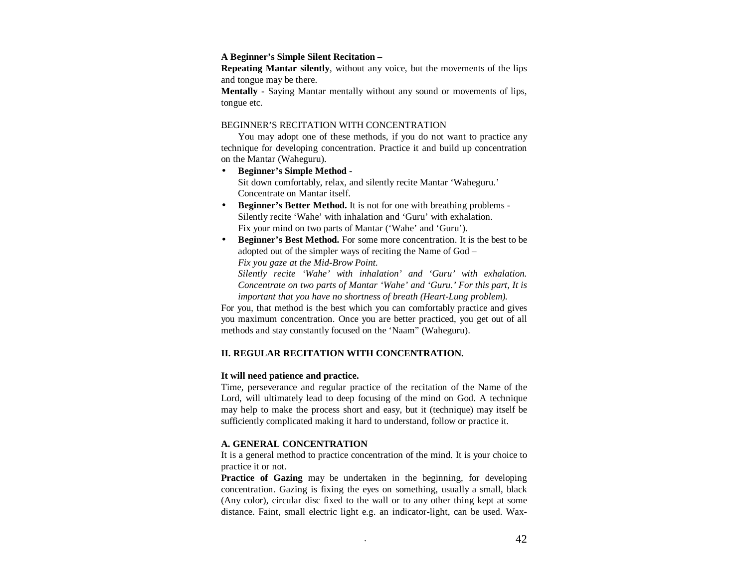**A Beginner's Simple Silent Recitation –**

**Repeating Mantar silently**, without any voice, but the movements of the lips and tongue may be there.

**Mentally -** Saying Mantar mentally without any sound or movements of lips, tongue etc.

BEGINNER'S RECITATION WITH CONCENTRATION

You may adopt one of these methods, if you do not want to practice any technique for developing concentration. Practice it and build up concentration on the Mantar (Waheguru).

- **Beginner's Simple Method** -
  Sit down comfortably, relax, and silently recite Mantar 'Waheguru.'
  Concentrate on Mantar itself.
- **Beginner's Better Method.** It is not for one with breathing problems -
  Silently recite 'Wahe' with inhalation and 'Guru' with exhalation.
  Fix your mind on two parts of Mantar ('Wahe' and 'Guru').
- **Beginner's Best Method.** For some more concentration. It is the best to be adopted out of the simpler ways of reciting the Name of God –
  *Fix you gaze at the Mid-Brow Point.*
  *Silently recite 'Wahe' with inhalation' and 'Guru' with exhalation. Concentrate on two parts of Mantar 'Wahe' and 'Guru.' For this part, It is important that you have no shortness of breath (Heart-Lung problem).*

For you, that method is the best which you can comfortably practice and gives you maximum concentration. Once you are better practiced, you get out of all methods and stay constantly focused on the 'Naam" (Waheguru).

## II. REGULAR RECITATION WITH CONCENTRATION.

**It will need patience and practice.**

Time, perseverance and regular practice of the recitation of the Name of the Lord, will ultimately lead to deep focusing of the mind on God. A technique may help to make the process short and easy, but it (technique) may itself be sufficiently complicated making it hard to understand, follow or practice it.

### A. GENERAL CONCENTRATION

It is a general method to practice concentration of the mind. It is your choice to practice it or not.

**Practice of Gazing** may be undertaken in the beginning, for developing concentration. Gazing is fixing the eyes on something, usually a small, black (Any color), circular disc fixed to the wall or to any other thing kept at some distance. Faint, small electric light e.g. an indicator-light, can be used. Wax-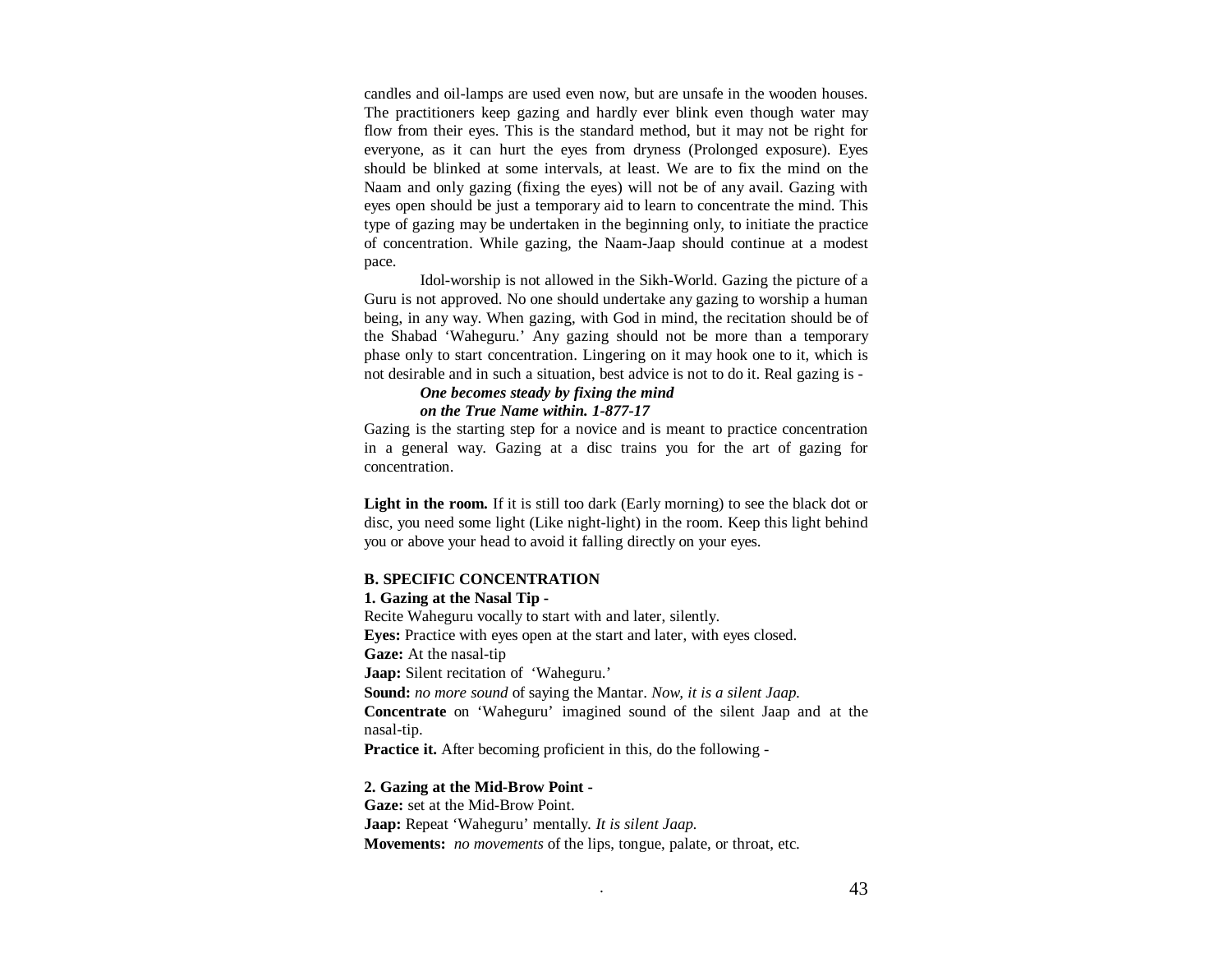candles and oil-lamps are used even now, but are unsafe in the wooden houses. The practitioners keep gazing and hardly ever blink even though water may flow from their eyes. This is the standard method, but it may not be right for everyone, as it can hurt the eyes from dryness (Prolonged exposure). Eyes should be blinked at some intervals, at least. We are to fix the mind on the Naam and only gazing (fixing the eyes) will not be of any avail. Gazing with eyes open should be just a temporary aid to learn to concentrate the mind. This type of gazing may be undertaken in the beginning only, to initiate the practice of concentration. While gazing, the Naam-Jaap should continue at a modest pace.

Idol-worship is not allowed in the Sikh-World. Gazing the picture of a Guru is not approved. No one should undertake any gazing to worship a human being, in any way. When gazing, with God in mind, the recitation should be of the Shabad 'Waheguru.' Any gazing should not be more than a temporary phase only to start concentration. Lingering on it may hook one to it, which is not desirable and in such a situation, best advice is not to do it. Real gazing is -

> ***One becomes steady by fixing the mind***
> ***on the True Name within. 1-877-17***

Gazing is the starting step for a novice and is meant to practice concentration in a general way. Gazing at a disc trains you for the art of gazing for concentration.

**Light in the room.** If it is still too dark (Early morning) to see the black dot or disc, you need some light (Like night-light) in the room. Keep this light behind you or above your head to avoid it falling directly on your eyes.

### B. SPECIFIC CONCENTRATION

**1. Gazing at the Nasal Tip -**

Recite Waheguru vocally to start with and later, silently.

**Eyes:** Practice with eyes open at the start and later, with eyes closed.

**Gaze:** At the nasal-tip

**Jaap:** Silent recitation of 'Waheguru.'

**Sound:** *no more sound* of saying the Mantar. *Now, it is a silent Jaap.*

**Concentrate** on 'Waheguru' imagined sound of the silent Jaap and at the nasal-tip.

**Practice it.** After becoming proficient in this, do the following -

**2. Gazing at the Mid-Brow Point -**

**Gaze:** set at the Mid-Brow Point.

**Jaap:** Repeat 'Waheguru' mentally. *It is silent Jaap.*

**Movements:** *no movements* of the lips, tongue, palate, or throat, etc.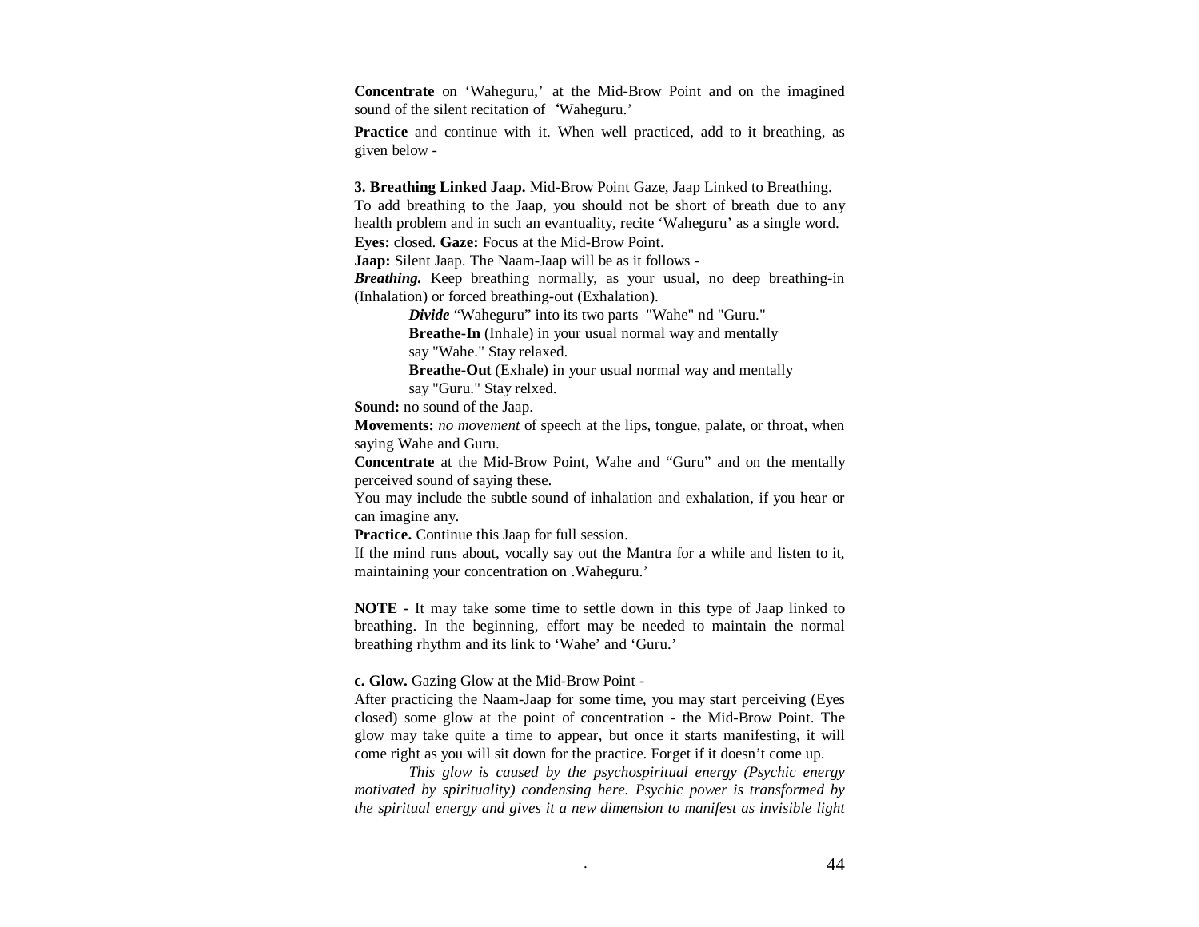**Concentrate** on 'Waheguru,' at the Mid-Brow Point and on the imagined sound of the silent recitation of 'Waheguru.'

**Practice** and continue with it. When well practiced, add to it breathing, as given below -

**3. Breathing Linked Jaap.** Mid-Brow Point Gaze, Jaap Linked to Breathing.
To add breathing to the Jaap, you should not be short of breath due to any health problem and in such an evantuality, recite 'Waheguru' as a single word.
**Eyes:** closed. **Gaze:** Focus at the Mid-Brow Point.
**Jaap:** Silent Jaap. The Naam-Jaap will be as it follows -
***Breathing.*** Keep breathing normally, as your usual, no deep breathing-in (Inhalation) or forced breathing-out (Exhalation).

> ***Divide*** "Waheguru" into its two parts "Wahe" nd "Guru."
> **Breathe-In** (Inhale) in your usual normal way and mentally say "Wahe." Stay relaxed.
> **Breathe-Out** (Exhale) in your usual normal way and mentally say "Guru." Stay relxed.

**Sound:** no sound of the Jaap.
**Movements:** *no movement* of speech at the lips, tongue, palate, or throat, when saying Wahe and Guru.
**Concentrate** at the Mid-Brow Point, Wahe and "Guru" and on the mentally perceived sound of saying these.
You may include the subtle sound of inhalation and exhalation, if you hear or can imagine any.
**Practice.** Continue this Jaap for full session.
If the mind runs about, vocally say out the Mantra for a while and listen to it, maintaining your concentration on .Waheguru.'

**NOTE -** It may take some time to settle down in this type of Jaap linked to breathing. In the beginning, effort may be needed to maintain the normal breathing rhythm and its link to 'Wahe' and 'Guru.'

**c. Glow.** Gazing Glow at the Mid-Brow Point -
After practicing the Naam-Jaap for some time, you may start perceiving (Eyes closed) some glow at the point of concentration - the Mid-Brow Point. The glow may take quite a time to appear, but once it starts manifesting, it will come right as you will sit down for the practice. Forget if it doesn't come up.

*This glow is caused by the psychospiritual energy (Psychic energy motivated by spirituality) condensing here. Psychic power is transformed by the spiritual energy and gives it a new dimension to manifest as invisible light*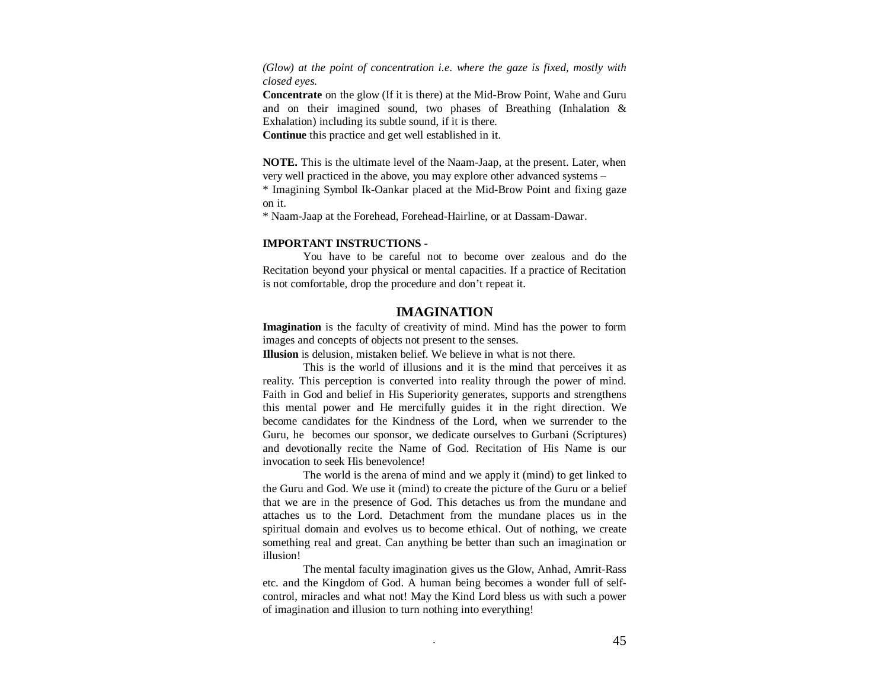*(Glow) at the point of concentration i.e. where the gaze is fixed, mostly with closed eyes.*

**Concentrate** on the glow (If it is there) at the Mid-Brow Point, Wahe and Guru and on their imagined sound, two phases of Breathing (Inhalation & Exhalation) including its subtle sound, if it is there.

**Continue** this practice and get well established in it.

**NOTE.** This is the ultimate level of the Naam-Jaap, at the present. Later, when very well practiced in the above, you may explore other advanced systems –

* Imagining Symbol Ik-Oankar placed at the Mid-Brow Point and fixing gaze on it.
* Naam-Jaap at the Forehead, Forehead-Hairline, or at Dassam-Dawar.

**IMPORTANT INSTRUCTIONS -**

You have to be careful not to become over zealous and do the Recitation beyond your physical or mental capacities. If a practice of Recitation is not comfortable, drop the procedure and don't repeat it.

## IMAGINATION

**Imagination** is the faculty of creativity of mind. Mind has the power to form images and concepts of objects not present to the senses.

**Illusion** is delusion, mistaken belief. We believe in what is not there.

This is the world of illusions and it is the mind that perceives it as reality. This perception is converted into reality through the power of mind. Faith in God and belief in His Superiority generates, supports and strengthens this mental power and He mercifully guides it in the right direction. We become candidates for the Kindness of the Lord, when we surrender to the Guru, he becomes our sponsor, we dedicate ourselves to Gurbani (Scriptures) and devotionally recite the Name of God. Recitation of His Name is our invocation to seek His benevolence!

The world is the arena of mind and we apply it (mind) to get linked to the Guru and God. We use it (mind) to create the picture of the Guru or a belief that we are in the presence of God. This detaches us from the mundane and attaches us to the Lord. Detachment from the mundane places us in the spiritual domain and evolves us to become ethical. Out of nothing, we create something real and great. Can anything be better than such an imagination or illusion!

The mental faculty imagination gives us the Glow, Anhad, Amrit-Rass etc. and the Kingdom of God. A human being becomes a wonder full of self-control, miracles and what not! May the Kind Lord bless us with such a power of imagination and illusion to turn nothing into everything!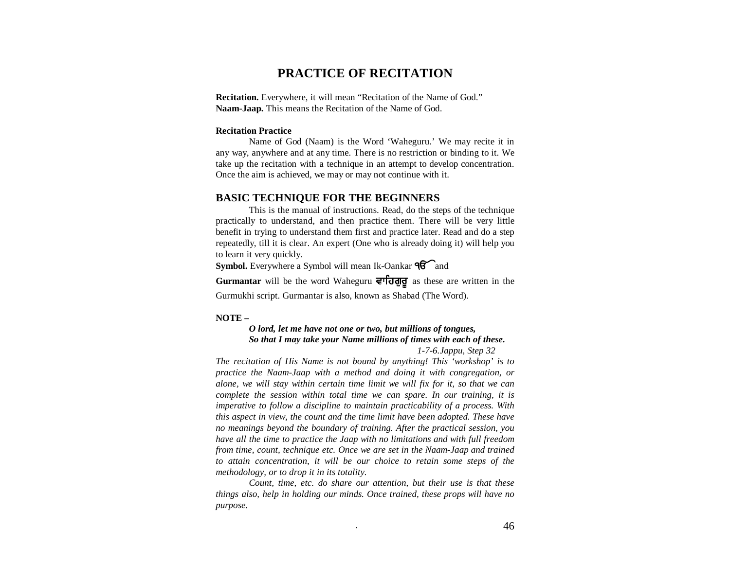# PRACTICE OF RECITATION

**Recitation.** Everywhere, it will mean "Recitation of the Name of God."
**Naam-Jaap.** This means the Recitation of the Name of God.

**Recitation Practice**

Name of God (Naam) is the Word 'Waheguru.' We may recite it in any way, anywhere and at any time. There is no restriction or binding to it. We take up the recitation with a technique in an attempt to develop concentration. Once the aim is achieved, we may or may not continue with it.

## BASIC TECHNIQUE FOR THE BEGINNERS

This is the manual of instructions. Read, do the steps of the technique practically to understand, and then practice them. There will be very little benefit in trying to understand them first and practice later. Read and do a step repeatedly, till it is clear. An expert (One who is already doing it) will help you to learn it very quickly.

**Symbol.** Everywhere a Symbol will mean Ik-Oankar ੴ and

**Gurmantar** will be the word Waheguru ਵਾਹਿਗੁਰੂ as these are written in the Gurmukhi script. Gurmantar is also, known as Shabad (The Word).

**NOTE –**

> ***O lord, let me have not one or two, but millions of tongues,***
> ***So that I may take your Name millions of times with each of these.***
>
> *1-7-6.Jappu, Step 32*

*The recitation of His Name is not bound by anything! This 'workshop' is to practice the Naam-Jaap with a method and doing it with congregation, or alone, we will stay within certain time limit we will fix for it, so that we can complete the session within total time we can spare. In our training, it is imperative to follow a discipline to maintain practicability of a process. With this aspect in view, the count and the time limit have been adopted. These have no meanings beyond the boundary of training. After the practical session, you have all the time to practice the Jaap with no limitations and with full freedom from time, count, technique etc. Once we are set in the Naam-Jaap and trained to attain concentration, it will be our choice to retain some steps of the methodology, or to drop it in its totality.*

*Count, time, etc. do share our attention, but their use is that these things also, help in holding our minds. Once trained, these props will have no purpose.*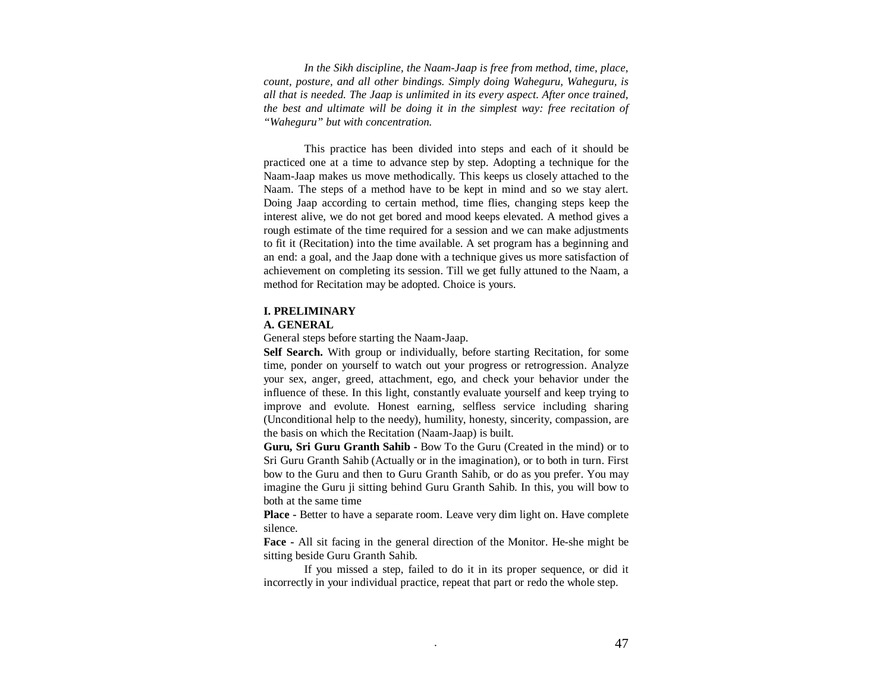*In the Sikh discipline, the Naam-Jaap is free from method, time, place, count, posture, and all other bindings. Simply doing Waheguru, Waheguru, is all that is needed. The Jaap is unlimited in its every aspect. After once trained, the best and ultimate will be doing it in the simplest way: free recitation of "Waheguru" but with concentration.*

This practice has been divided into steps and each of it should be practiced one at a time to advance step by step. Adopting a technique for the Naam-Jaap makes us move methodically. This keeps us closely attached to the Naam. The steps of a method have to be kept in mind and so we stay alert. Doing Jaap according to certain method, time flies, changing steps keep the interest alive, we do not get bored and mood keeps elevated. A method gives a rough estimate of the time required for a session and we can make adjustments to fit it (Recitation) into the time available. A set program has a beginning and an end: a goal, and the Jaap done with a technique gives us more satisfaction of achievement on completing its session. Till we get fully attuned to the Naam, a method for Recitation may be adopted. Choice is yours.

## I. PRELIMINARY

### A. GENERAL

General steps before starting the Naam-Jaap.

**Self Search.** With group or individually, before starting Recitation, for some time, ponder on yourself to watch out your progress or retrogression. Analyze your sex, anger, greed, attachment, ego, and check your behavior under the influence of these. In this light, constantly evaluate yourself and keep trying to improve and evolute. Honest earning, selfless service including sharing (Unconditional help to the needy), humility, honesty, sincerity, compassion, are the basis on which the Recitation (Naam-Jaap) is built.

**Guru, Sri Guru Granth Sahib -** Bow To the Guru (Created in the mind) or to Sri Guru Granth Sahib (Actually or in the imagination), or to both in turn. First bow to the Guru and then to Guru Granth Sahib, or do as you prefer. You may imagine the Guru ji sitting behind Guru Granth Sahib. In this, you will bow to both at the same time

**Place -** Better to have a separate room. Leave very dim light on. Have complete silence.

**Face -** All sit facing in the general direction of the Monitor. He-she might be sitting beside Guru Granth Sahib.

If you missed a step, failed to do it in its proper sequence, or did it incorrectly in your individual practice, repeat that part or redo the whole step.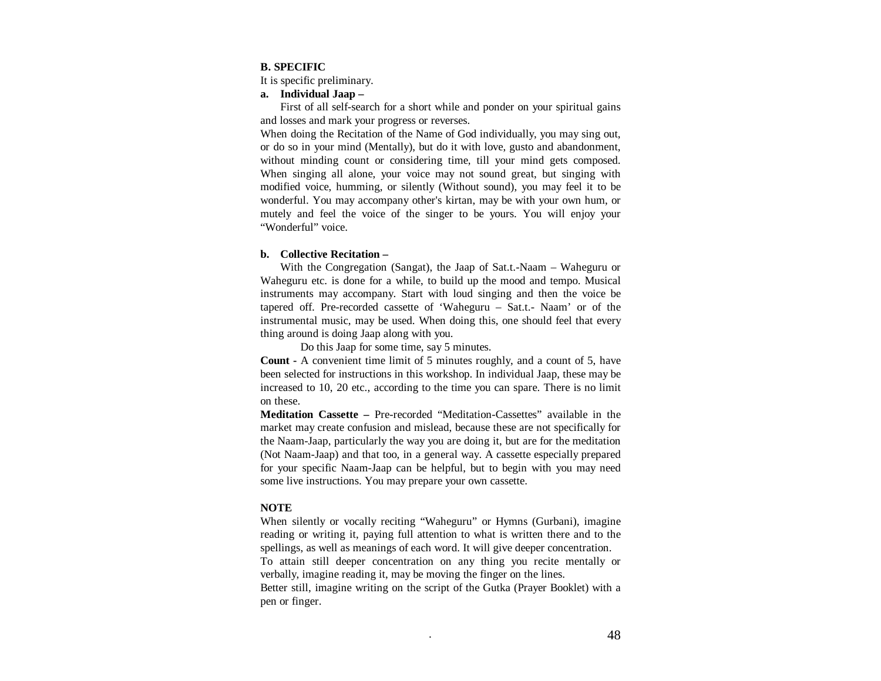**B. SPECIFIC**

It is specific preliminary.

**a. Individual Jaap –**

First of all self-search for a short while and ponder on your spiritual gains and losses and mark your progress or reverses.

When doing the Recitation of the Name of God individually, you may sing out, or do so in your mind (Mentally), but do it with love, gusto and abandonment, without minding count or considering time, till your mind gets composed. When singing all alone, your voice may not sound great, but singing with modified voice, humming, or silently (Without sound), you may feel it to be wonderful. You may accompany other's kirtan, may be with your own hum, or mutely and feel the voice of the singer to be yours. You will enjoy your "Wonderful" voice.

**b. Collective Recitation –**

With the Congregation (Sangat), the Jaap of Sat.t.-Naam – Waheguru or Waheguru etc. is done for a while, to build up the mood and tempo. Musical instruments may accompany. Start with loud singing and then the voice be tapered off. Pre-recorded cassette of 'Waheguru – Sat.t.- Naam' or of the instrumental music, may be used. When doing this, one should feel that every thing around is doing Jaap along with you.

Do this Jaap for some time, say 5 minutes.

**Count -** A convenient time limit of 5 minutes roughly, and a count of 5, have been selected for instructions in this workshop. In individual Jaap, these may be increased to 10, 20 etc., according to the time you can spare. There is no limit on these.

**Meditation Cassette –** Pre-recorded "Meditation-Cassettes" available in the market may create confusion and mislead, because these are not specifically for the Naam-Jaap, particularly the way you are doing it, but are for the meditation (Not Naam-Jaap) and that too, in a general way. A cassette especially prepared for your specific Naam-Jaap can be helpful, but to begin with you may need some live instructions. You may prepare your own cassette.

**NOTE**

When silently or vocally reciting "Waheguru" or Hymns (Gurbani), imagine reading or writing it, paying full attention to what is written there and to the spellings, as well as meanings of each word. It will give deeper concentration.

To attain still deeper concentration on any thing you recite mentally or verbally, imagine reading it, may be moving the finger on the lines.

Better still, imagine writing on the script of the Gutka (Prayer Booklet) with a pen or finger.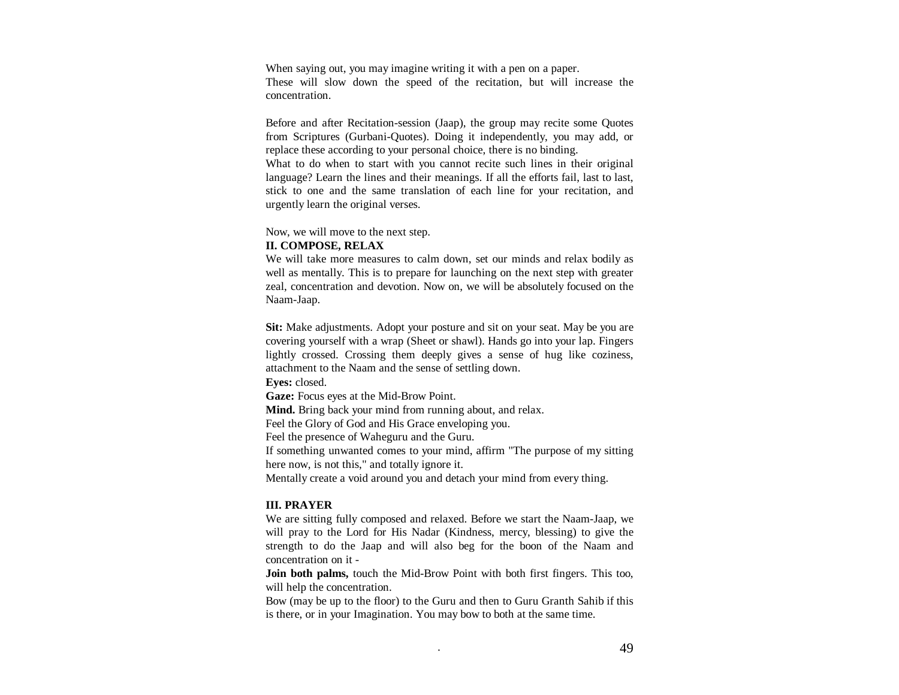When saying out, you may imagine writing it with a pen on a paper.
These will slow down the speed of the recitation, but will increase the concentration.

Before and after Recitation-session (Jaap), the group may recite some Quotes from Scriptures (Gurbani-Quotes). Doing it independently, you may add, or replace these according to your personal choice, there is no binding.
What to do when to start with you cannot recite such lines in their original language? Learn the lines and their meanings. If all the efforts fail, last to last, stick to one and the same translation of each line for your recitation, and urgently learn the original verses.

Now, we will move to the next step.

**II. COMPOSE, RELAX**

We will take more measures to calm down, set our minds and relax bodily as well as mentally. This is to prepare for launching on the next step with greater zeal, concentration and devotion. Now on, we will be absolutely focused on the Naam-Jaap.

**Sit:** Make adjustments. Adopt your posture and sit on your seat. May be you are covering yourself with a wrap (Sheet or shawl). Hands go into your lap. Fingers lightly crossed. Crossing them deeply gives a sense of hug like coziness, attachment to the Naam and the sense of settling down.
**Eyes:** closed.
**Gaze:** Focus eyes at the Mid-Brow Point.
**Mind.** Bring back your mind from running about, and relax.
Feel the Glory of God and His Grace enveloping you.
Feel the presence of Waheguru and the Guru.
If something unwanted comes to your mind, affirm "The purpose of my sitting here now, is not this," and totally ignore it.
Mentally create a void around you and detach your mind from every thing.

**III. PRAYER**

We are sitting fully composed and relaxed. Before we start the Naam-Jaap, we will pray to the Lord for His Nadar (Kindness, mercy, blessing) to give the strength to do the Jaap and will also beg for the boon of the Naam and concentration on it -
**Join both palms,** touch the Mid-Brow Point with both first fingers. This too, will help the concentration.
Bow (may be up to the floor) to the Guru and then to Guru Granth Sahib if this is there, or in your Imagination. You may bow to both at the same time.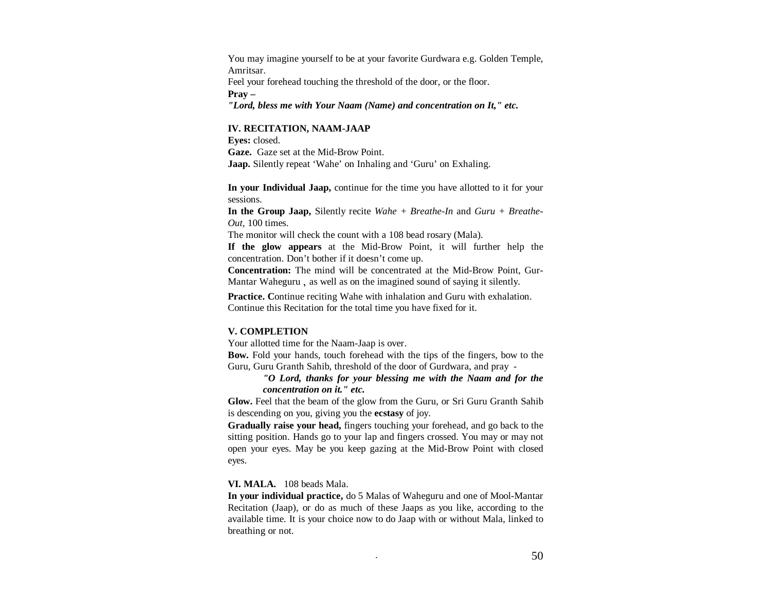You may imagine yourself to be at your favorite Gurdwara e.g. Golden Temple, Amritsar.

Feel your forehead touching the threshold of the door, or the floor.

**Pray –**

***"Lord, bless me with Your Naam (Name) and concentration on It," etc.***

**IV. RECITATION, NAAM-JAAP**

**Eyes:** closed.

**Gaze.** Gaze set at the Mid-Brow Point.

**Jaap.** Silently repeat 'Wahe' on Inhaling and 'Guru' on Exhaling.

**In your Individual Jaap,** continue for the time you have allotted to it for your sessions.

**In the Group Jaap,** Silently recite *Wahe* + *Breathe-In* and *Guru* + *Breathe-Out,* 100 times.

The monitor will check the count with a 108 bead rosary (Mala).

**If the glow appears** at the Mid-Brow Point, it will further help the concentration. Don't bother if it doesn't come up.

**Concentration:** The mind will be concentrated at the Mid-Brow Point, Gur-Mantar Waheguru , as well as on the imagined sound of saying it silently.

**Practice. C**ontinue reciting Wahe with inhalation and Guru with exhalation. Continue this Recitation for the total time you have fixed for it.

**V. COMPLETION**

Your allotted time for the Naam-Jaap is over.

**Bow.** Fold your hands, touch forehead with the tips of the fingers, bow to the Guru, Guru Granth Sahib, threshold of the door of Gurdwara, and pray -

> ***"O Lord, thanks for your blessing me with the Naam and for the concentration on it." etc.***

**Glow.** Feel that the beam of the glow from the Guru, or Sri Guru Granth Sahib is descending on you, giving you the **ecstasy** of joy.

**Gradually raise your head,** fingers touching your forehead, and go back to the sitting position. Hands go to your lap and fingers crossed. You may or may not open your eyes. May be you keep gazing at the Mid-Brow Point with closed eyes.

**VI. MALA.** 108 beads Mala.

**In your individual practice,** do 5 Malas of Waheguru and one of Mool-Mantar Recitation (Jaap), or do as much of these Jaaps as you like, according to the available time. It is your choice now to do Jaap with or without Mala, linked to breathing or not.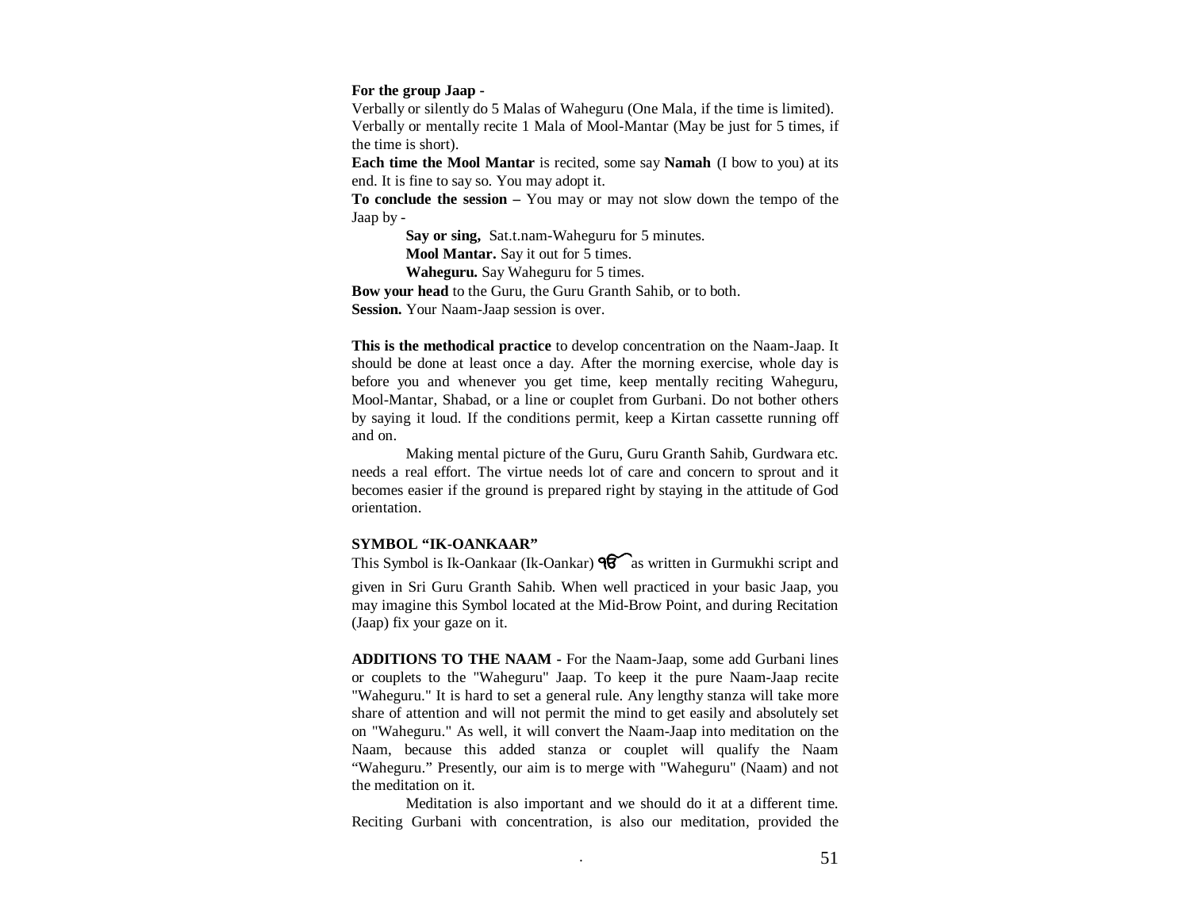**For the group Jaap -**

Verbally or silently do 5 Malas of Waheguru (One Mala, if the time is limited). Verbally or mentally recite 1 Mala of Mool-Mantar (May be just for 5 times, if the time is short).

**Each time the Mool Mantar** is recited, some say **Namah** (I bow to you) at its end. It is fine to say so. You may adopt it.

**To conclude the session –** You may or may not slow down the tempo of the Jaap by -

**Say or sing,** Sat.t.nam-Waheguru for 5 minutes.
**Mool Mantar.** Say it out for 5 times.
**Waheguru.** Say Waheguru for 5 times.

**Bow your head** to the Guru, the Guru Granth Sahib, or to both.
**Session.** Your Naam-Jaap session is over.

**This is the methodical practice** to develop concentration on the Naam-Jaap. It should be done at least once a day. After the morning exercise, whole day is before you and whenever you get time, keep mentally reciting Waheguru, Mool-Mantar, Shabad, or a line or couplet from Gurbani. Do not bother others by saying it loud. If the conditions permit, keep a Kirtan cassette running off and on.

Making mental picture of the Guru, Guru Granth Sahib, Gurdwara etc. needs a real effort. The virtue needs lot of care and concern to sprout and it becomes easier if the ground is prepared right by staying in the attitude of God orientation.

**SYMBOL "IK-OANKAAR"**

This Symbol is Ik-Oankaar (Ik-Oankar) ੴ as written in Gurmukhi script and given in Sri Guru Granth Sahib. When well practiced in your basic Jaap, you may imagine this Symbol located at the Mid-Brow Point, and during Recitation (Jaap) fix your gaze on it.

**ADDITIONS TO THE NAAM -** For the Naam-Jaap, some add Gurbani lines or couplets to the "Waheguru" Jaap. To keep it the pure Naam-Jaap recite "Waheguru." It is hard to set a general rule. Any lengthy stanza will take more share of attention and will not permit the mind to get easily and absolutely set on "Waheguru." As well, it will convert the Naam-Jaap into meditation on the Naam, because this added stanza or couplet will qualify the Naam "Waheguru." Presently, our aim is to merge with "Waheguru" (Naam) and not the meditation on it.

Meditation is also important and we should do it at a different time. Reciting Gurbani with concentration, is also our meditation, provided the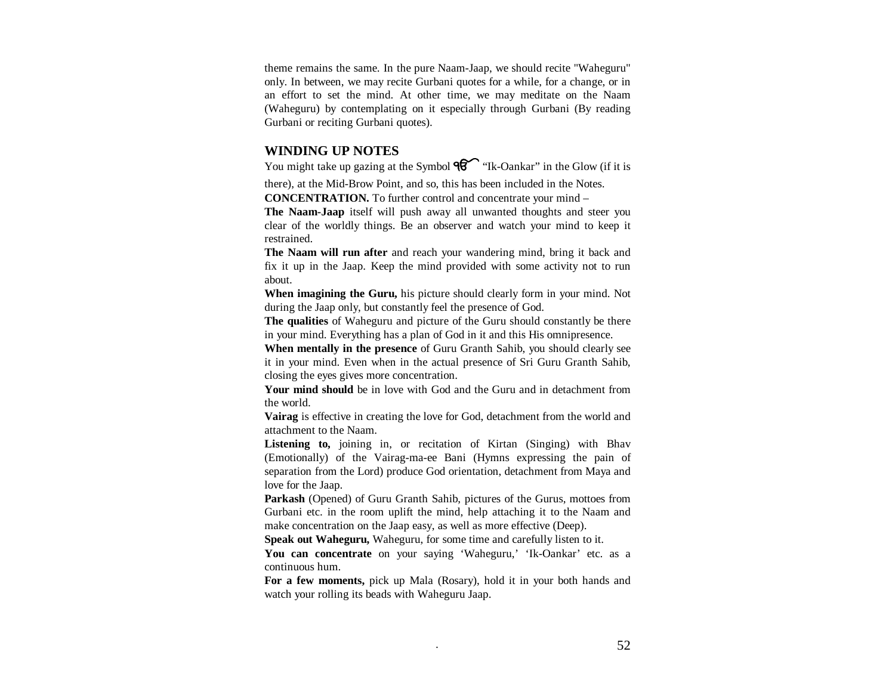theme remains the same. In the pure Naam-Jaap, we should recite "Waheguru" only. In between, we may recite Gurbani quotes for a while, for a change, or in an effort to set the mind. At other time, we may meditate on the Naam (Waheguru) by contemplating on it especially through Gurbani (By reading Gurbani or reciting Gurbani quotes).

## WINDING UP NOTES

You might take up gazing at the Symbol ੴ "Ik-Oankar" in the Glow (if it is there), at the Mid-Brow Point, and so, this has been included in the Notes.

**CONCENTRATION.** To further control and concentrate your mind –

**The Naam-Jaap** itself will push away all unwanted thoughts and steer you clear of the worldly things. Be an observer and watch your mind to keep it restrained.

**The Naam will run after** and reach your wandering mind, bring it back and fix it up in the Jaap. Keep the mind provided with some activity not to run about.

**When imagining the Guru,** his picture should clearly form in your mind. Not during the Jaap only, but constantly feel the presence of God.

**The qualities** of Waheguru and picture of the Guru should constantly be there in your mind. Everything has a plan of God in it and this His omnipresence.

**When mentally in the presence** of Guru Granth Sahib, you should clearly see it in your mind. Even when in the actual presence of Sri Guru Granth Sahib, closing the eyes gives more concentration.

**Your mind should** be in love with God and the Guru and in detachment from the world.

**Vairag** is effective in creating the love for God, detachment from the world and attachment to the Naam.

**Listening to,** joining in, or recitation of Kirtan (Singing) with Bhav (Emotionally) of the Vairag-ma-ee Bani (Hymns expressing the pain of separation from the Lord) produce God orientation, detachment from Maya and love for the Jaap.

**Parkash** (Opened) of Guru Granth Sahib, pictures of the Gurus, mottoes from Gurbani etc. in the room uplift the mind, help attaching it to the Naam and make concentration on the Jaap easy, as well as more effective (Deep).

**Speak out Waheguru,** Waheguru, for some time and carefully listen to it.

**You can concentrate** on your saying 'Waheguru,' 'Ik-Oankar' etc. as a continuous hum.

**For a few moments,** pick up Mala (Rosary), hold it in your both hands and watch your rolling its beads with Waheguru Jaap.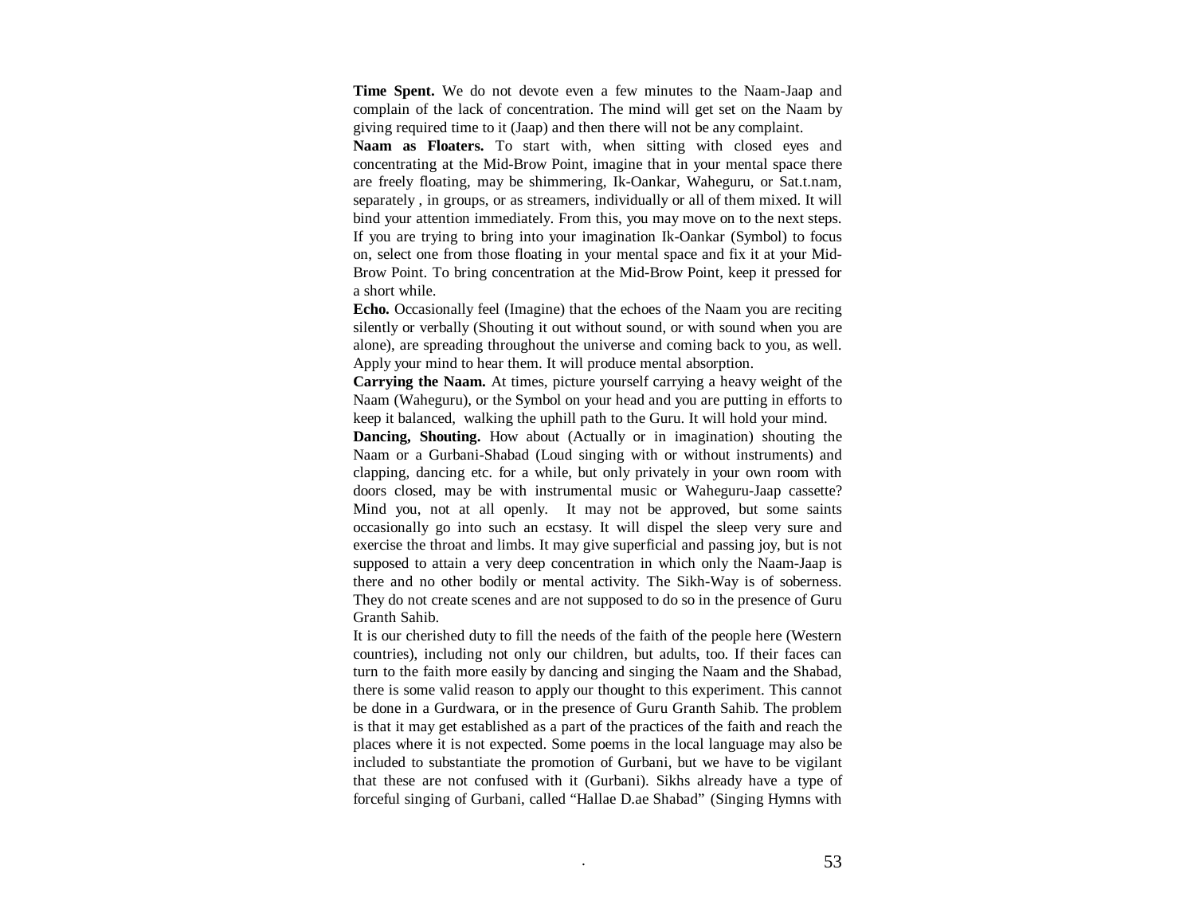**Time Spent.** We do not devote even a few minutes to the Naam-Jaap and complain of the lack of concentration. The mind will get set on the Naam by giving required time to it (Jaap) and then there will not be any complaint.

**Naam as Floaters.** To start with, when sitting with closed eyes and concentrating at the Mid-Brow Point, imagine that in your mental space there are freely floating, may be shimmering, Ik-Oankar, Waheguru, or Sat.t.nam, separately , in groups, or as streamers, individually or all of them mixed. It will bind your attention immediately. From this, you may move on to the next steps. If you are trying to bring into your imagination Ik-Oankar (Symbol) to focus on, select one from those floating in your mental space and fix it at your Mid-Brow Point. To bring concentration at the Mid-Brow Point, keep it pressed for a short while.

**Echo.** Occasionally feel (Imagine) that the echoes of the Naam you are reciting silently or verbally (Shouting it out without sound, or with sound when you are alone), are spreading throughout the universe and coming back to you, as well. Apply your mind to hear them. It will produce mental absorption.

**Carrying the Naam.** At times, picture yourself carrying a heavy weight of the Naam (Waheguru), or the Symbol on your head and you are putting in efforts to keep it balanced, walking the uphill path to the Guru. It will hold your mind.

**Dancing, Shouting.** How about (Actually or in imagination) shouting the Naam or a Gurbani-Shabad (Loud singing with or without instruments) and clapping, dancing etc. for a while, but only privately in your own room with doors closed, may be with instrumental music or Waheguru-Jaap cassette? Mind you, not at all openly. It may not be approved, but some saints occasionally go into such an ecstasy. It will dispel the sleep very sure and exercise the throat and limbs. It may give superficial and passing joy, but is not supposed to attain a very deep concentration in which only the Naam-Jaap is there and no other bodily or mental activity. The Sikh-Way is of soberness. They do not create scenes and are not supposed to do so in the presence of Guru Granth Sahib.

It is our cherished duty to fill the needs of the faith of the people here (Western countries), including not only our children, but adults, too. If their faces can turn to the faith more easily by dancing and singing the Naam and the Shabad, there is some valid reason to apply our thought to this experiment. This cannot be done in a Gurdwara, or in the presence of Guru Granth Sahib. The problem is that it may get established as a part of the practices of the faith and reach the places where it is not expected. Some poems in the local language may also be included to substantiate the promotion of Gurbani, but we have to be vigilant that these are not confused with it (Gurbani). Sikhs already have a type of forceful singing of Gurbani, called "Hallae D.ae Shabad" (Singing Hymns with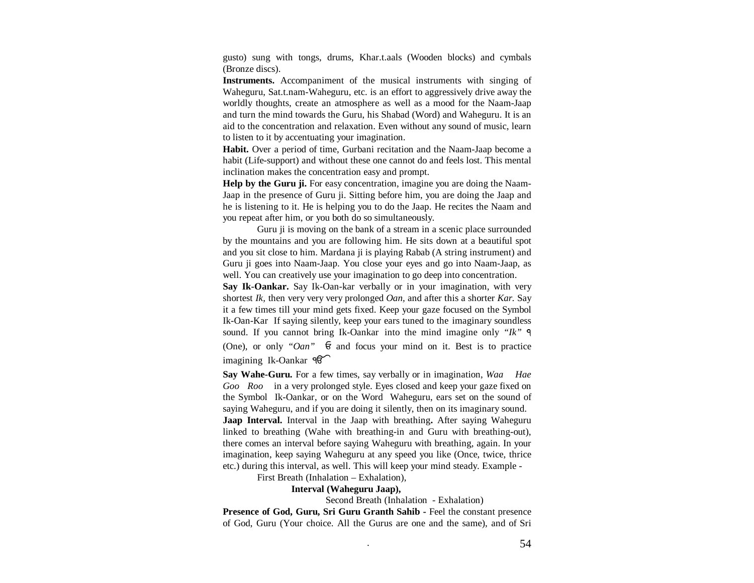gusto) sung with tongs, drums, Khar.t.aals (Wooden blocks) and cymbals (Bronze discs).

**Instruments.** Accompaniment of the musical instruments with singing of Waheguru, Sat.t.nam-Waheguru, etc. is an effort to aggressively drive away the worldly thoughts, create an atmosphere as well as a mood for the Naam-Jaap and turn the mind towards the Guru, his Shabad (Word) and Waheguru. It is an aid to the concentration and relaxation. Even without any sound of music, learn to listen to it by accentuating your imagination.

**Habit.** Over a period of time, Gurbani recitation and the Naam-Jaap become a habit (Life-support) and without these one cannot do and feels lost. This mental inclination makes the concentration easy and prompt.

**Help by the Guru ji.** For easy concentration, imagine you are doing the Naam-Jaap in the presence of Guru ji. Sitting before him, you are doing the Jaap and he is listening to it. He is helping you to do the Jaap. He recites the Naam and you repeat after him, or you both do so simultaneously.

Guru ji is moving on the bank of a stream in a scenic place surrounded by the mountains and you are following him. He sits down at a beautiful spot and you sit close to him. Mardana ji is playing Rabab (A string instrument) and Guru ji goes into Naam-Jaap. You close your eyes and go into Naam-Jaap, as well. You can creatively use your imagination to go deep into concentration.

**Say Ik-Oankar.** Say Ik-Oan-kar verbally or in your imagination, with very shortest *Ik,* then very very very prolonged *Oan,* and after this a shorter *Kar.* Say it a few times till your mind gets fixed. Keep your gaze focused on the Symbol Ik-Oan-Kar If saying silently, keep your ears tuned to the imaginary soundless sound. If you cannot bring Ik-Oankar into the mind imagine only *"Ik"* ੧ (One), or only *"Oan"* ਓ and focus your mind on it. Best is to practice imagining Ik-Oankar ੴ

**Say Wahe-Guru.** For a few times, say verbally or in imagination, *Waa Hae Goo Roo* in a very prolonged style. Eyes closed and keep your gaze fixed on the Symbol Ik-Oankar, or on the Word Waheguru, ears set on the sound of saying Waheguru, and if you are doing it silently, then on its imaginary sound.

**Jaap Interval.** Interval in the Jaap with breathing**.** After saying Waheguru linked to breathing (Wahe with breathing-in and Guru with breathing-out), there comes an interval before saying Waheguru with breathing, again. In your imagination, keep saying Waheguru at any speed you like (Once, twice, thrice etc.) during this interval, as well. This will keep your mind steady. Example -

First Breath (Inhalation – Exhalation),

**Interval (Waheguru Jaap),**

Second Breath (Inhalation - Exhalation)

**Presence of God, Guru, Sri Guru Granth Sahib -** Feel the constant presence of God, Guru (Your choice. All the Gurus are one and the same), and of Sri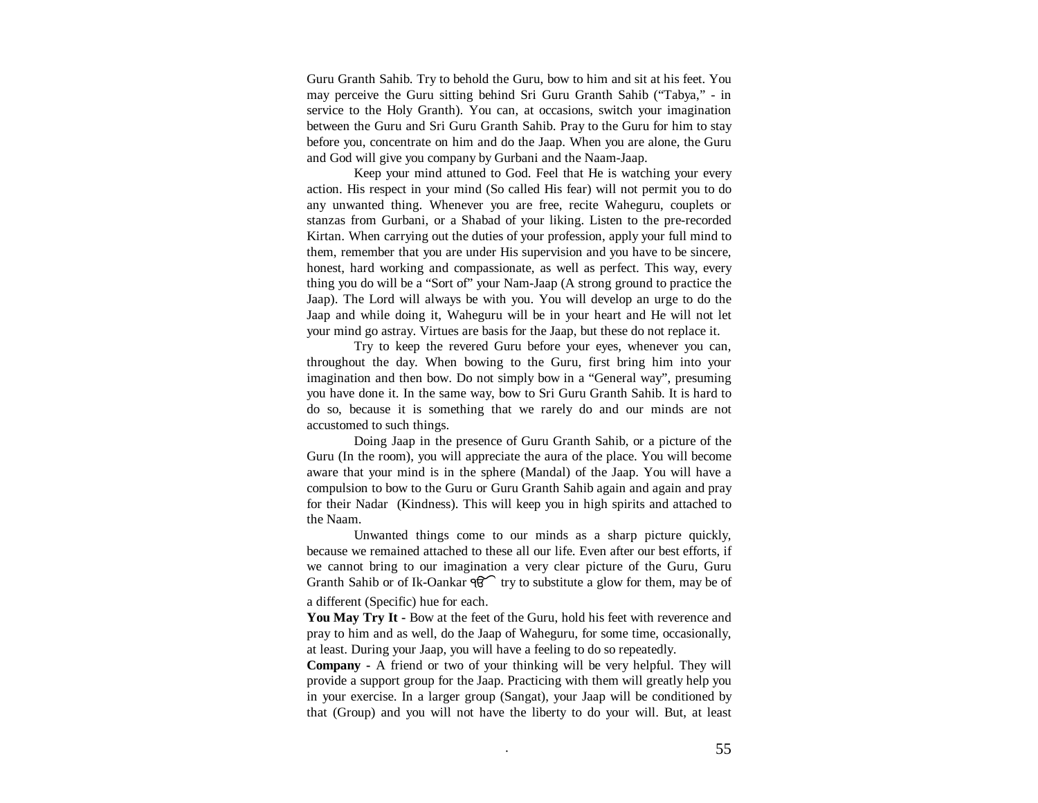Guru Granth Sahib. Try to behold the Guru, bow to him and sit at his feet. You may perceive the Guru sitting behind Sri Guru Granth Sahib ("Tabya," - in service to the Holy Granth). You can, at occasions, switch your imagination between the Guru and Sri Guru Granth Sahib. Pray to the Guru for him to stay before you, concentrate on him and do the Jaap. When you are alone, the Guru and God will give you company by Gurbani and the Naam-Jaap.

Keep your mind attuned to God. Feel that He is watching your every action. His respect in your mind (So called His fear) will not permit you to do any unwanted thing. Whenever you are free, recite Waheguru, couplets or stanzas from Gurbani, or a Shabad of your liking. Listen to the pre-recorded Kirtan. When carrying out the duties of your profession, apply your full mind to them, remember that you are under His supervision and you have to be sincere, honest, hard working and compassionate, as well as perfect. This way, every thing you do will be a "Sort of" your Nam-Jaap (A strong ground to practice the Jaap). The Lord will always be with you. You will develop an urge to do the Jaap and while doing it, Waheguru will be in your heart and He will not let your mind go astray. Virtues are basis for the Jaap, but these do not replace it.

Try to keep the revered Guru before your eyes, whenever you can, throughout the day. When bowing to the Guru, first bring him into your imagination and then bow. Do not simply bow in a "General way", presuming you have done it. In the same way, bow to Sri Guru Granth Sahib. It is hard to do so, because it is something that we rarely do and our minds are not accustomed to such things.

Doing Jaap in the presence of Guru Granth Sahib, or a picture of the Guru (In the room), you will appreciate the aura of the place. You will become aware that your mind is in the sphere (Mandal) of the Jaap. You will have a compulsion to bow to the Guru or Guru Granth Sahib again and again and pray for their Nadar (Kindness). This will keep you in high spirits and attached to the Naam.

Unwanted things come to our minds as a sharp picture quickly, because we remained attached to these all our life. Even after our best efforts, if we cannot bring to our imagination a very clear picture of the Guru, Guru Granth Sahib or of Ik-Oankar ੴ try to substitute a glow for them, may be of a different (Specific) hue for each.

**You May Try It -** Bow at the feet of the Guru, hold his feet with reverence and pray to him and as well, do the Jaap of Waheguru, for some time, occasionally, at least. During your Jaap, you will have a feeling to do so repeatedly.

**Company -** A friend or two of your thinking will be very helpful. They will provide a support group for the Jaap. Practicing with them will greatly help you in your exercise. In a larger group (Sangat), your Jaap will be conditioned by that (Group) and you will not have the liberty to do your will. But, at least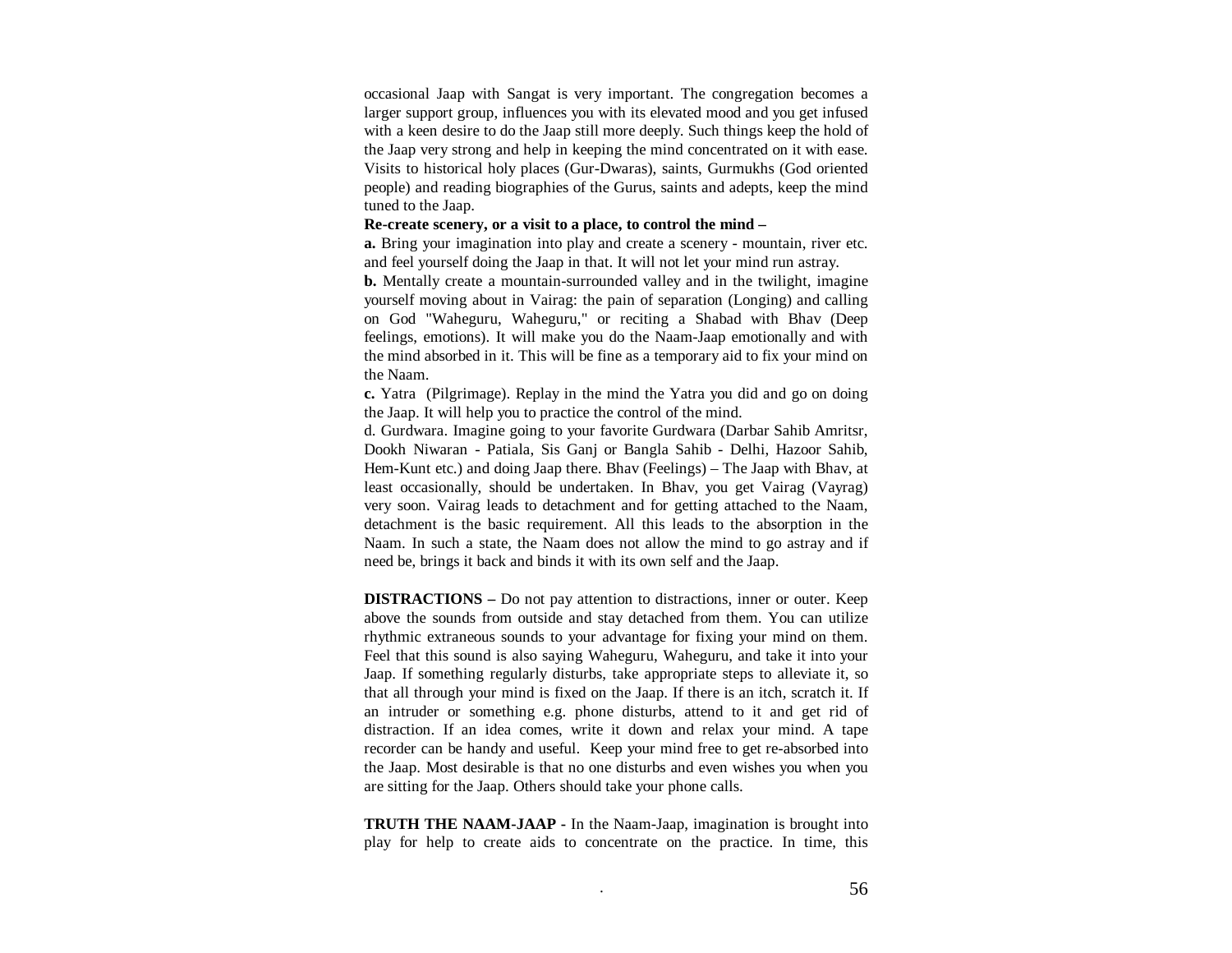occasional Jaap with Sangat is very important. The congregation becomes a larger support group, influences you with its elevated mood and you get infused with a keen desire to do the Jaap still more deeply. Such things keep the hold of the Jaap very strong and help in keeping the mind concentrated on it with ease. Visits to historical holy places (Gur-Dwaras), saints, Gurmukhs (God oriented people) and reading biographies of the Gurus, saints and adepts, keep the mind tuned to the Jaap.

**Re-create scenery, or a visit to a place, to control the mind –**

**a.** Bring your imagination into play and create a scenery - mountain, river etc. and feel yourself doing the Jaap in that. It will not let your mind run astray.

**b.** Mentally create a mountain-surrounded valley and in the twilight, imagine yourself moving about in Vairag: the pain of separation (Longing) and calling on God "Waheguru, Waheguru," or reciting a Shabad with Bhav (Deep feelings, emotions). It will make you do the Naam-Jaap emotionally and with the mind absorbed in it. This will be fine as a temporary aid to fix your mind on the Naam.

**c.** Yatra (Pilgrimage). Replay in the mind the Yatra you did and go on doing the Jaap. It will help you to practice the control of the mind.

d. Gurdwara. Imagine going to your favorite Gurdwara (Darbar Sahib Amritsr, Dookh Niwaran - Patiala, Sis Ganj or Bangla Sahib - Delhi, Hazoor Sahib, Hem-Kunt etc.) and doing Jaap there. Bhav (Feelings) – The Jaap with Bhav, at least occasionally, should be undertaken. In Bhav, you get Vairag (Vayrag) very soon. Vairag leads to detachment and for getting attached to the Naam, detachment is the basic requirement. All this leads to the absorption in the Naam. In such a state, the Naam does not allow the mind to go astray and if need be, brings it back and binds it with its own self and the Jaap.

**DISTRACTIONS –** Do not pay attention to distractions, inner or outer. Keep above the sounds from outside and stay detached from them. You can utilize rhythmic extraneous sounds to your advantage for fixing your mind on them. Feel that this sound is also saying Waheguru, Waheguru, and take it into your Jaap. If something regularly disturbs, take appropriate steps to alleviate it, so that all through your mind is fixed on the Jaap. If there is an itch, scratch it. If an intruder or something e.g. phone disturbs, attend to it and get rid of distraction. If an idea comes, write it down and relax your mind. A tape recorder can be handy and useful. Keep your mind free to get re-absorbed into the Jaap. Most desirable is that no one disturbs and even wishes you when you are sitting for the Jaap. Others should take your phone calls.

**TRUTH THE NAAM-JAAP -** In the Naam-Jaap, imagination is brought into play for help to create aids to concentrate on the practice. In time, this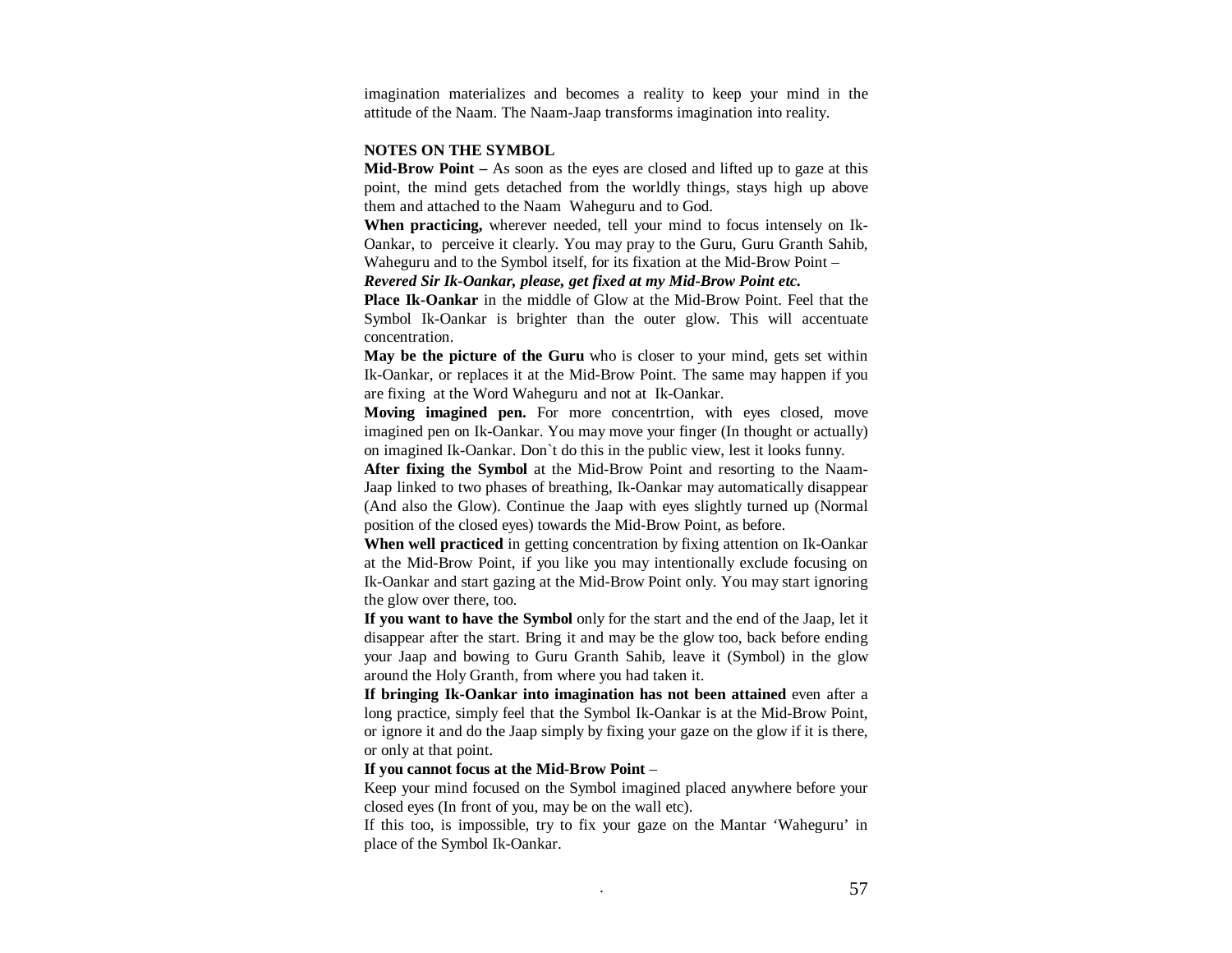imagination materializes and becomes a reality to keep your mind in the attitude of the Naam. The Naam-Jaap transforms imagination into reality.

**NOTES ON THE SYMBOL**

**Mid-Brow Point –** As soon as the eyes are closed and lifted up to gaze at this point, the mind gets detached from the worldly things, stays high up above them and attached to the Naam Waheguru and to God.

**When practicing,** wherever needed, tell your mind to focus intensely on Ik-Oankar, to perceive it clearly. You may pray to the Guru, Guru Granth Sahib, Waheguru and to the Symbol itself, for its fixation at the Mid-Brow Point –

***Revered Sir Ik-Oankar, please, get fixed at my Mid-Brow Point etc.***

**Place Ik-Oankar** in the middle of Glow at the Mid-Brow Point. Feel that the Symbol Ik-Oankar is brighter than the outer glow. This will accentuate concentration.

**May be the picture of the Guru** who is closer to your mind, gets set within Ik-Oankar, or replaces it at the Mid-Brow Point. The same may happen if you are fixing at the Word Waheguru and not at Ik-Oankar.

**Moving imagined pen.** For more concentrtion, with eyes closed, move imagined pen on Ik-Oankar. You may move your finger (In thought or actually) on imagined Ik-Oankar. Don`t do this in the public view, lest it looks funny.

**After fixing the Symbol** at the Mid-Brow Point and resorting to the Naam-Jaap linked to two phases of breathing, Ik-Oankar may automatically disappear (And also the Glow). Continue the Jaap with eyes slightly turned up (Normal position of the closed eyes) towards the Mid-Brow Point, as before.

**When well practiced** in getting concentration by fixing attention on Ik-Oankar at the Mid-Brow Point, if you like you may intentionally exclude focusing on Ik-Oankar and start gazing at the Mid-Brow Point only. You may start ignoring the glow over there, too.

**If you want to have the Symbol** only for the start and the end of the Jaap, let it disappear after the start. Bring it and may be the glow too, back before ending your Jaap and bowing to Guru Granth Sahib, leave it (Symbol) in the glow around the Holy Granth, from where you had taken it.

**If bringing Ik-Oankar into imagination has not been attained** even after a long practice, simply feel that the Symbol Ik-Oankar is at the Mid-Brow Point, or ignore it and do the Jaap simply by fixing your gaze on the glow if it is there, or only at that point.

**If you cannot focus at the Mid-Brow Point** –

Keep your mind focused on the Symbol imagined placed anywhere before your closed eyes (In front of you, may be on the wall etc).

If this too, is impossible, try to fix your gaze on the Mantar 'Waheguru' in place of the Symbol Ik-Oankar.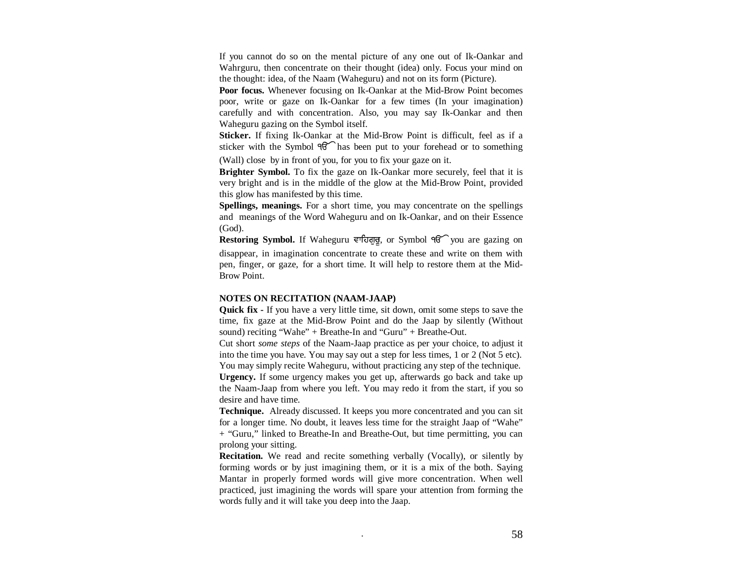If you cannot do so on the mental picture of any one out of Ik-Oankar and Wahrguru, then concentrate on their thought (idea) only. Focus your mind on the thought: idea, of the Naam (Waheguru) and not on its form (Picture).

**Poor focus.** Whenever focusing on Ik-Oankar at the Mid-Brow Point becomes poor, write or gaze on Ik-Oankar for a few times (In your imagination) carefully and with concentration. Also, you may say Ik-Oankar and then Waheguru gazing on the Symbol itself.

**Sticker.** If fixing Ik-Oankar at the Mid-Brow Point is difficult, feel as if a sticker with the Symbol ੴ has been put to your forehead or to something (Wall) close by in front of you, for you to fix your gaze on it.

**Brighter Symbol.** To fix the gaze on Ik-Oankar more securely, feel that it is very bright and is in the middle of the glow at the Mid-Brow Point, provided this glow has manifested by this time.

**Spellings, meanings.** For a short time, you may concentrate on the spellings and meanings of the Word Waheguru and on Ik-Oankar, and on their Essence (God).

**Restoring Symbol.** If Waheguru ਵਾਹਿਗੁਰੂ, or Symbol ੴ you are gazing on disappear, in imagination concentrate to create these and write on them with pen, finger, or gaze, for a short time. It will help to restore them at the Mid-Brow Point.

**NOTES ON RECITATION (NAAM-JAAP)**

**Quick fix -** If you have a very little time, sit down, omit some steps to save the time, fix gaze at the Mid-Brow Point and do the Jaap by silently (Without sound) reciting "Wahe" + Breathe-In and "Guru" + Breathe-Out.

Cut short *some steps* of the Naam-Jaap practice as per your choice, to adjust it into the time you have. You may say out a step for less times, 1 or 2 (Not 5 etc). You may simply recite Waheguru, without practicing any step of the technique.

**Urgency.** If some urgency makes you get up, afterwards go back and take up the Naam-Jaap from where you left. You may redo it from the start, if you so desire and have time.

**Technique.** Already discussed. It keeps you more concentrated and you can sit for a longer time. No doubt, it leaves less time for the straight Jaap of "Wahe" + "Guru," linked to Breathe-In and Breathe-Out, but time permitting, you can prolong your sitting.

**Recitation.** We read and recite something verbally (Vocally), or silently by forming words or by just imagining them, or it is a mix of the both. Saying Mantar in properly formed words will give more concentration. When well practiced, just imagining the words will spare your attention from forming the words fully and it will take you deep into the Jaap.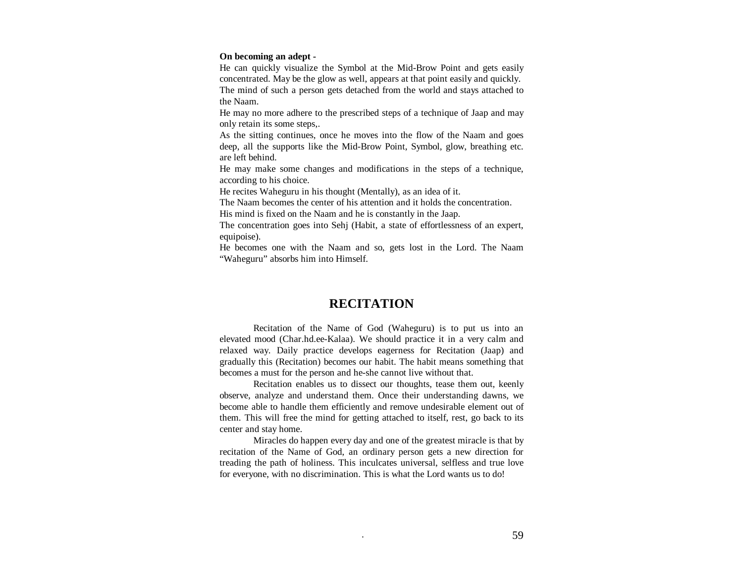**On becoming an adept -**

He can quickly visualize the Symbol at the Mid-Brow Point and gets easily concentrated. May be the glow as well, appears at that point easily and quickly.

The mind of such a person gets detached from the world and stays attached to the Naam.

He may no more adhere to the prescribed steps of a technique of Jaap and may only retain its some steps,.

As the sitting continues, once he moves into the flow of the Naam and goes deep, all the supports like the Mid-Brow Point, Symbol, glow, breathing etc. are left behind.

He may make some changes and modifications in the steps of a technique, according to his choice.

He recites Waheguru in his thought (Mentally), as an idea of it.

The Naam becomes the center of his attention and it holds the concentration.

His mind is fixed on the Naam and he is constantly in the Jaap.

The concentration goes into Sehj (Habit, a state of effortlessness of an expert, equipoise).

He becomes one with the Naam and so, gets lost in the Lord. The Naam "Waheguru" absorbs him into Himself.

## RECITATION

Recitation of the Name of God (Waheguru) is to put us into an elevated mood (Char.hd.ee-Kalaa). We should practice it in a very calm and relaxed way. Daily practice develops eagerness for Recitation (Jaap) and gradually this (Recitation) becomes our habit. The habit means something that becomes a must for the person and he-she cannot live without that.

Recitation enables us to dissect our thoughts, tease them out, keenly observe, analyze and understand them. Once their understanding dawns, we become able to handle them efficiently and remove undesirable element out of them. This will free the mind for getting attached to itself, rest, go back to its center and stay home.

Miracles do happen every day and one of the greatest miracle is that by recitation of the Name of God, an ordinary person gets a new direction for treading the path of holiness. This inculcates universal, selfless and true love for everyone, with no discrimination. This is what the Lord wants us to do!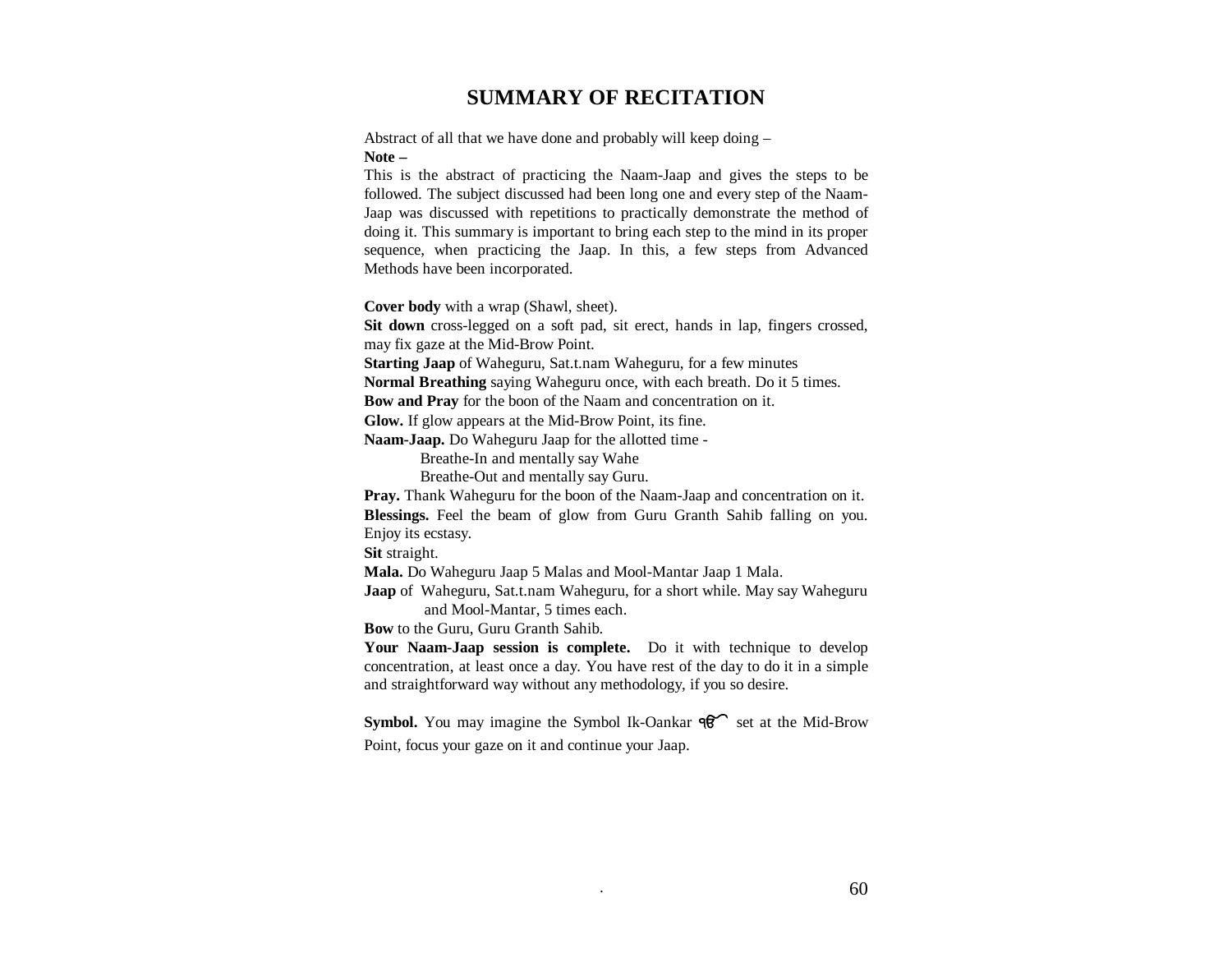# SUMMARY OF RECITATION

Abstract of all that we have done and probably will keep doing –

**Note –**

This is the abstract of practicing the Naam-Jaap and gives the steps to be followed. The subject discussed had been long one and every step of the Naam-Jaap was discussed with repetitions to practically demonstrate the method of doing it. This summary is important to bring each step to the mind in its proper sequence, when practicing the Jaap. In this, a few steps from Advanced Methods have been incorporated.

**Cover body** with a wrap (Shawl, sheet).

**Sit down** cross-legged on a soft pad, sit erect, hands in lap, fingers crossed, may fix gaze at the Mid-Brow Point.

**Starting Jaap** of Waheguru, Sat.t.nam Waheguru, for a few minutes

**Normal Breathing** saying Waheguru once, with each breath. Do it 5 times.

**Bow and Pray** for the boon of the Naam and concentration on it.

**Glow.** If glow appears at the Mid-Brow Point, its fine.

**Naam-Jaap.** Do Waheguru Jaap for the allotted time -

Breathe-In and mentally say Wahe

Breathe-Out and mentally say Guru.

**Pray.** Thank Waheguru for the boon of the Naam-Jaap and concentration on it.

**Blessings.** Feel the beam of glow from Guru Granth Sahib falling on you. Enjoy its ecstasy.

**Sit** straight.

**Mala.** Do Waheguru Jaap 5 Malas and Mool-Mantar Jaap 1 Mala.

**Jaap** of Waheguru, Sat.t.nam Waheguru, for a short while. May say Waheguru and Mool-Mantar, 5 times each.

**Bow** to the Guru, Guru Granth Sahib.

**Your Naam-Jaap session is complete.** Do it with technique to develop concentration, at least once a day. You have rest of the day to do it in a simple and straightforward way without any methodology, if you so desire.

**Symbol.** You may imagine the Symbol Ik-Oankar ੴ set at the Mid-Brow Point, focus your gaze on it and continue your Jaap.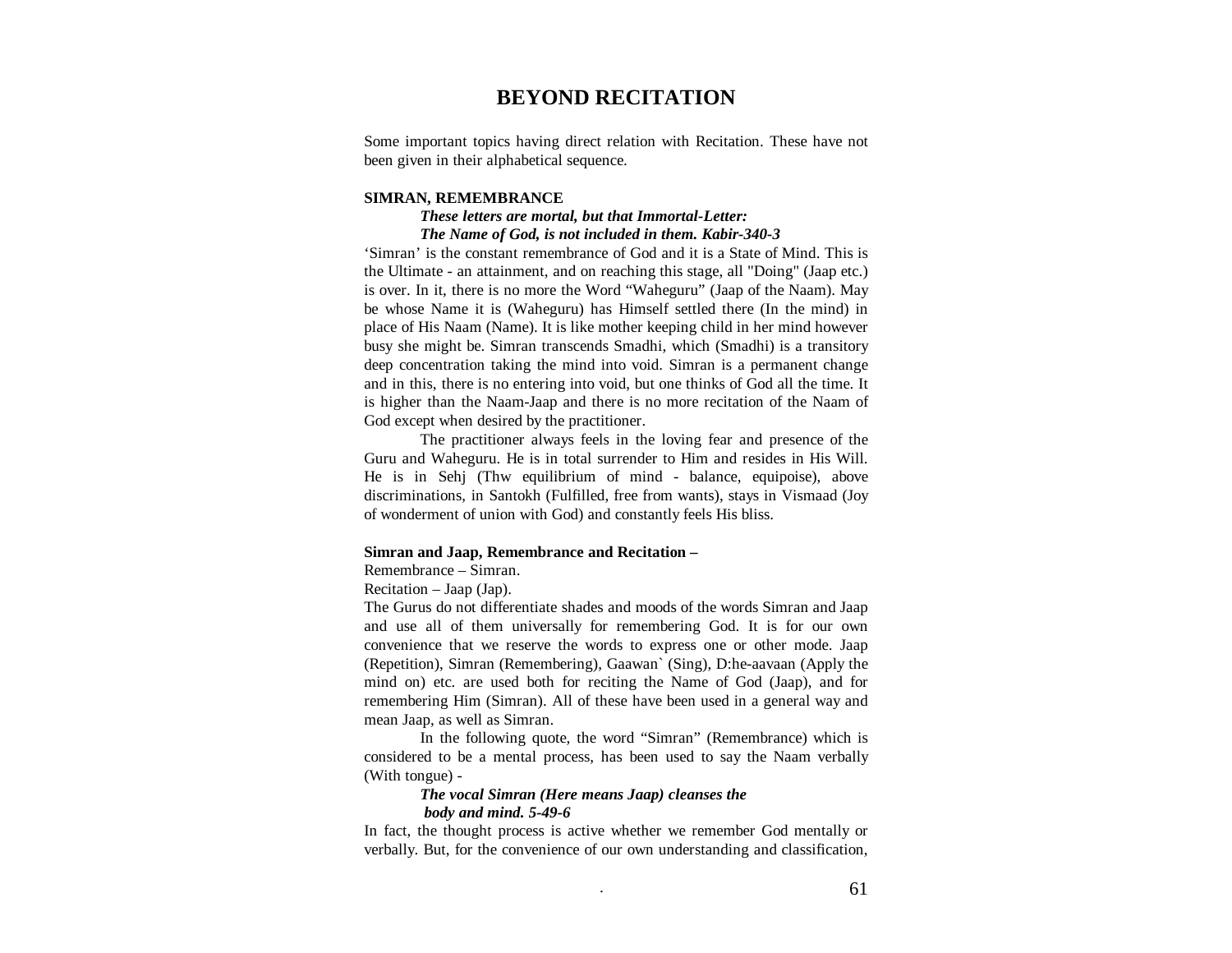# BEYOND RECITATION

Some important topics having direct relation with Recitation. These have not been given in their alphabetical sequence.

**SIMRAN, REMEMBRANCE**

> ***These letters are mortal, but that Immortal-Letter:***
> ***The Name of God, is not included in them. Kabir-340-3***

'Simran' is the constant remembrance of God and it is a State of Mind. This is the Ultimate - an attainment, and on reaching this stage, all "Doing" (Jaap etc.) is over. In it, there is no more the Word "Waheguru" (Jaap of the Naam). May be whose Name it is (Waheguru) has Himself settled there (In the mind) in place of His Naam (Name). It is like mother keeping child in her mind however busy she might be. Simran transcends Smadhi, which (Smadhi) is a transitory deep concentration taking the mind into void. Simran is a permanent change and in this, there is no entering into void, but one thinks of God all the time. It is higher than the Naam-Jaap and there is no more recitation of the Naam of God except when desired by the practitioner.

The practitioner always feels in the loving fear and presence of the Guru and Waheguru. He is in total surrender to Him and resides in His Will. He is in Sehj (Thw equilibrium of mind - balance, equipoise), above discriminations, in Santokh (Fulfilled, free from wants), stays in Vismaad (Joy of wonderment of union with God) and constantly feels His bliss.

**Simran and Jaap, Remembrance and Recitation –**

Remembrance – Simran.
Recitation – Jaap (Jap).

The Gurus do not differentiate shades and moods of the words Simran and Jaap and use all of them universally for remembering God. It is for our own convenience that we reserve the words to express one or other mode. Jaap (Repetition), Simran (Remembering), Gaawan` (Sing), D:he-aavaan (Apply the mind on) etc. are used both for reciting the Name of God (Jaap), and for remembering Him (Simran). All of these have been used in a general way and mean Jaap, as well as Simran.

In the following quote, the word "Simran" (Remembrance) which is considered to be a mental process, has been used to say the Naam verbally (With tongue) -

> ***The vocal Simran (Here means Jaap) cleanses the***
> ***body and mind. 5-49-6***

In fact, the thought process is active whether we remember God mentally or verbally. But, for the convenience of our own understanding and classification,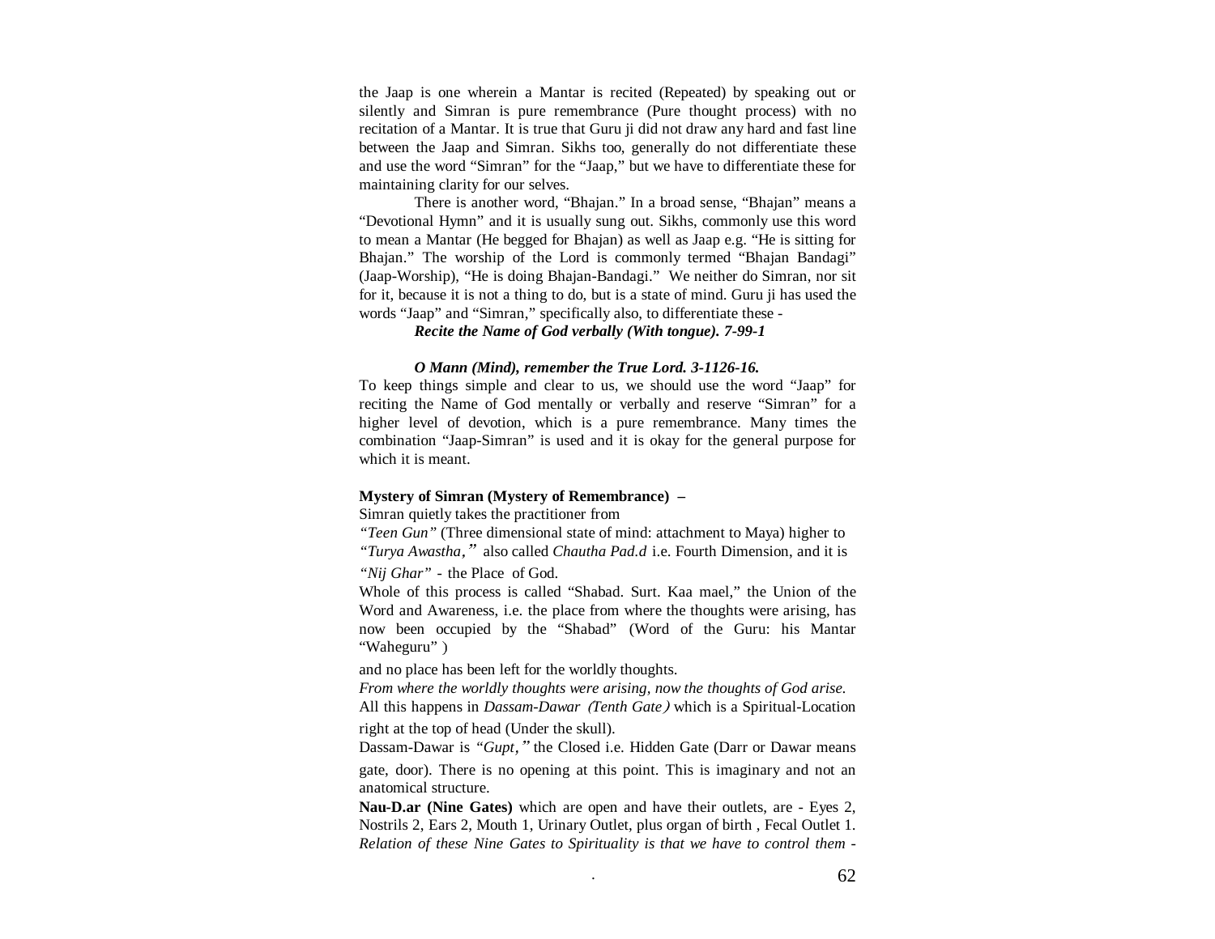the Jaap is one wherein a Mantar is recited (Repeated) by speaking out or silently and Simran is pure remembrance (Pure thought process) with no recitation of a Mantar. It is true that Guru ji did not draw any hard and fast line between the Jaap and Simran. Sikhs too, generally do not differentiate these and use the word "Simran" for the "Jaap," but we have to differentiate these for maintaining clarity for our selves.

There is another word, "Bhajan." In a broad sense, "Bhajan" means a "Devotional Hymn" and it is usually sung out. Sikhs, commonly use this word to mean a Mantar (He begged for Bhajan) as well as Jaap e.g. "He is sitting for Bhajan." The worship of the Lord is commonly termed "Bhajan Bandagi" (Jaap-Worship), "He is doing Bhajan-Bandagi." We neither do Simran, nor sit for it, because it is not a thing to do, but is a state of mind. Guru ji has used the words "Jaap" and "Simran," specifically also, to differentiate these -

***Recite the Name of God verbally (With tongue). 7-99-1***

***O Mann (Mind), remember the True Lord. 3-1126-16.***

To keep things simple and clear to us, we should use the word "Jaap" for reciting the Name of God mentally or verbally and reserve "Simran" for a higher level of devotion, which is a pure remembrance. Many times the combination "Jaap-Simran" is used and it is okay for the general purpose for which it is meant.

**Mystery of Simran (Mystery of Remembrance) –**

Simran quietly takes the practitioner from

*"Teen Gun"* (Three dimensional state of mind: attachment to Maya) higher to *"Turya Awastha,"* also called *Chautha Pad.d* i.e. Fourth Dimension, and it is *"Nij Ghar"* - the Place of God.

Whole of this process is called "Shabad. Surt. Kaa mael," the Union of the Word and Awareness, i.e. the place from where the thoughts were arising, has now been occupied by the "Shabad" (Word of the Guru: his Mantar "Waheguru" )

and no place has been left for the worldly thoughts.

*From where the worldly thoughts were arising, now the thoughts of God arise.*

All this happens in *Dassam-Dawar (Tenth Gate)* which is a Spiritual-Location right at the top of head (Under the skull).

Dassam-Dawar is *"Gupt,"* the Closed i.e. Hidden Gate (Darr or Dawar means gate, door). There is no opening at this point. This is imaginary and not an anatomical structure.

**Nau-D.ar (Nine Gates)** which are open and have their outlets, are - Eyes 2, Nostrils 2, Ears 2, Mouth 1, Urinary Outlet, plus organ of birth , Fecal Outlet 1. *Relation of these Nine Gates to Spirituality is that we have to control them -*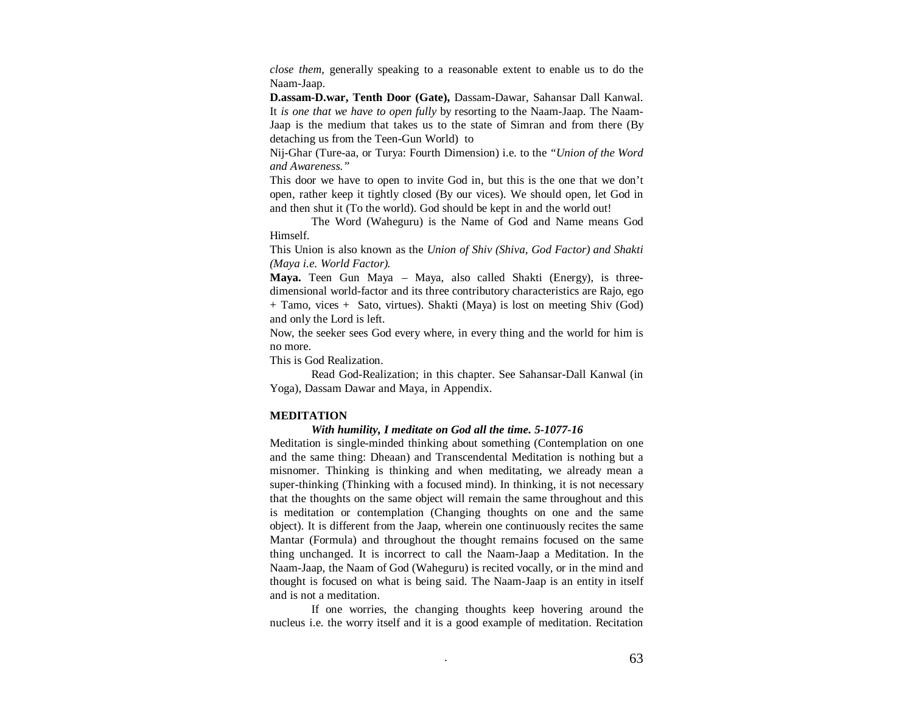*close them,* generally speaking to a reasonable extent to enable us to do the Naam-Jaap.

**D.assam-D.war, Tenth Door (Gate),** Dassam-Dawar, Sahansar Dall Kanwal. It *is one that we have to open fully* by resorting to the Naam-Jaap. The Naam-Jaap is the medium that takes us to the state of Simran and from there (By detaching us from the Teen-Gun World) to

Nij-Ghar (Ture-aa, or Turya: Fourth Dimension) i.e. to the *"Union of the Word and Awareness."*

This door we have to open to invite God in, but this is the one that we don't open, rather keep it tightly closed (By our vices). We should open, let God in and then shut it (To the world). God should be kept in and the world out!

The Word (Waheguru) is the Name of God and Name means God Himself.

This Union is also known as the *Union of Shiv (Shiva, God Factor) and Shakti (Maya i.e. World Factor).*

**Maya.** Teen Gun Maya – Maya, also called Shakti (Energy), is three-dimensional world-factor and its three contributory characteristics are Rajo, ego + Tamo, vices + Sato, virtues). Shakti (Maya) is lost on meeting Shiv (God) and only the Lord is left.

Now, the seeker sees God every where, in every thing and the world for him is no more.

This is God Realization.

Read God-Realization; in this chapter. See Sahansar-Dall Kanwal (in Yoga), Dassam Dawar and Maya, in Appendix.

**MEDITATION**

***With humility, I meditate on God all the time. 5-1077-16***

Meditation is single-minded thinking about something (Contemplation on one and the same thing: Dheaan) and Transcendental Meditation is nothing but a misnomer. Thinking is thinking and when meditating, we already mean a super-thinking (Thinking with a focused mind). In thinking, it is not necessary that the thoughts on the same object will remain the same throughout and this is meditation or contemplation (Changing thoughts on one and the same object). It is different from the Jaap, wherein one continuously recites the same Mantar (Formula) and throughout the thought remains focused on the same thing unchanged. It is incorrect to call the Naam-Jaap a Meditation. In the Naam-Jaap, the Naam of God (Waheguru) is recited vocally, or in the mind and thought is focused on what is being said. The Naam-Jaap is an entity in itself and is not a meditation.

If one worries, the changing thoughts keep hovering around the nucleus i.e. the worry itself and it is a good example of meditation. Recitation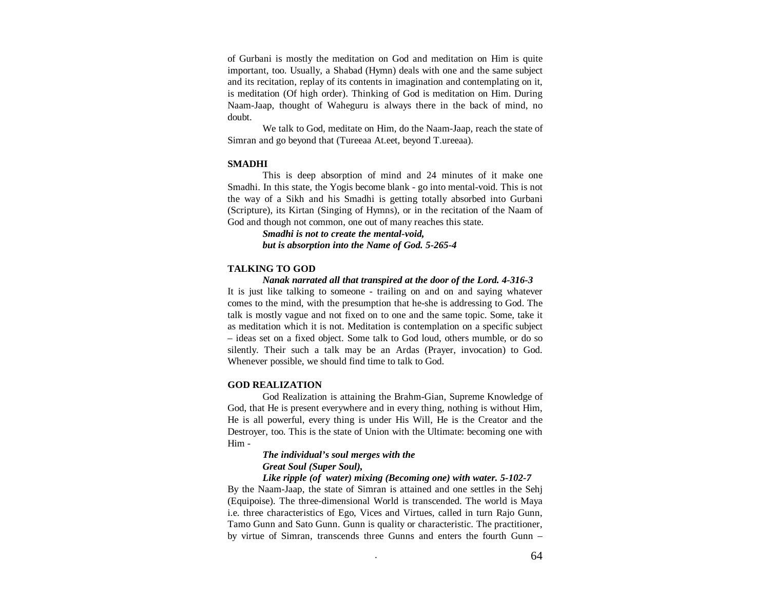of Gurbani is mostly the meditation on God and meditation on Him is quite important, too. Usually, a Shabad (Hymn) deals with one and the same subject and its recitation, replay of its contents in imagination and contemplating on it, is meditation (Of high order). Thinking of God is meditation on Him. During Naam-Jaap, thought of Waheguru is always there in the back of mind, no doubt.

We talk to God, meditate on Him, do the Naam-Jaap, reach the state of Simran and go beyond that (Tureeaa At.eet, beyond T.ureeaa).

**SMADHI**

This is deep absorption of mind and 24 minutes of it make one Smadhi. In this state, the Yogis become blank - go into mental-void. This is not the way of a Sikh and his Smadhi is getting totally absorbed into Gurbani (Scripture), its Kirtan (Singing of Hymns), or in the recitation of the Naam of God and though not common, one out of many reaches this state.

***Smadhi is not to create the mental-void,***
***but is absorption into the Name of God. 5-265-4***

**TALKING TO GOD**

***Nanak narrated all that transpired at the door of the Lord. 4-316-3***

It is just like talking to someone - trailing on and on and saying whatever comes to the mind, with the presumption that he-she is addressing to God. The talk is mostly vague and not fixed on to one and the same topic. Some, take it as meditation which it is not. Meditation is contemplation on a specific subject – ideas set on a fixed object. Some talk to God loud, others mumble, or do so silently. Their such a talk may be an Ardas (Prayer, invocation) to God. Whenever possible, we should find time to talk to God.

**GOD REALIZATION**

God Realization is attaining the Brahm-Gian, Supreme Knowledge of God, that He is present everywhere and in every thing, nothing is without Him, He is all powerful, every thing is under His Will, He is the Creator and the Destroyer, too. This is the state of Union with the Ultimate: becoming one with Him -

***The individual's soul merges with the***
***Great Soul (Super Soul),***
***Like ripple (of water) mixing (Becoming one) with water. 5-102-7***

By the Naam-Jaap, the state of Simran is attained and one settles in the Sehj (Equipoise). The three-dimensional World is transcended. The world is Maya i.e. three characteristics of Ego, Vices and Virtues, called in turn Rajo Gunn, Tamo Gunn and Sato Gunn. Gunn is quality or characteristic. The practitioner, by virtue of Simran, transcends three Gunns and enters the fourth Gunn –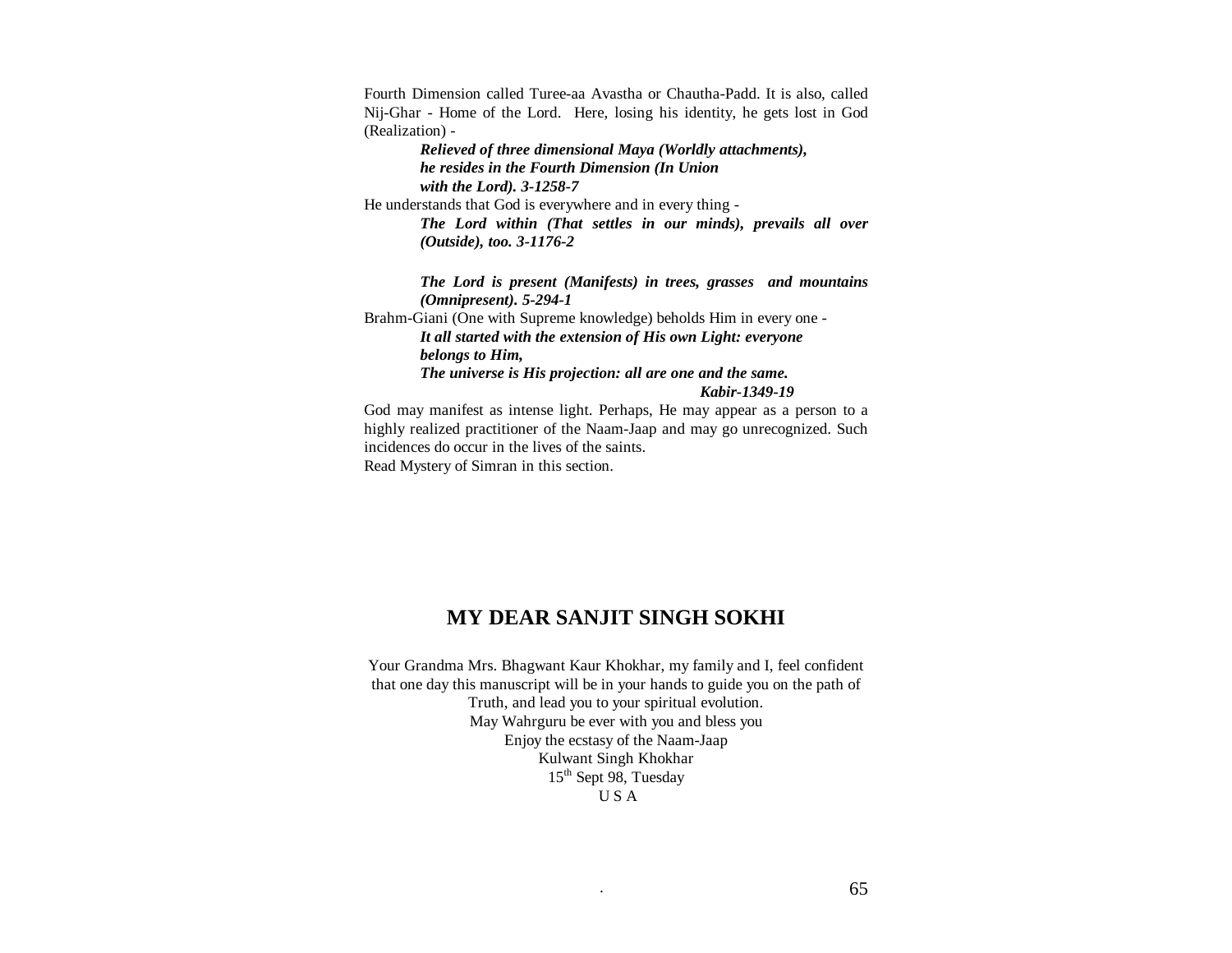Fourth Dimension called Turee-aa Avastha or Chautha-Padd. It is also, called Nij-Ghar - Home of the Lord. Here, losing his identity, he gets lost in God (Realization) -

> ***Relieved of three dimensional Maya (Worldly attachments),***
> ***he resides in the Fourth Dimension (In Union***
> ***with the Lord). 3-1258-7***

He understands that God is everywhere and in every thing -

> ***The Lord within (That settles in our minds), prevails all over (Outside), too. 3-1176-2***
>
> ***The Lord is present (Manifests) in trees, grasses and mountains (Omnipresent). 5-294-1***

Brahm-Giani (One with Supreme knowledge) beholds Him in every one -

> ***It all started with the extension of His own Light: everyone belongs to Him,***
> ***The universe is His projection: all are one and the same.***
> ***Kabir-1349-19***

God may manifest as intense light. Perhaps, He may appear as a person to a highly realized practitioner of the Naam-Jaap and may go unrecognized. Such incidences do occur in the lives of the saints.

Read Mystery of Simran in this section.

## MY DEAR SANJIT SINGH SOKHI

Your Grandma Mrs. Bhagwant Kaur Khokhar, my family and I, feel confident that one day this manuscript will be in your hands to guide you on the path of Truth, and lead you to your spiritual evolution.

May Wahrguru be ever with you and bless you

Enjoy the ecstasy of the Naam-Jaap

Kulwant Singh Khokhar

15th Sept 98, Tuesday

U S A